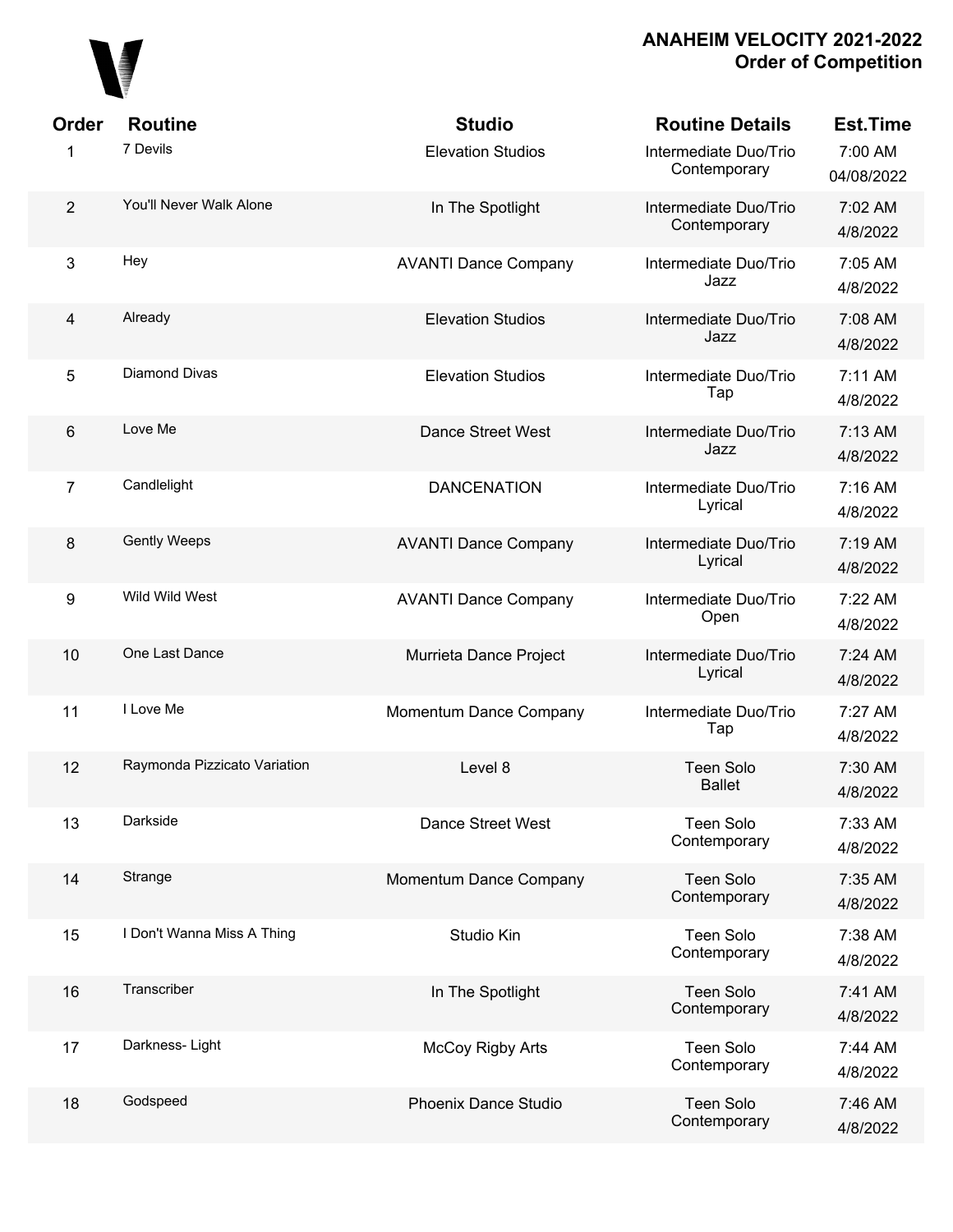# ANAHEIM VELOCITY 2021-2022
## Order of Competition

| Order | Routine | Studio | Routine Details | Est.Time |
|---|---|---|---|---|
| 1 | 7 Devils | Elevation Studios | Intermediate Duo/Trio Contemporary | 7:00 AM 04/08/2022 |
| 2 | You'll Never Walk Alone | In The Spotlight | Intermediate Duo/Trio Contemporary | 7:02 AM 4/8/2022 |
| 3 | Hey | AVANTI Dance Company | Intermediate Duo/Trio Jazz | 7:05 AM 4/8/2022 |
| 4 | Already | Elevation Studios | Intermediate Duo/Trio Jazz | 7:08 AM 4/8/2022 |
| 5 | Diamond Divas | Elevation Studios | Intermediate Duo/Trio Tap | 7:11 AM 4/8/2022 |
| 6 | Love Me | Dance Street West | Intermediate Duo/Trio Jazz | 7:13 AM 4/8/2022 |
| 7 | Candlelight | DANCENATION | Intermediate Duo/Trio Lyrical | 7:16 AM 4/8/2022 |
| 8 | Gently Weeps | AVANTI Dance Company | Intermediate Duo/Trio Lyrical | 7:19 AM 4/8/2022 |
| 9 | Wild Wild West | AVANTI Dance Company | Intermediate Duo/Trio Open | 7:22 AM 4/8/2022 |
| 10 | One Last Dance | Murrieta Dance Project | Intermediate Duo/Trio Lyrical | 7:24 AM 4/8/2022 |
| 11 | I Love Me | Momentum Dance Company | Intermediate Duo/Trio Tap | 7:27 AM 4/8/2022 |
| 12 | Raymonda Pizzicato Variation | Level 8 | Teen Solo Ballet | 7:30 AM 4/8/2022 |
| 13 | Darkside | Dance Street West | Teen Solo Contemporary | 7:33 AM 4/8/2022 |
| 14 | Strange | Momentum Dance Company | Teen Solo Contemporary | 7:35 AM 4/8/2022 |
| 15 | I Don't Wanna Miss A Thing | Studio Kin | Teen Solo Contemporary | 7:38 AM 4/8/2022 |
| 16 | Transcriber | In The Spotlight | Teen Solo Contemporary | 7:41 AM 4/8/2022 |
| 17 | Darkness- Light | McCoy Rigby Arts | Teen Solo Contemporary | 7:44 AM 4/8/2022 |
| 18 | Godspeed | Phoenix Dance Studio | Teen Solo Contemporary | 7:46 AM 4/8/2022 |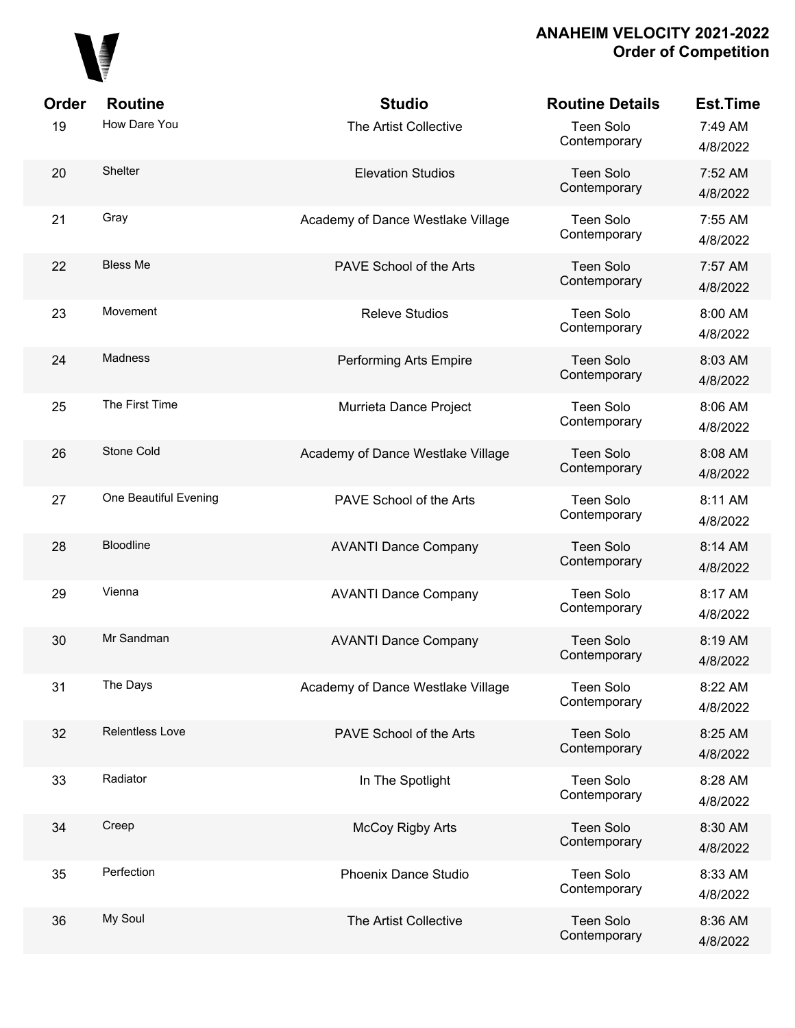## ANAHEIM VELOCITY 2021-2022
## Order of Competition

| Order | Routine | Studio | Routine Details | Est.Time |
|---|---|---|---|---|
| 19 | How Dare You | The Artist Collective | Teen Solo Contemporary | 7:49 AM 4/8/2022 |
| 20 | Shelter | Elevation Studios | Teen Solo Contemporary | 7:52 AM 4/8/2022 |
| 21 | Gray | Academy of Dance Westlake Village | Teen Solo Contemporary | 7:55 AM 4/8/2022 |
| 22 | Bless Me | PAVE School of the Arts | Teen Solo Contemporary | 7:57 AM 4/8/2022 |
| 23 | Movement | Releve Studios | Teen Solo Contemporary | 8:00 AM 4/8/2022 |
| 24 | Madness | Performing Arts Empire | Teen Solo Contemporary | 8:03 AM 4/8/2022 |
| 25 | The First Time | Murrieta Dance Project | Teen Solo Contemporary | 8:06 AM 4/8/2022 |
| 26 | Stone Cold | Academy of Dance Westlake Village | Teen Solo Contemporary | 8:08 AM 4/8/2022 |
| 27 | One Beautiful Evening | PAVE School of the Arts | Teen Solo Contemporary | 8:11 AM 4/8/2022 |
| 28 | Bloodline | AVANTI Dance Company | Teen Solo Contemporary | 8:14 AM 4/8/2022 |
| 29 | Vienna | AVANTI Dance Company | Teen Solo Contemporary | 8:17 AM 4/8/2022 |
| 30 | Mr Sandman | AVANTI Dance Company | Teen Solo Contemporary | 8:19 AM 4/8/2022 |
| 31 | The Days | Academy of Dance Westlake Village | Teen Solo Contemporary | 8:22 AM 4/8/2022 |
| 32 | Relentless Love | PAVE School of the Arts | Teen Solo Contemporary | 8:25 AM 4/8/2022 |
| 33 | Radiator | In The Spotlight | Teen Solo Contemporary | 8:28 AM 4/8/2022 |
| 34 | Creep | McCoy Rigby Arts | Teen Solo Contemporary | 8:30 AM 4/8/2022 |
| 35 | Perfection | Phoenix Dance Studio | Teen Solo Contemporary | 8:33 AM 4/8/2022 |
| 36 | My Soul | The Artist Collective | Teen Solo Contemporary | 8:36 AM 4/8/2022 |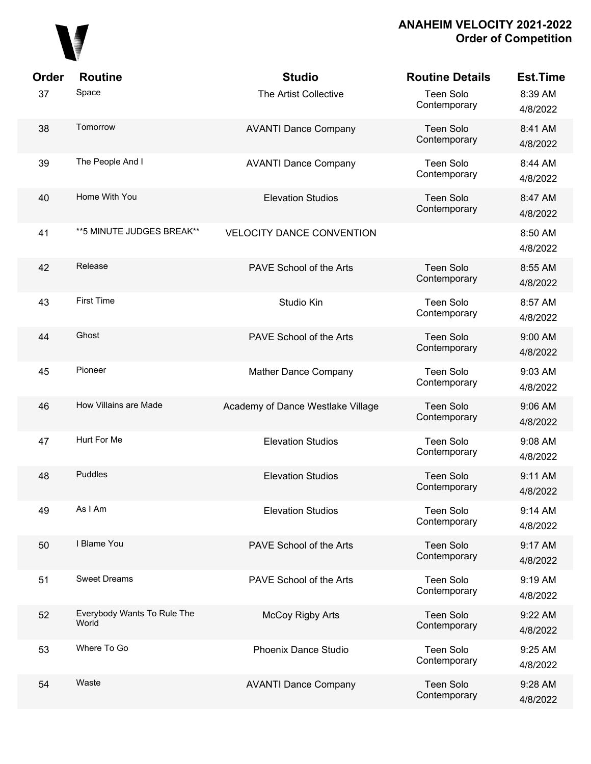## ANAHEIM VELOCITY 2021-2022
## Order of Competition

| Order | Routine | Studio | Routine Details | Est.Time |
|---|---|---|---|---|
| 37 | Space | The Artist Collective | Teen Solo Contemporary | 8:39 AM 4/8/2022 |
| 38 | Tomorrow | AVANTI Dance Company | Teen Solo Contemporary | 8:41 AM 4/8/2022 |
| 39 | The People And I | AVANTI Dance Company | Teen Solo Contemporary | 8:44 AM 4/8/2022 |
| 40 | Home With You | Elevation Studios | Teen Solo Contemporary | 8:47 AM 4/8/2022 |
| 41 | **5 MINUTE JUDGES BREAK** | VELOCITY DANCE CONVENTION | | 8:50 AM 4/8/2022 |
| 42 | Release | PAVE School of the Arts | Teen Solo Contemporary | 8:55 AM 4/8/2022 |
| 43 | First Time | Studio Kin | Teen Solo Contemporary | 8:57 AM 4/8/2022 |
| 44 | Ghost | PAVE School of the Arts | Teen Solo Contemporary | 9:00 AM 4/8/2022 |
| 45 | Pioneer | Mather Dance Company | Teen Solo Contemporary | 9:03 AM 4/8/2022 |
| 46 | How Villains are Made | Academy of Dance Westlake Village | Teen Solo Contemporary | 9:06 AM 4/8/2022 |
| 47 | Hurt For Me | Elevation Studios | Teen Solo Contemporary | 9:08 AM 4/8/2022 |
| 48 | Puddles | Elevation Studios | Teen Solo Contemporary | 9:11 AM 4/8/2022 |
| 49 | As I Am | Elevation Studios | Teen Solo Contemporary | 9:14 AM 4/8/2022 |
| 50 | I Blame You | PAVE School of the Arts | Teen Solo Contemporary | 9:17 AM 4/8/2022 |
| 51 | Sweet Dreams | PAVE School of the Arts | Teen Solo Contemporary | 9:19 AM 4/8/2022 |
| 52 | Everybody Wants To Rule The World | McCoy Rigby Arts | Teen Solo Contemporary | 9:22 AM 4/8/2022 |
| 53 | Where To Go | Phoenix Dance Studio | Teen Solo Contemporary | 9:25 AM 4/8/2022 |
| 54 | Waste | AVANTI Dance Company | Teen Solo Contemporary | 9:28 AM 4/8/2022 |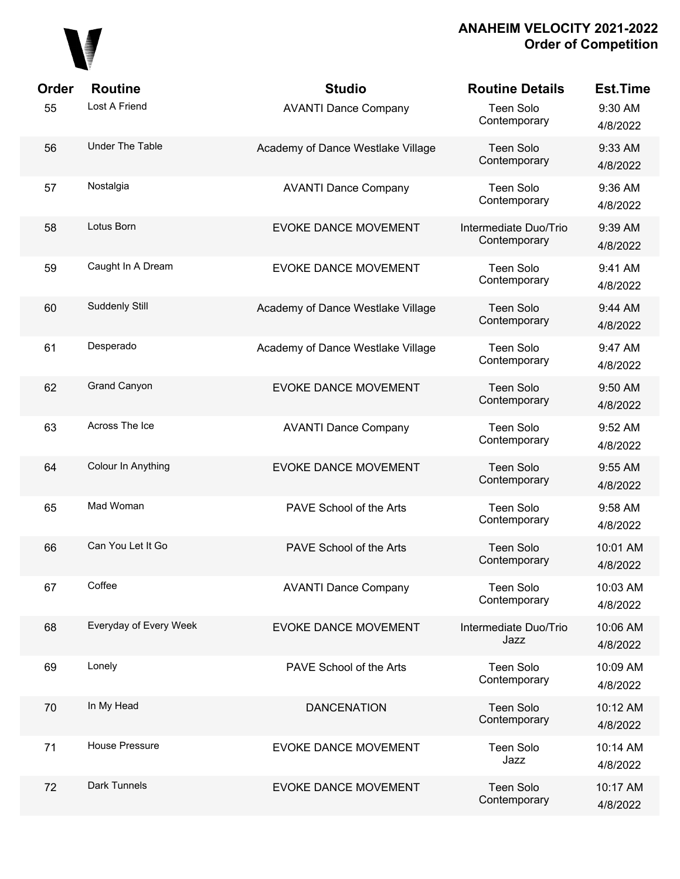# ANAHEIM VELOCITY 2021-2022
## Order of Competition

| Order | Routine | Studio | Routine Details | Est.Time |
|---|---|---|---|---|
| 55 | Lost A Friend | AVANTI Dance Company | Teen Solo Contemporary | 9:30 AM 4/8/2022 |
| 56 | Under The Table | Academy of Dance Westlake Village | Teen Solo Contemporary | 9:33 AM 4/8/2022 |
| 57 | Nostalgia | AVANTI Dance Company | Teen Solo Contemporary | 9:36 AM 4/8/2022 |
| 58 | Lotus Born | EVOKE DANCE MOVEMENT | Intermediate Duo/Trio Contemporary | 9:39 AM 4/8/2022 |
| 59 | Caught In A Dream | EVOKE DANCE MOVEMENT | Teen Solo Contemporary | 9:41 AM 4/8/2022 |
| 60 | Suddenly Still | Academy of Dance Westlake Village | Teen Solo Contemporary | 9:44 AM 4/8/2022 |
| 61 | Desperado | Academy of Dance Westlake Village | Teen Solo Contemporary | 9:47 AM 4/8/2022 |
| 62 | Grand Canyon | EVOKE DANCE MOVEMENT | Teen Solo Contemporary | 9:50 AM 4/8/2022 |
| 63 | Across The Ice | AVANTI Dance Company | Teen Solo Contemporary | 9:52 AM 4/8/2022 |
| 64 | Colour In Anything | EVOKE DANCE MOVEMENT | Teen Solo Contemporary | 9:55 AM 4/8/2022 |
| 65 | Mad Woman | PAVE School of the Arts | Teen Solo Contemporary | 9:58 AM 4/8/2022 |
| 66 | Can You Let It Go | PAVE School of the Arts | Teen Solo Contemporary | 10:01 AM 4/8/2022 |
| 67 | Coffee | AVANTI Dance Company | Teen Solo Contemporary | 10:03 AM 4/8/2022 |
| 68 | Everyday of Every Week | EVOKE DANCE MOVEMENT | Intermediate Duo/Trio Jazz | 10:06 AM 4/8/2022 |
| 69 | Lonely | PAVE School of the Arts | Teen Solo Contemporary | 10:09 AM 4/8/2022 |
| 70 | In My Head | DANCENATION | Teen Solo Contemporary | 10:12 AM 4/8/2022 |
| 71 | House Pressure | EVOKE DANCE MOVEMENT | Teen Solo Jazz | 10:14 AM 4/8/2022 |
| 72 | Dark Tunnels | EVOKE DANCE MOVEMENT | Teen Solo Contemporary | 10:17 AM 4/8/2022 |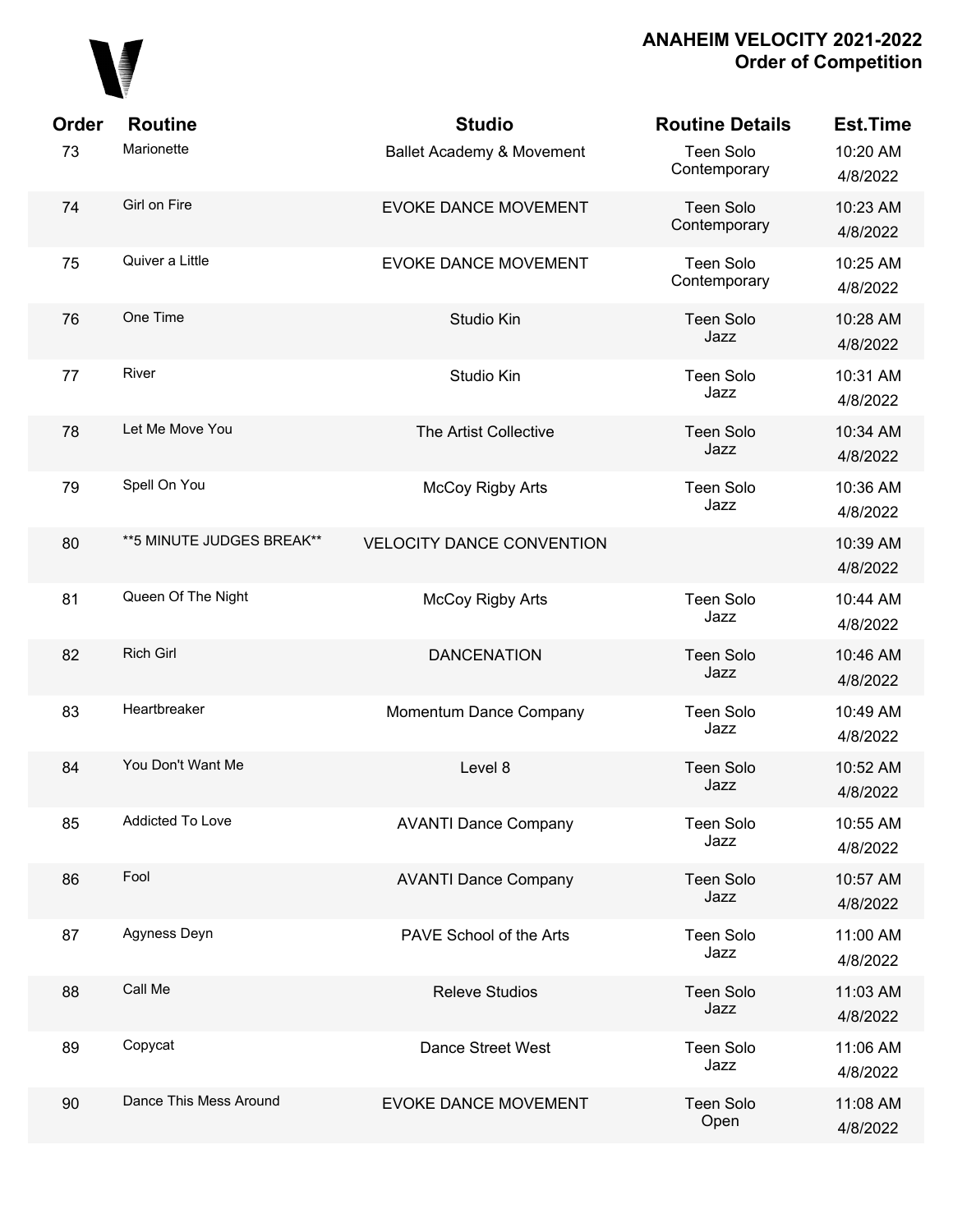# ANAHEIM VELOCITY 2021-2022
## Order of Competition

| Order | Routine | Studio | Routine Details | Est.Time |
|---|---|---|---|---|
| 73 | Marionette | Ballet Academy & Movement | Teen Solo Contemporary | 10:20 AM 4/8/2022 |
| 74 | Girl on Fire | EVOKE DANCE MOVEMENT | Teen Solo Contemporary | 10:23 AM 4/8/2022 |
| 75 | Quiver a Little | EVOKE DANCE MOVEMENT | Teen Solo Contemporary | 10:25 AM 4/8/2022 |
| 76 | One Time | Studio Kin | Teen Solo Jazz | 10:28 AM 4/8/2022 |
| 77 | River | Studio Kin | Teen Solo Jazz | 10:31 AM 4/8/2022 |
| 78 | Let Me Move You | The Artist Collective | Teen Solo Jazz | 10:34 AM 4/8/2022 |
| 79 | Spell On You | McCoy Rigby Arts | Teen Solo Jazz | 10:36 AM 4/8/2022 |
| 80 | **5 MINUTE JUDGES BREAK** | VELOCITY DANCE CONVENTION | | 10:39 AM 4/8/2022 |
| 81 | Queen Of The Night | McCoy Rigby Arts | Teen Solo Jazz | 10:44 AM 4/8/2022 |
| 82 | Rich Girl | DANCENATION | Teen Solo Jazz | 10:46 AM 4/8/2022 |
| 83 | Heartbreaker | Momentum Dance Company | Teen Solo Jazz | 10:49 AM 4/8/2022 |
| 84 | You Don't Want Me | Level 8 | Teen Solo Jazz | 10:52 AM 4/8/2022 |
| 85 | Addicted To Love | AVANTI Dance Company | Teen Solo Jazz | 10:55 AM 4/8/2022 |
| 86 | Fool | AVANTI Dance Company | Teen Solo Jazz | 10:57 AM 4/8/2022 |
| 87 | Agyness Deyn | PAVE School of the Arts | Teen Solo Jazz | 11:00 AM 4/8/2022 |
| 88 | Call Me | Releve Studios | Teen Solo Jazz | 11:03 AM 4/8/2022 |
| 89 | Copycat | Dance Street West | Teen Solo Jazz | 11:06 AM 4/8/2022 |
| 90 | Dance This Mess Around | EVOKE DANCE MOVEMENT | Teen Solo Open | 11:08 AM 4/8/2022 |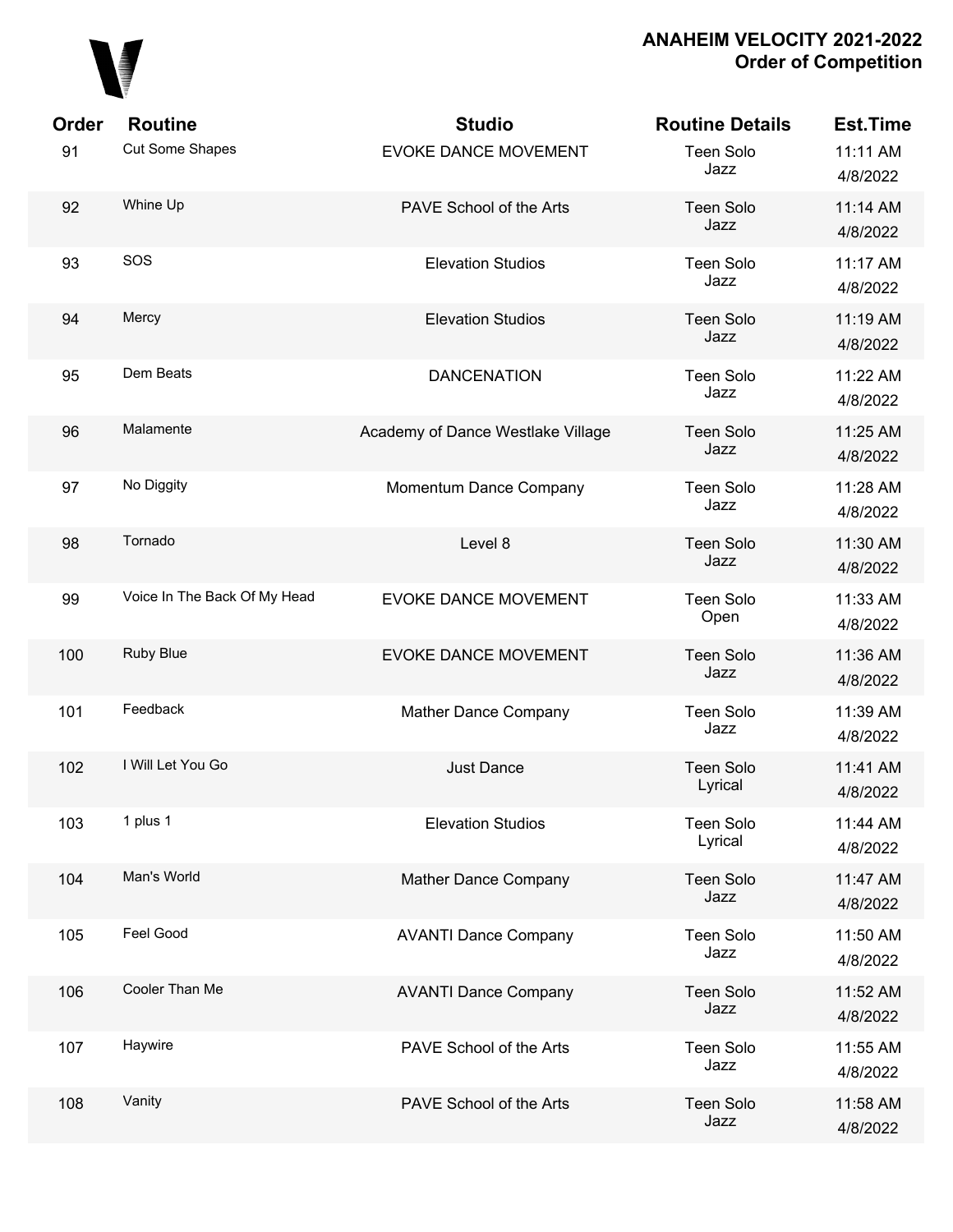**ANAHEIM VELOCITY 2021-2022**
**Order of Competition**

| Order | Routine | Studio | Routine Details | Est.Time |
|---|---|---|---|---|
| 91 | Cut Some Shapes | EVOKE DANCE MOVEMENT | Teen Solo Jazz | 11:11 AM 4/8/2022 |
| 92 | Whine Up | PAVE School of the Arts | Teen Solo Jazz | 11:14 AM 4/8/2022 |
| 93 | SOS | Elevation Studios | Teen Solo Jazz | 11:17 AM 4/8/2022 |
| 94 | Mercy | Elevation Studios | Teen Solo Jazz | 11:19 AM 4/8/2022 |
| 95 | Dem Beats | DANCENATION | Teen Solo Jazz | 11:22 AM 4/8/2022 |
| 96 | Malamente | Academy of Dance Westlake Village | Teen Solo Jazz | 11:25 AM 4/8/2022 |
| 97 | No Diggity | Momentum Dance Company | Teen Solo Jazz | 11:28 AM 4/8/2022 |
| 98 | Tornado | Level 8 | Teen Solo Jazz | 11:30 AM 4/8/2022 |
| 99 | Voice In The Back Of My Head | EVOKE DANCE MOVEMENT | Teen Solo Open | 11:33 AM 4/8/2022 |
| 100 | Ruby Blue | EVOKE DANCE MOVEMENT | Teen Solo Jazz | 11:36 AM 4/8/2022 |
| 101 | Feedback | Mather Dance Company | Teen Solo Jazz | 11:39 AM 4/8/2022 |
| 102 | I Will Let You Go | Just Dance | Teen Solo Lyrical | 11:41 AM 4/8/2022 |
| 103 | 1 plus 1 | Elevation Studios | Teen Solo Lyrical | 11:44 AM 4/8/2022 |
| 104 | Man's World | Mather Dance Company | Teen Solo Jazz | 11:47 AM 4/8/2022 |
| 105 | Feel Good | AVANTI Dance Company | Teen Solo Jazz | 11:50 AM 4/8/2022 |
| 106 | Cooler Than Me | AVANTI Dance Company | Teen Solo Jazz | 11:52 AM 4/8/2022 |
| 107 | Haywire | PAVE School of the Arts | Teen Solo Jazz | 11:55 AM 4/8/2022 |
| 108 | Vanity | PAVE School of the Arts | Teen Solo Jazz | 11:58 AM 4/8/2022 |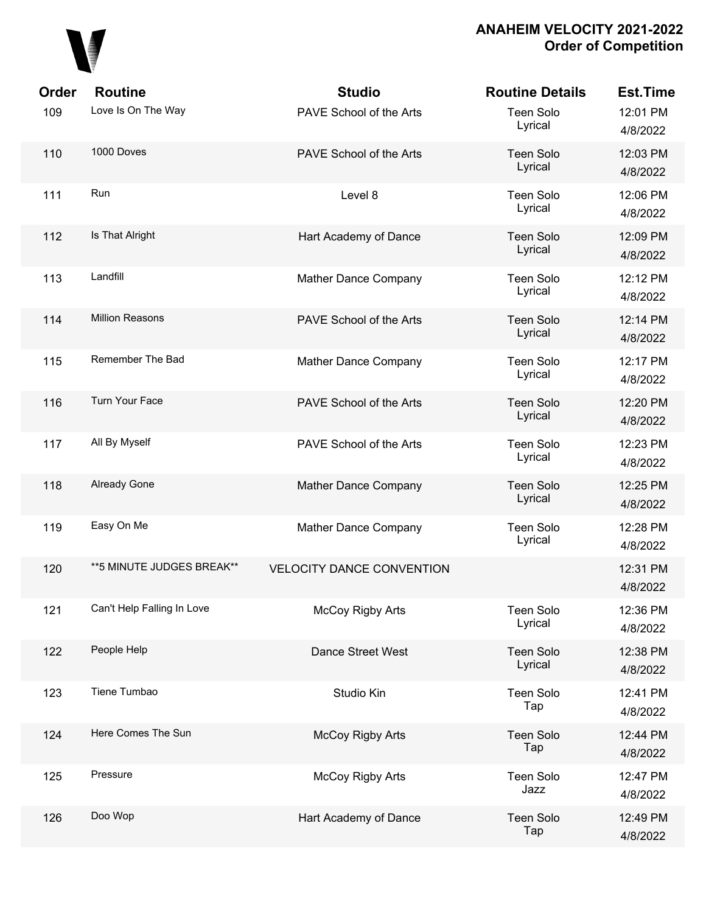# ANAHEIM VELOCITY 2021-2022
## Order of Competition

| Order | Routine | Studio | Routine Details | Est.Time |
|---|---|---|---|---|
| 109 | Love Is On The Way | PAVE School of the Arts | Teen Solo Lyrical | 12:01 PM 4/8/2022 |
| 110 | 1000 Doves | PAVE School of the Arts | Teen Solo Lyrical | 12:03 PM 4/8/2022 |
| 111 | Run | Level 8 | Teen Solo Lyrical | 12:06 PM 4/8/2022 |
| 112 | Is That Alright | Hart Academy of Dance | Teen Solo Lyrical | 12:09 PM 4/8/2022 |
| 113 | Landfill | Mather Dance Company | Teen Solo Lyrical | 12:12 PM 4/8/2022 |
| 114 | Million Reasons | PAVE School of the Arts | Teen Solo Lyrical | 12:14 PM 4/8/2022 |
| 115 | Remember The Bad | Mather Dance Company | Teen Solo Lyrical | 12:17 PM 4/8/2022 |
| 116 | Turn Your Face | PAVE School of the Arts | Teen Solo Lyrical | 12:20 PM 4/8/2022 |
| 117 | All By Myself | PAVE School of the Arts | Teen Solo Lyrical | 12:23 PM 4/8/2022 |
| 118 | Already Gone | Mather Dance Company | Teen Solo Lyrical | 12:25 PM 4/8/2022 |
| 119 | Easy On Me | Mather Dance Company | Teen Solo Lyrical | 12:28 PM 4/8/2022 |
| 120 | **5 MINUTE JUDGES BREAK** | VELOCITY DANCE CONVENTION | | 12:31 PM 4/8/2022 |
| 121 | Can't Help Falling In Love | McCoy Rigby Arts | Teen Solo Lyrical | 12:36 PM 4/8/2022 |
| 122 | People Help | Dance Street West | Teen Solo Lyrical | 12:38 PM 4/8/2022 |
| 123 | Tiene Tumbao | Studio Kin | Teen Solo Tap | 12:41 PM 4/8/2022 |
| 124 | Here Comes The Sun | McCoy Rigby Arts | Teen Solo Tap | 12:44 PM 4/8/2022 |
| 125 | Pressure | McCoy Rigby Arts | Teen Solo Jazz | 12:47 PM 4/8/2022 |
| 126 | Doo Wop | Hart Academy of Dance | Teen Solo Tap | 12:49 PM 4/8/2022 |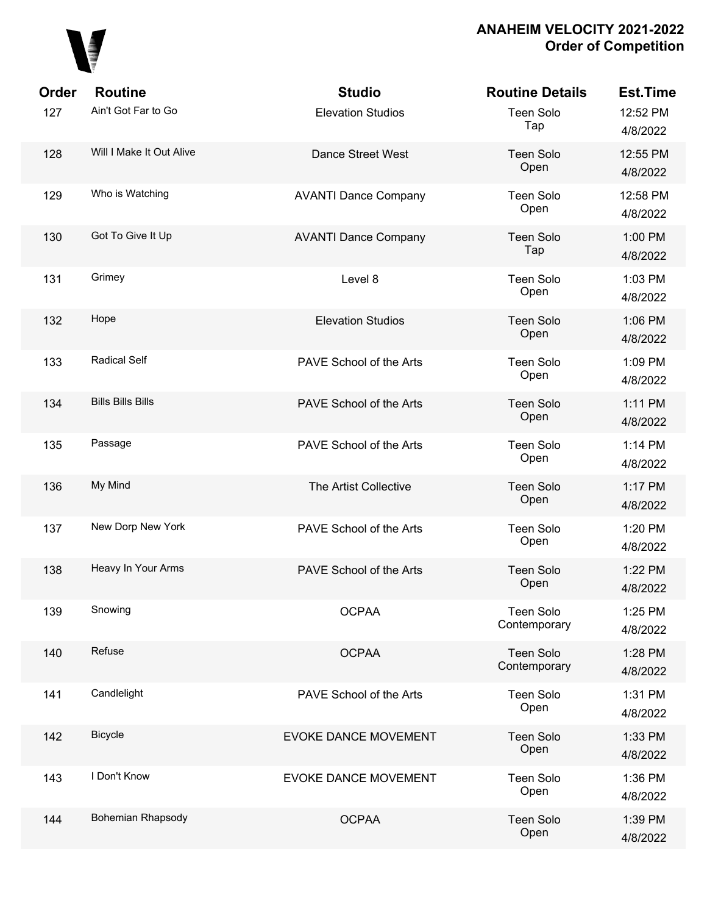# ANAHEIM VELOCITY 2021-2022
## Order of Competition

| Order | Routine | Studio | Routine Details | Est.Time |
|---|---|---|---|---|
| 127 | Ain't Got Far to Go | Elevation Studios | Teen Solo Tap | 12:52 PM 4/8/2022 |
| 128 | Will I Make It Out Alive | Dance Street West | Teen Solo Open | 12:55 PM 4/8/2022 |
| 129 | Who is Watching | AVANTI Dance Company | Teen Solo Open | 12:58 PM 4/8/2022 |
| 130 | Got To Give It Up | AVANTI Dance Company | Teen Solo Tap | 1:00 PM 4/8/2022 |
| 131 | Grimey | Level 8 | Teen Solo Open | 1:03 PM 4/8/2022 |
| 132 | Hope | Elevation Studios | Teen Solo Open | 1:06 PM 4/8/2022 |
| 133 | Radical Self | PAVE School of the Arts | Teen Solo Open | 1:09 PM 4/8/2022 |
| 134 | Bills Bills Bills | PAVE School of the Arts | Teen Solo Open | 1:11 PM 4/8/2022 |
| 135 | Passage | PAVE School of the Arts | Teen Solo Open | 1:14 PM 4/8/2022 |
| 136 | My Mind | The Artist Collective | Teen Solo Open | 1:17 PM 4/8/2022 |
| 137 | New Dorp New York | PAVE School of the Arts | Teen Solo Open | 1:20 PM 4/8/2022 |
| 138 | Heavy In Your Arms | PAVE School of the Arts | Teen Solo Open | 1:22 PM 4/8/2022 |
| 139 | Snowing | OCPAA | Teen Solo Contemporary | 1:25 PM 4/8/2022 |
| 140 | Refuse | OCPAA | Teen Solo Contemporary | 1:28 PM 4/8/2022 |
| 141 | Candlelight | PAVE School of the Arts | Teen Solo Open | 1:31 PM 4/8/2022 |
| 142 | Bicycle | EVOKE DANCE MOVEMENT | Teen Solo Open | 1:33 PM 4/8/2022 |
| 143 | I Don't Know | EVOKE DANCE MOVEMENT | Teen Solo Open | 1:36 PM 4/8/2022 |
| 144 | Bohemian Rhapsody | OCPAA | Teen Solo Open | 1:39 PM 4/8/2022 |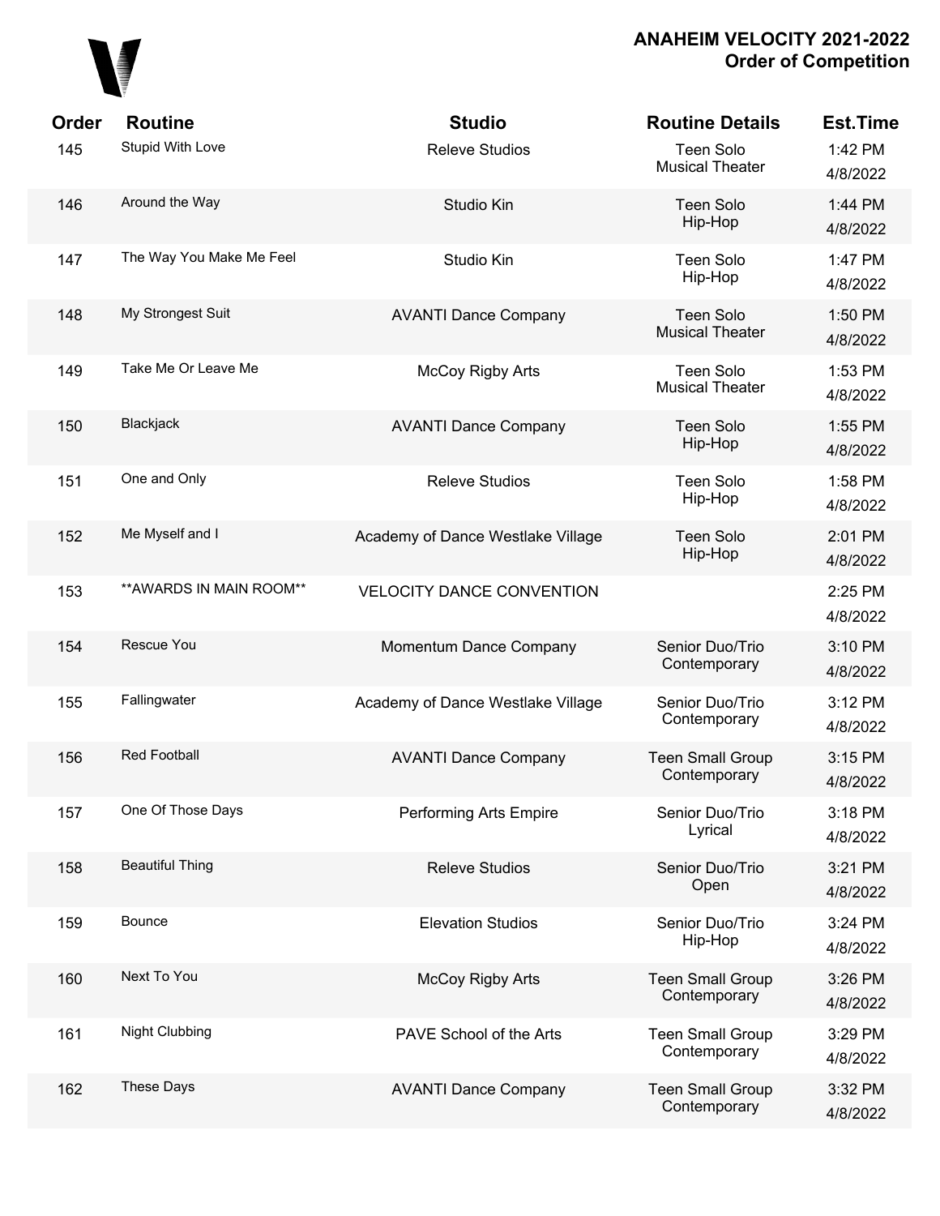# ANAHEIM VELOCITY 2021-2022
## Order of Competition

| Order | Routine | Studio | Routine Details | Est.Time |
|---|---|---|---|---|
| 145 | Stupid With Love | Releve Studios | Teen Solo Musical Theater | 1:42 PM 4/8/2022 |
| 146 | Around the Way | Studio Kin | Teen Solo Hip-Hop | 1:44 PM 4/8/2022 |
| 147 | The Way You Make Me Feel | Studio Kin | Teen Solo Hip-Hop | 1:47 PM 4/8/2022 |
| 148 | My Strongest Suit | AVANTI Dance Company | Teen Solo Musical Theater | 1:50 PM 4/8/2022 |
| 149 | Take Me Or Leave Me | McCoy Rigby Arts | Teen Solo Musical Theater | 1:53 PM 4/8/2022 |
| 150 | Blackjack | AVANTI Dance Company | Teen Solo Hip-Hop | 1:55 PM 4/8/2022 |
| 151 | One and Only | Releve Studios | Teen Solo Hip-Hop | 1:58 PM 4/8/2022 |
| 152 | Me Myself and I | Academy of Dance Westlake Village | Teen Solo Hip-Hop | 2:01 PM 4/8/2022 |
| 153 | **AWARDS IN MAIN ROOM** | VELOCITY DANCE CONVENTION | | 2:25 PM 4/8/2022 |
| 154 | Rescue You | Momentum Dance Company | Senior Duo/Trio Contemporary | 3:10 PM 4/8/2022 |
| 155 | Fallingwater | Academy of Dance Westlake Village | Senior Duo/Trio Contemporary | 3:12 PM 4/8/2022 |
| 156 | Red Football | AVANTI Dance Company | Teen Small Group Contemporary | 3:15 PM 4/8/2022 |
| 157 | One Of Those Days | Performing Arts Empire | Senior Duo/Trio Lyrical | 3:18 PM 4/8/2022 |
| 158 | Beautiful Thing | Releve Studios | Senior Duo/Trio Open | 3:21 PM 4/8/2022 |
| 159 | Bounce | Elevation Studios | Senior Duo/Trio Hip-Hop | 3:24 PM 4/8/2022 |
| 160 | Next To You | McCoy Rigby Arts | Teen Small Group Contemporary | 3:26 PM 4/8/2022 |
| 161 | Night Clubbing | PAVE School of the Arts | Teen Small Group Contemporary | 3:29 PM 4/8/2022 |
| 162 | These Days | AVANTI Dance Company | Teen Small Group Contemporary | 3:32 PM 4/8/2022 |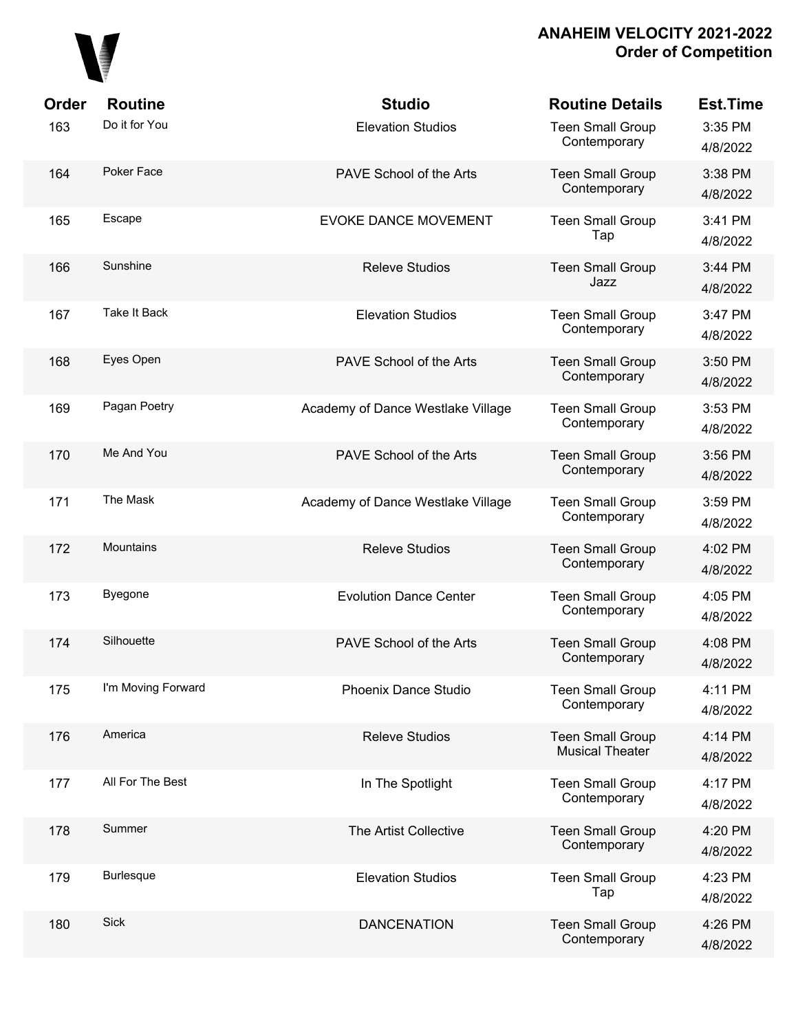# ANAHEIM VELOCITY 2021-2022
## Order of Competition

| Order | Routine | Studio | Routine Details | Est.Time |
|---|---|---|---|---|
| 163 | Do it for You | Elevation Studios | Teen Small Group Contemporary | 3:35 PM 4/8/2022 |
| 164 | Poker Face | PAVE School of the Arts | Teen Small Group Contemporary | 3:38 PM 4/8/2022 |
| 165 | Escape | EVOKE DANCE MOVEMENT | Teen Small Group Tap | 3:41 PM 4/8/2022 |
| 166 | Sunshine | Releve Studios | Teen Small Group Jazz | 3:44 PM 4/8/2022 |
| 167 | Take It Back | Elevation Studios | Teen Small Group Contemporary | 3:47 PM 4/8/2022 |
| 168 | Eyes Open | PAVE School of the Arts | Teen Small Group Contemporary | 3:50 PM 4/8/2022 |
| 169 | Pagan Poetry | Academy of Dance Westlake Village | Teen Small Group Contemporary | 3:53 PM 4/8/2022 |
| 170 | Me And You | PAVE School of the Arts | Teen Small Group Contemporary | 3:56 PM 4/8/2022 |
| 171 | The Mask | Academy of Dance Westlake Village | Teen Small Group Contemporary | 3:59 PM 4/8/2022 |
| 172 | Mountains | Releve Studios | Teen Small Group Contemporary | 4:02 PM 4/8/2022 |
| 173 | Byegone | Evolution Dance Center | Teen Small Group Contemporary | 4:05 PM 4/8/2022 |
| 174 | Silhouette | PAVE School of the Arts | Teen Small Group Contemporary | 4:08 PM 4/8/2022 |
| 175 | I'm Moving Forward | Phoenix Dance Studio | Teen Small Group Contemporary | 4:11 PM 4/8/2022 |
| 176 | America | Releve Studios | Teen Small Group Musical Theater | 4:14 PM 4/8/2022 |
| 177 | All For The Best | In The Spotlight | Teen Small Group Contemporary | 4:17 PM 4/8/2022 |
| 178 | Summer | The Artist Collective | Teen Small Group Contemporary | 4:20 PM 4/8/2022 |
| 179 | Burlesque | Elevation Studios | Teen Small Group Tap | 4:23 PM 4/8/2022 |
| 180 | Sick | DANCENATION | Teen Small Group Contemporary | 4:26 PM 4/8/2022 |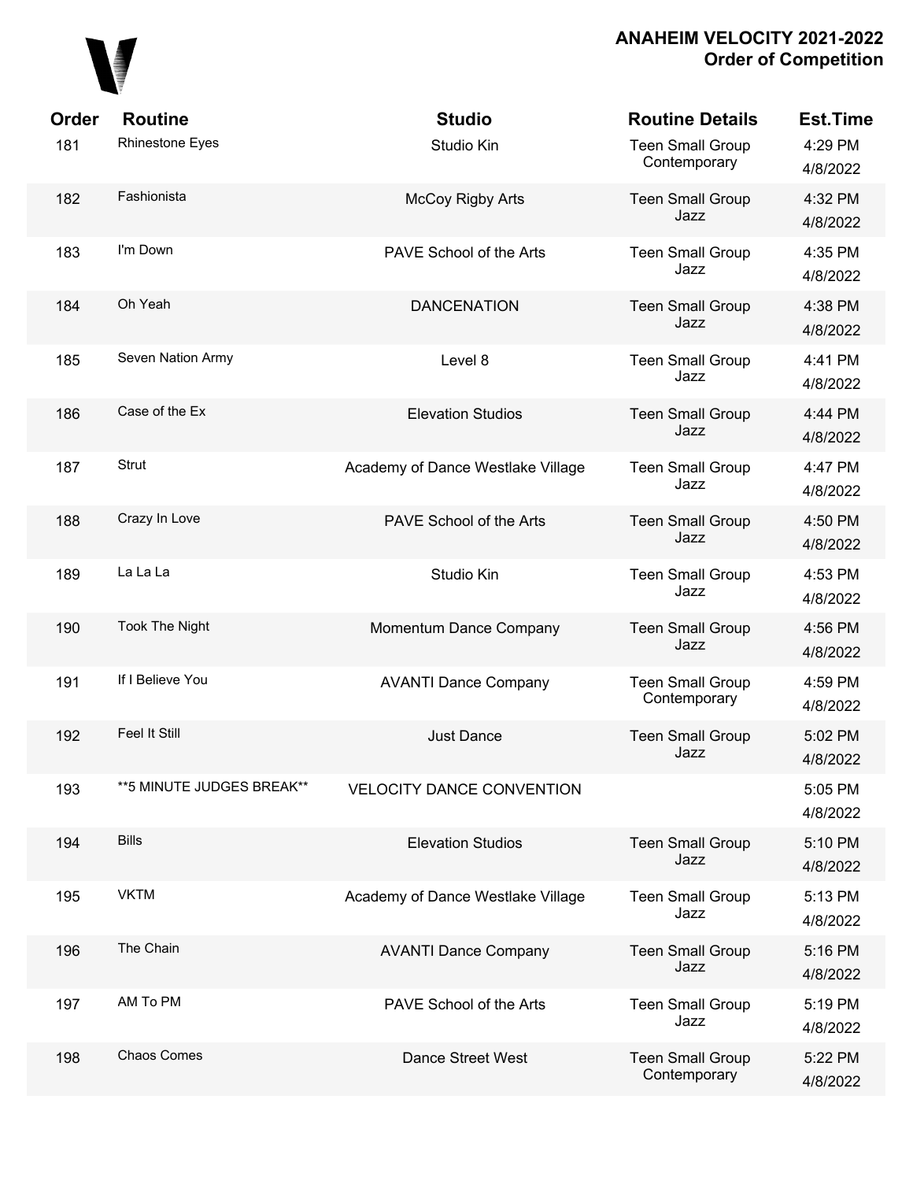## ANAHEIM VELOCITY 2021-2022
## Order of Competition

| Order | Routine | Studio | Routine Details | Est.Time |
|---|---|---|---|---|
| 181 | Rhinestone Eyes | Studio Kin | Teen Small Group Contemporary | 4:29 PM 4/8/2022 |
| 182 | Fashionista | McCoy Rigby Arts | Teen Small Group Jazz | 4:32 PM 4/8/2022 |
| 183 | I'm Down | PAVE School of the Arts | Teen Small Group Jazz | 4:35 PM 4/8/2022 |
| 184 | Oh Yeah | DANCENATION | Teen Small Group Jazz | 4:38 PM 4/8/2022 |
| 185 | Seven Nation Army | Level 8 | Teen Small Group Jazz | 4:41 PM 4/8/2022 |
| 186 | Case of the Ex | Elevation Studios | Teen Small Group Jazz | 4:44 PM 4/8/2022 |
| 187 | Strut | Academy of Dance Westlake Village | Teen Small Group Jazz | 4:47 PM 4/8/2022 |
| 188 | Crazy In Love | PAVE School of the Arts | Teen Small Group Jazz | 4:50 PM 4/8/2022 |
| 189 | La La La | Studio Kin | Teen Small Group Jazz | 4:53 PM 4/8/2022 |
| 190 | Took The Night | Momentum Dance Company | Teen Small Group Jazz | 4:56 PM 4/8/2022 |
| 191 | If I Believe You | AVANTI Dance Company | Teen Small Group Contemporary | 4:59 PM 4/8/2022 |
| 192 | Feel It Still | Just Dance | Teen Small Group Jazz | 5:02 PM 4/8/2022 |
| 193 | **5 MINUTE JUDGES BREAK** | VELOCITY DANCE CONVENTION | | 5:05 PM 4/8/2022 |
| 194 | Bills | Elevation Studios | Teen Small Group Jazz | 5:10 PM 4/8/2022 |
| 195 | VKTM | Academy of Dance Westlake Village | Teen Small Group Jazz | 5:13 PM 4/8/2022 |
| 196 | The Chain | AVANTI Dance Company | Teen Small Group Jazz | 5:16 PM 4/8/2022 |
| 197 | AM To PM | PAVE School of the Arts | Teen Small Group Jazz | 5:19 PM 4/8/2022 |
| 198 | Chaos Comes | Dance Street West | Teen Small Group Contemporary | 5:22 PM 4/8/2022 |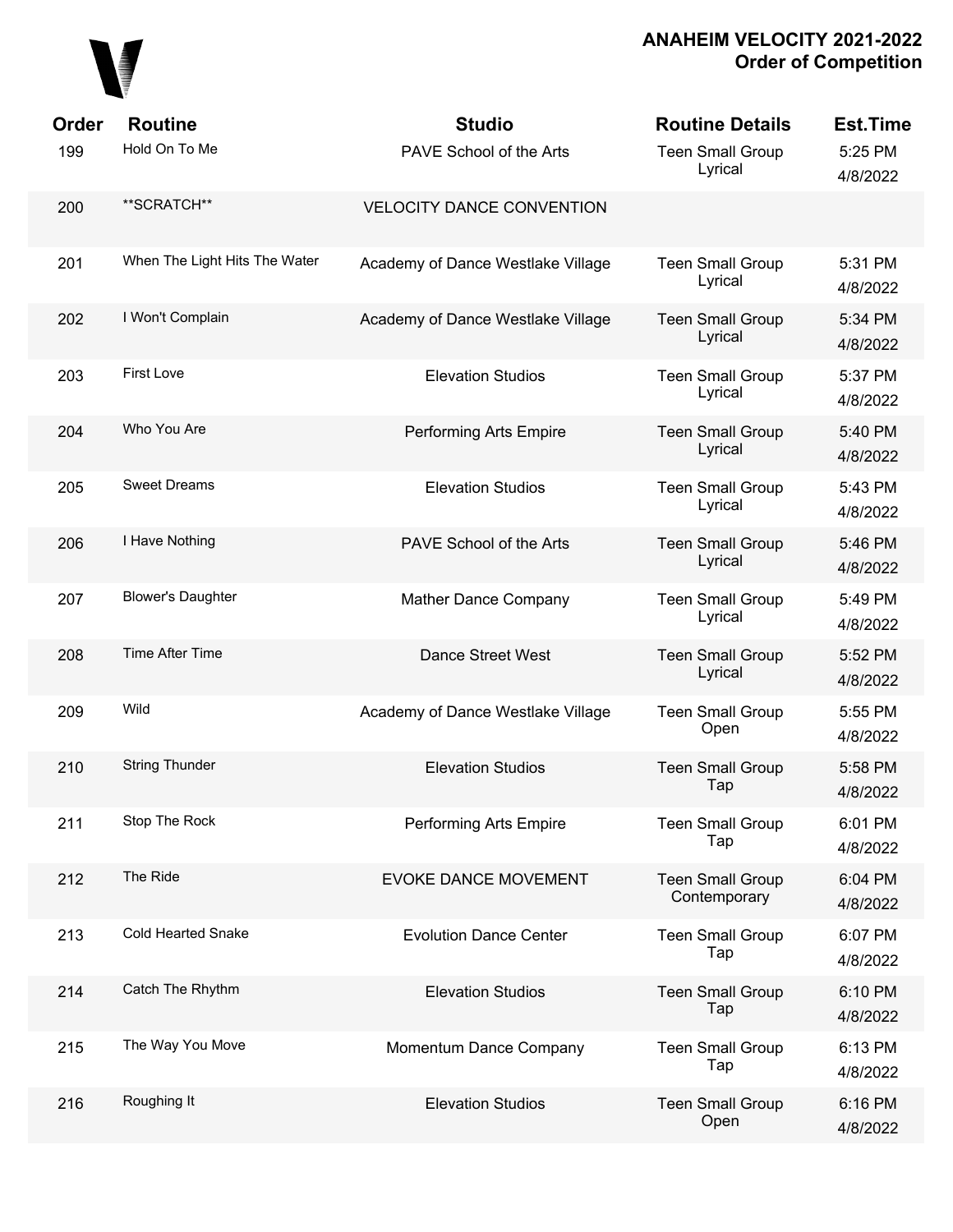# ANAHEIM VELOCITY 2021-2022
## Order of Competition

| Order | Routine | Studio | Routine Details | Est.Time |
|---|---|---|---|---|
| 199 | Hold On To Me | PAVE School of the Arts | Teen Small Group Lyrical | 5:25 PM 4/8/2022 |
| 200 | **SCRATCH** | VELOCITY DANCE CONVENTION | | |
| 201 | When The Light Hits The Water | Academy of Dance Westlake Village | Teen Small Group Lyrical | 5:31 PM 4/8/2022 |
| 202 | I Won't Complain | Academy of Dance Westlake Village | Teen Small Group Lyrical | 5:34 PM 4/8/2022 |
| 203 | First Love | Elevation Studios | Teen Small Group Lyrical | 5:37 PM 4/8/2022 |
| 204 | Who You Are | Performing Arts Empire | Teen Small Group Lyrical | 5:40 PM 4/8/2022 |
| 205 | Sweet Dreams | Elevation Studios | Teen Small Group Lyrical | 5:43 PM 4/8/2022 |
| 206 | I Have Nothing | PAVE School of the Arts | Teen Small Group Lyrical | 5:46 PM 4/8/2022 |
| 207 | Blower's Daughter | Mather Dance Company | Teen Small Group Lyrical | 5:49 PM 4/8/2022 |
| 208 | Time After Time | Dance Street West | Teen Small Group Lyrical | 5:52 PM 4/8/2022 |
| 209 | Wild | Academy of Dance Westlake Village | Teen Small Group Open | 5:55 PM 4/8/2022 |
| 210 | String Thunder | Elevation Studios | Teen Small Group Tap | 5:58 PM 4/8/2022 |
| 211 | Stop The Rock | Performing Arts Empire | Teen Small Group Tap | 6:01 PM 4/8/2022 |
| 212 | The Ride | EVOKE DANCE MOVEMENT | Teen Small Group Contemporary | 6:04 PM 4/8/2022 |
| 213 | Cold Hearted Snake | Evolution Dance Center | Teen Small Group Tap | 6:07 PM 4/8/2022 |
| 214 | Catch The Rhythm | Elevation Studios | Teen Small Group Tap | 6:10 PM 4/8/2022 |
| 215 | The Way You Move | Momentum Dance Company | Teen Small Group Tap | 6:13 PM 4/8/2022 |
| 216 | Roughing It | Elevation Studios | Teen Small Group Open | 6:16 PM 4/8/2022 |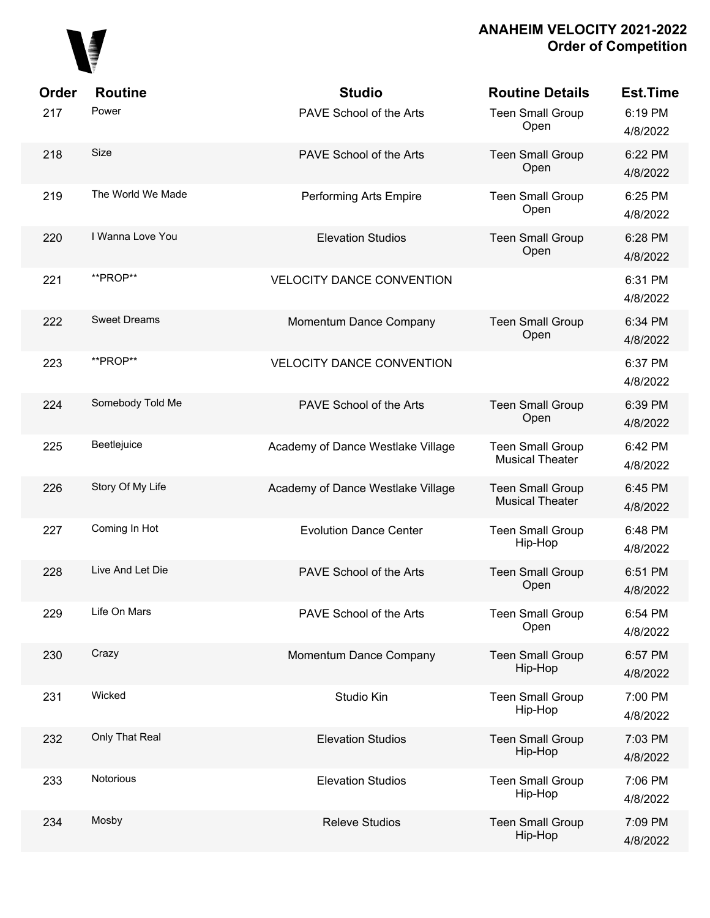# ANAHEIM VELOCITY 2021-2022
## Order of Competition

| Order | Routine | Studio | Routine Details | Est.Time |
|---|---|---|---|---|
| 217 | Power | PAVE School of the Arts | Teen Small Group Open | 6:19 PM 4/8/2022 |
| 218 | Size | PAVE School of the Arts | Teen Small Group Open | 6:22 PM 4/8/2022 |
| 219 | The World We Made | Performing Arts Empire | Teen Small Group Open | 6:25 PM 4/8/2022 |
| 220 | I Wanna Love You | Elevation Studios | Teen Small Group Open | 6:28 PM 4/8/2022 |
| 221 | **PROP** | VELOCITY DANCE CONVENTION | | 6:31 PM 4/8/2022 |
| 222 | Sweet Dreams | Momentum Dance Company | Teen Small Group Open | 6:34 PM 4/8/2022 |
| 223 | **PROP** | VELOCITY DANCE CONVENTION | | 6:37 PM 4/8/2022 |
| 224 | Somebody Told Me | PAVE School of the Arts | Teen Small Group Open | 6:39 PM 4/8/2022 |
| 225 | Beetlejuice | Academy of Dance Westlake Village | Teen Small Group Musical Theater | 6:42 PM 4/8/2022 |
| 226 | Story Of My Life | Academy of Dance Westlake Village | Teen Small Group Musical Theater | 6:45 PM 4/8/2022 |
| 227 | Coming In Hot | Evolution Dance Center | Teen Small Group Hip-Hop | 6:48 PM 4/8/2022 |
| 228 | Live And Let Die | PAVE School of the Arts | Teen Small Group Open | 6:51 PM 4/8/2022 |
| 229 | Life On Mars | PAVE School of the Arts | Teen Small Group Open | 6:54 PM 4/8/2022 |
| 230 | Crazy | Momentum Dance Company | Teen Small Group Hip-Hop | 6:57 PM 4/8/2022 |
| 231 | Wicked | Studio Kin | Teen Small Group Hip-Hop | 7:00 PM 4/8/2022 |
| 232 | Only That Real | Elevation Studios | Teen Small Group Hip-Hop | 7:03 PM 4/8/2022 |
| 233 | Notorious | Elevation Studios | Teen Small Group Hip-Hop | 7:06 PM 4/8/2022 |
| 234 | Mosby | Releve Studios | Teen Small Group Hip-Hop | 7:09 PM 4/8/2022 |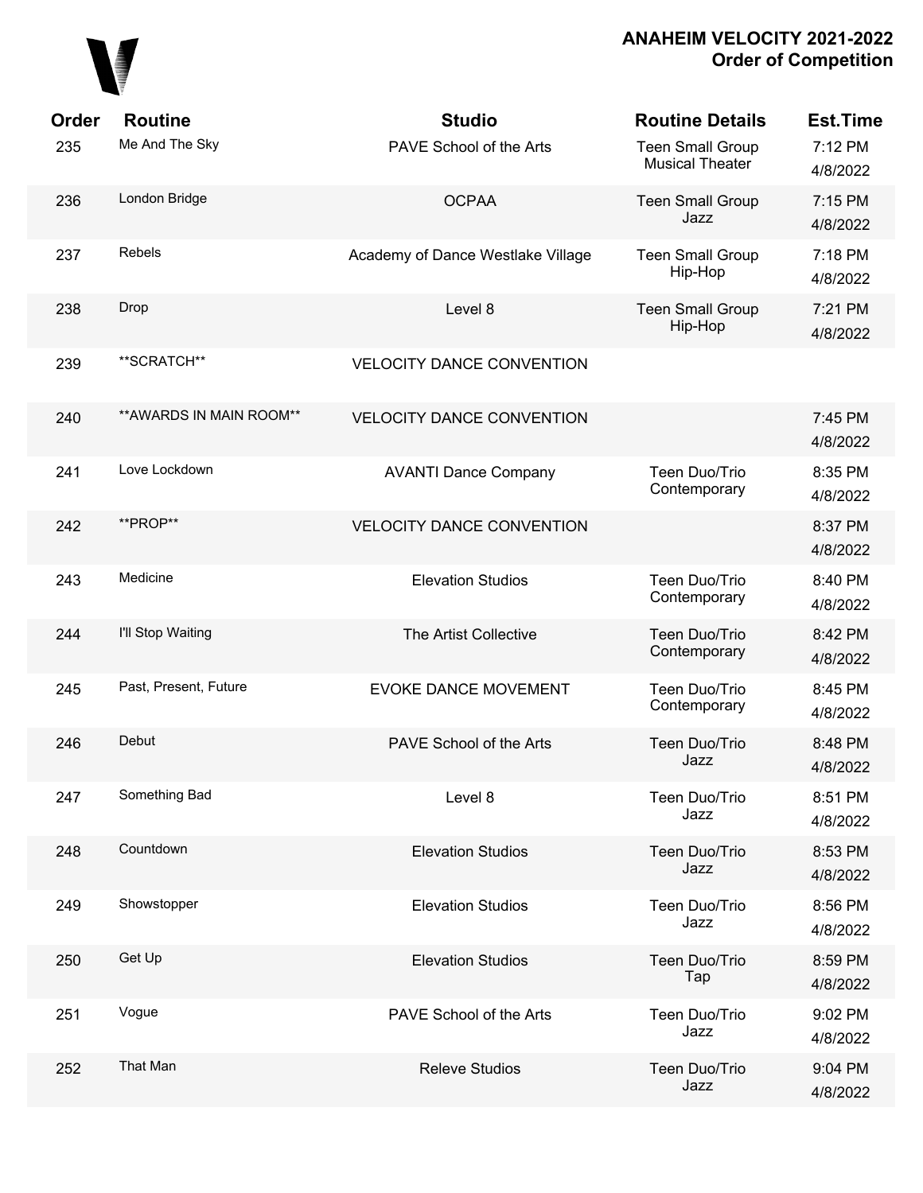## ANAHEIM VELOCITY 2021-2022
## Order of Competition

| Order | Routine | Studio | Routine Details | Est.Time |
|---|---|---|---|---|
| 235 | Me And The Sky | PAVE School of the Arts | Teen Small Group Musical Theater | 7:12 PM 4/8/2022 |
| 236 | London Bridge | OCPAA | Teen Small Group Jazz | 7:15 PM 4/8/2022 |
| 237 | Rebels | Academy of Dance Westlake Village | Teen Small Group Hip-Hop | 7:18 PM 4/8/2022 |
| 238 | Drop | Level 8 | Teen Small Group Hip-Hop | 7:21 PM 4/8/2022 |
| 239 | **SCRATCH** | VELOCITY DANCE CONVENTION | | |
| 240 | **AWARDS IN MAIN ROOM** | VELOCITY DANCE CONVENTION | | 7:45 PM 4/8/2022 |
| 241 | Love Lockdown | AVANTI Dance Company | Teen Duo/Trio Contemporary | 8:35 PM 4/8/2022 |
| 242 | **PROP** | VELOCITY DANCE CONVENTION | | 8:37 PM 4/8/2022 |
| 243 | Medicine | Elevation Studios | Teen Duo/Trio Contemporary | 8:40 PM 4/8/2022 |
| 244 | I'll Stop Waiting | The Artist Collective | Teen Duo/Trio Contemporary | 8:42 PM 4/8/2022 |
| 245 | Past, Present, Future | EVOKE DANCE MOVEMENT | Teen Duo/Trio Contemporary | 8:45 PM 4/8/2022 |
| 246 | Debut | PAVE School of the Arts | Teen Duo/Trio Jazz | 8:48 PM 4/8/2022 |
| 247 | Something Bad | Level 8 | Teen Duo/Trio Jazz | 8:51 PM 4/8/2022 |
| 248 | Countdown | Elevation Studios | Teen Duo/Trio Jazz | 8:53 PM 4/8/2022 |
| 249 | Showstopper | Elevation Studios | Teen Duo/Trio Jazz | 8:56 PM 4/8/2022 |
| 250 | Get Up | Elevation Studios | Teen Duo/Trio Tap | 8:59 PM 4/8/2022 |
| 251 | Vogue | PAVE School of the Arts | Teen Duo/Trio Jazz | 9:02 PM 4/8/2022 |
| 252 | That Man | Releve Studios | Teen Duo/Trio Jazz | 9:04 PM 4/8/2022 |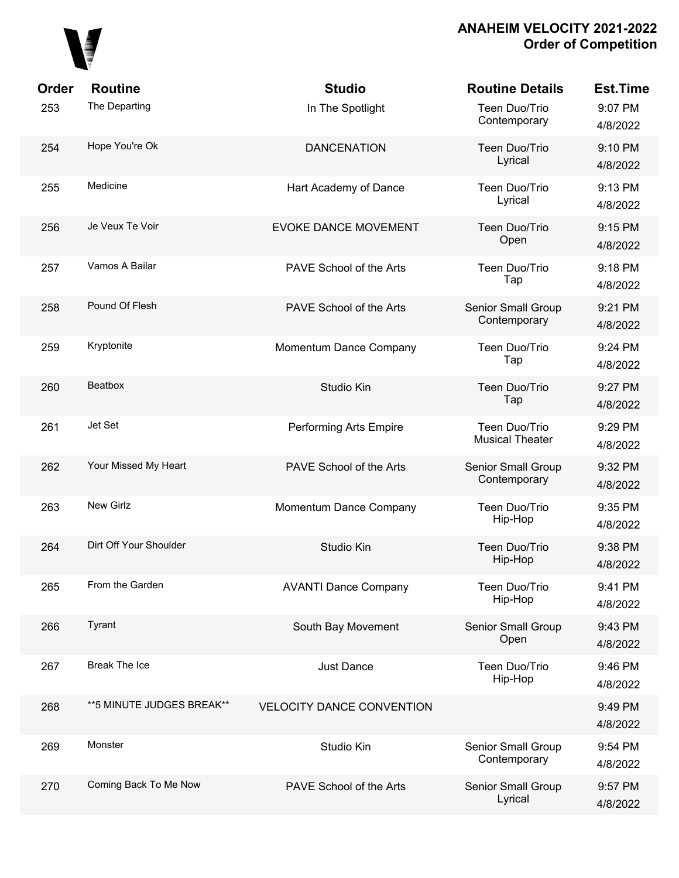## ANAHEIM VELOCITY 2021-2022
## Order of Competition

| Order | Routine | Studio | Routine Details | Est.Time |
|---|---|---|---|---|
| 253 | The Departing | In The Spotlight | Teen Duo/Trio Contemporary | 9:07 PM 4/8/2022 |
| 254 | Hope You're Ok | DANCENATION | Teen Duo/Trio Lyrical | 9:10 PM 4/8/2022 |
| 255 | Medicine | Hart Academy of Dance | Teen Duo/Trio Lyrical | 9:13 PM 4/8/2022 |
| 256 | Je Veux Te Voir | EVOKE DANCE MOVEMENT | Teen Duo/Trio Open | 9:15 PM 4/8/2022 |
| 257 | Vamos A Bailar | PAVE School of the Arts | Teen Duo/Trio Tap | 9:18 PM 4/8/2022 |
| 258 | Pound Of Flesh | PAVE School of the Arts | Senior Small Group Contemporary | 9:21 PM 4/8/2022 |
| 259 | Kryptonite | Momentum Dance Company | Teen Duo/Trio Tap | 9:24 PM 4/8/2022 |
| 260 | Beatbox | Studio Kin | Teen Duo/Trio Tap | 9:27 PM 4/8/2022 |
| 261 | Jet Set | Performing Arts Empire | Teen Duo/Trio Musical Theater | 9:29 PM 4/8/2022 |
| 262 | Your Missed My Heart | PAVE School of the Arts | Senior Small Group Contemporary | 9:32 PM 4/8/2022 |
| 263 | New Girlz | Momentum Dance Company | Teen Duo/Trio Hip-Hop | 9:35 PM 4/8/2022 |
| 264 | Dirt Off Your Shoulder | Studio Kin | Teen Duo/Trio Hip-Hop | 9:38 PM 4/8/2022 |
| 265 | From the Garden | AVANTI Dance Company | Teen Duo/Trio Hip-Hop | 9:41 PM 4/8/2022 |
| 266 | Tyrant | South Bay Movement | Senior Small Group Open | 9:43 PM 4/8/2022 |
| 267 | Break The Ice | Just Dance | Teen Duo/Trio Hip-Hop | 9:46 PM 4/8/2022 |
| 268 | **5 MINUTE JUDGES BREAK** | VELOCITY DANCE CONVENTION | | 9:49 PM 4/8/2022 |
| 269 | Monster | Studio Kin | Senior Small Group Contemporary | 9:54 PM 4/8/2022 |
| 270 | Coming Back To Me Now | PAVE School of the Arts | Senior Small Group Lyrical | 9:57 PM 4/8/2022 |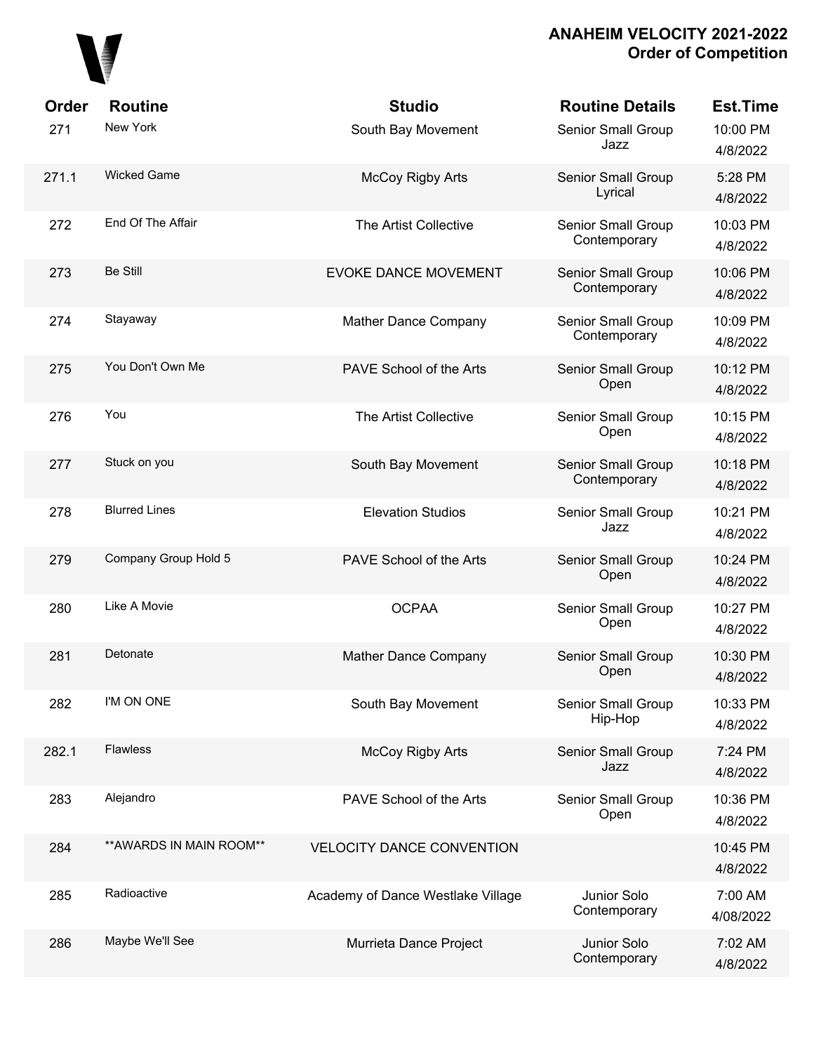# ANAHEIM VELOCITY 2021-2022
## Order of Competition

| Order | Routine | Studio | Routine Details | Est.Time |
|---|---|---|---|---|
| 271 | New York | South Bay Movement | Senior Small Group Jazz | 10:00 PM 4/8/2022 |
| 271.1 | Wicked Game | McCoy Rigby Arts | Senior Small Group Lyrical | 5:28 PM 4/8/2022 |
| 272 | End Of The Affair | The Artist Collective | Senior Small Group Contemporary | 10:03 PM 4/8/2022 |
| 273 | Be Still | EVOKE DANCE MOVEMENT | Senior Small Group Contemporary | 10:06 PM 4/8/2022 |
| 274 | Stayaway | Mather Dance Company | Senior Small Group Contemporary | 10:09 PM 4/8/2022 |
| 275 | You Don't Own Me | PAVE School of the Arts | Senior Small Group Open | 10:12 PM 4/8/2022 |
| 276 | You | The Artist Collective | Senior Small Group Open | 10:15 PM 4/8/2022 |
| 277 | Stuck on you | South Bay Movement | Senior Small Group Contemporary | 10:18 PM 4/8/2022 |
| 278 | Blurred Lines | Elevation Studios | Senior Small Group Jazz | 10:21 PM 4/8/2022 |
| 279 | Company Group Hold 5 | PAVE School of the Arts | Senior Small Group Open | 10:24 PM 4/8/2022 |
| 280 | Like A Movie | OCPAA | Senior Small Group Open | 10:27 PM 4/8/2022 |
| 281 | Detonate | Mather Dance Company | Senior Small Group Open | 10:30 PM 4/8/2022 |
| 282 | I'M ON ONE | South Bay Movement | Senior Small Group Hip-Hop | 10:33 PM 4/8/2022 |
| 282.1 | Flawless | McCoy Rigby Arts | Senior Small Group Jazz | 7:24 PM 4/8/2022 |
| 283 | Alejandro | PAVE School of the Arts | Senior Small Group Open | 10:36 PM 4/8/2022 |
| 284 | **AWARDS IN MAIN ROOM** | VELOCITY DANCE CONVENTION | | 10:45 PM 4/8/2022 |
| 285 | Radioactive | Academy of Dance Westlake Village | Junior Solo Contemporary | 7:00 AM 4/08/2022 |
| 286 | Maybe We'll See | Murrieta Dance Project | Junior Solo Contemporary | 7:02 AM 4/8/2022 |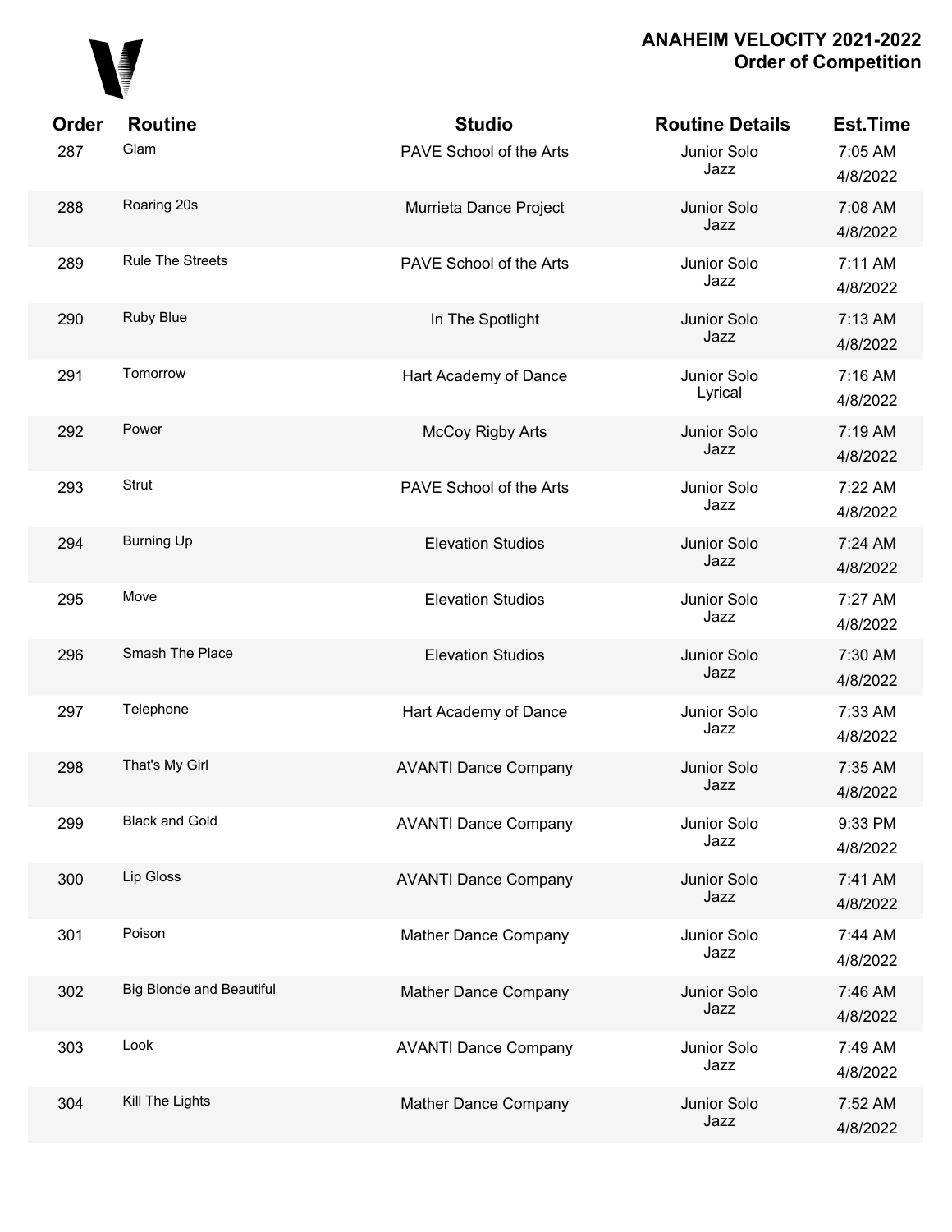# ANAHEIM VELOCITY 2021-2022
## Order of Competition

| Order | Routine | Studio | Routine Details | Est.Time |
|---|---|---|---|---|
| 287 | Glam | PAVE School of the Arts | Junior Solo Jazz | 7:05 AM 4/8/2022 |
| 288 | Roaring 20s | Murrieta Dance Project | Junior Solo Jazz | 7:08 AM 4/8/2022 |
| 289 | Rule The Streets | PAVE School of the Arts | Junior Solo Jazz | 7:11 AM 4/8/2022 |
| 290 | Ruby Blue | In The Spotlight | Junior Solo Jazz | 7:13 AM 4/8/2022 |
| 291 | Tomorrow | Hart Academy of Dance | Junior Solo Lyrical | 7:16 AM 4/8/2022 |
| 292 | Power | McCoy Rigby Arts | Junior Solo Jazz | 7:19 AM 4/8/2022 |
| 293 | Strut | PAVE School of the Arts | Junior Solo Jazz | 7:22 AM 4/8/2022 |
| 294 | Burning Up | Elevation Studios | Junior Solo Jazz | 7:24 AM 4/8/2022 |
| 295 | Move | Elevation Studios | Junior Solo Jazz | 7:27 AM 4/8/2022 |
| 296 | Smash The Place | Elevation Studios | Junior Solo Jazz | 7:30 AM 4/8/2022 |
| 297 | Telephone | Hart Academy of Dance | Junior Solo Jazz | 7:33 AM 4/8/2022 |
| 298 | That's My Girl | AVANTI Dance Company | Junior Solo Jazz | 7:35 AM 4/8/2022 |
| 299 | Black and Gold | AVANTI Dance Company | Junior Solo Jazz | 9:33 PM 4/8/2022 |
| 300 | Lip Gloss | AVANTI Dance Company | Junior Solo Jazz | 7:41 AM 4/8/2022 |
| 301 | Poison | Mather Dance Company | Junior Solo Jazz | 7:44 AM 4/8/2022 |
| 302 | Big Blonde and Beautiful | Mather Dance Company | Junior Solo Jazz | 7:46 AM 4/8/2022 |
| 303 | Look | AVANTI Dance Company | Junior Solo Jazz | 7:49 AM 4/8/2022 |
| 304 | Kill The Lights | Mather Dance Company | Junior Solo Jazz | 7:52 AM 4/8/2022 |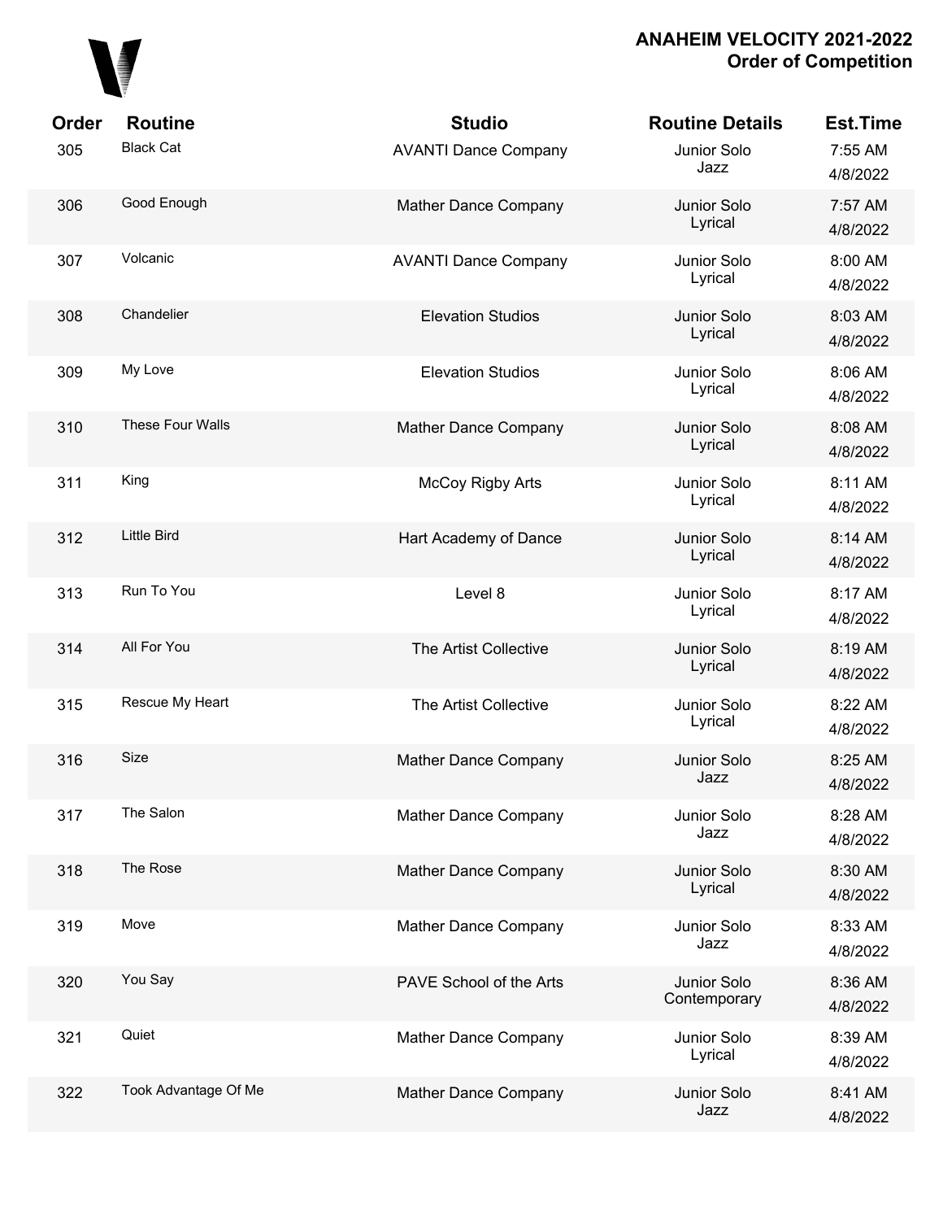**ANAHEIM VELOCITY 2021-2022**
**Order of Competition**

| Order | Routine | Studio | Routine Details | Est.Time |
|---|---|---|---|---|
| 305 | Black Cat | AVANTI Dance Company | Junior Solo Jazz | 7:55 AM 4/8/2022 |
| 306 | Good Enough | Mather Dance Company | Junior Solo Lyrical | 7:57 AM 4/8/2022 |
| 307 | Volcanic | AVANTI Dance Company | Junior Solo Lyrical | 8:00 AM 4/8/2022 |
| 308 | Chandelier | Elevation Studios | Junior Solo Lyrical | 8:03 AM 4/8/2022 |
| 309 | My Love | Elevation Studios | Junior Solo Lyrical | 8:06 AM 4/8/2022 |
| 310 | These Four Walls | Mather Dance Company | Junior Solo Lyrical | 8:08 AM 4/8/2022 |
| 311 | King | McCoy Rigby Arts | Junior Solo Lyrical | 8:11 AM 4/8/2022 |
| 312 | Little Bird | Hart Academy of Dance | Junior Solo Lyrical | 8:14 AM 4/8/2022 |
| 313 | Run To You | Level 8 | Junior Solo Lyrical | 8:17 AM 4/8/2022 |
| 314 | All For You | The Artist Collective | Junior Solo Lyrical | 8:19 AM 4/8/2022 |
| 315 | Rescue My Heart | The Artist Collective | Junior Solo Lyrical | 8:22 AM 4/8/2022 |
| 316 | Size | Mather Dance Company | Junior Solo Jazz | 8:25 AM 4/8/2022 |
| 317 | The Salon | Mather Dance Company | Junior Solo Jazz | 8:28 AM 4/8/2022 |
| 318 | The Rose | Mather Dance Company | Junior Solo Lyrical | 8:30 AM 4/8/2022 |
| 319 | Move | Mather Dance Company | Junior Solo Jazz | 8:33 AM 4/8/2022 |
| 320 | You Say | PAVE School of the Arts | Junior Solo Contemporary | 8:36 AM 4/8/2022 |
| 321 | Quiet | Mather Dance Company | Junior Solo Lyrical | 8:39 AM 4/8/2022 |
| 322 | Took Advantage Of Me | Mather Dance Company | Junior Solo Jazz | 8:41 AM 4/8/2022 |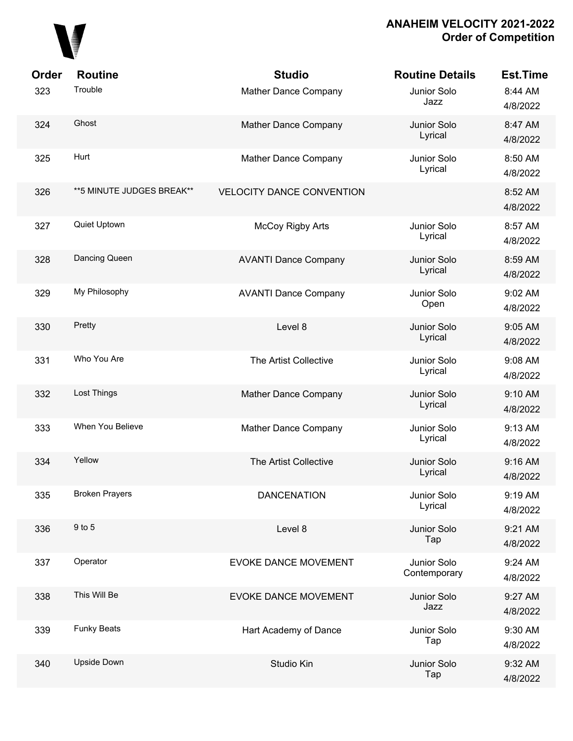# ANAHEIM VELOCITY 2021-2022
## Order of Competition

| Order | Routine | Studio | Routine Details | Est.Time |
|---|---|---|---|---|
| 323 | Trouble | Mather Dance Company | Junior Solo Jazz | 8:44 AM 4/8/2022 |
| 324 | Ghost | Mather Dance Company | Junior Solo Lyrical | 8:47 AM 4/8/2022 |
| 325 | Hurt | Mather Dance Company | Junior Solo Lyrical | 8:50 AM 4/8/2022 |
| 326 | **5 MINUTE JUDGES BREAK** | VELOCITY DANCE CONVENTION | | 8:52 AM 4/8/2022 |
| 327 | Quiet Uptown | McCoy Rigby Arts | Junior Solo Lyrical | 8:57 AM 4/8/2022 |
| 328 | Dancing Queen | AVANTI Dance Company | Junior Solo Lyrical | 8:59 AM 4/8/2022 |
| 329 | My Philosophy | AVANTI Dance Company | Junior Solo Open | 9:02 AM 4/8/2022 |
| 330 | Pretty | Level 8 | Junior Solo Lyrical | 9:05 AM 4/8/2022 |
| 331 | Who You Are | The Artist Collective | Junior Solo Lyrical | 9:08 AM 4/8/2022 |
| 332 | Lost Things | Mather Dance Company | Junior Solo Lyrical | 9:10 AM 4/8/2022 |
| 333 | When You Believe | Mather Dance Company | Junior Solo Lyrical | 9:13 AM 4/8/2022 |
| 334 | Yellow | The Artist Collective | Junior Solo Lyrical | 9:16 AM 4/8/2022 |
| 335 | Broken Prayers | DANCENATION | Junior Solo Lyrical | 9:19 AM 4/8/2022 |
| 336 | 9 to 5 | Level 8 | Junior Solo Tap | 9:21 AM 4/8/2022 |
| 337 | Operator | EVOKE DANCE MOVEMENT | Junior Solo Contemporary | 9:24 AM 4/8/2022 |
| 338 | This Will Be | EVOKE DANCE MOVEMENT | Junior Solo Jazz | 9:27 AM 4/8/2022 |
| 339 | Funky Beats | Hart Academy of Dance | Junior Solo Tap | 9:30 AM 4/8/2022 |
| 340 | Upside Down | Studio Kin | Junior Solo Tap | 9:32 AM 4/8/2022 |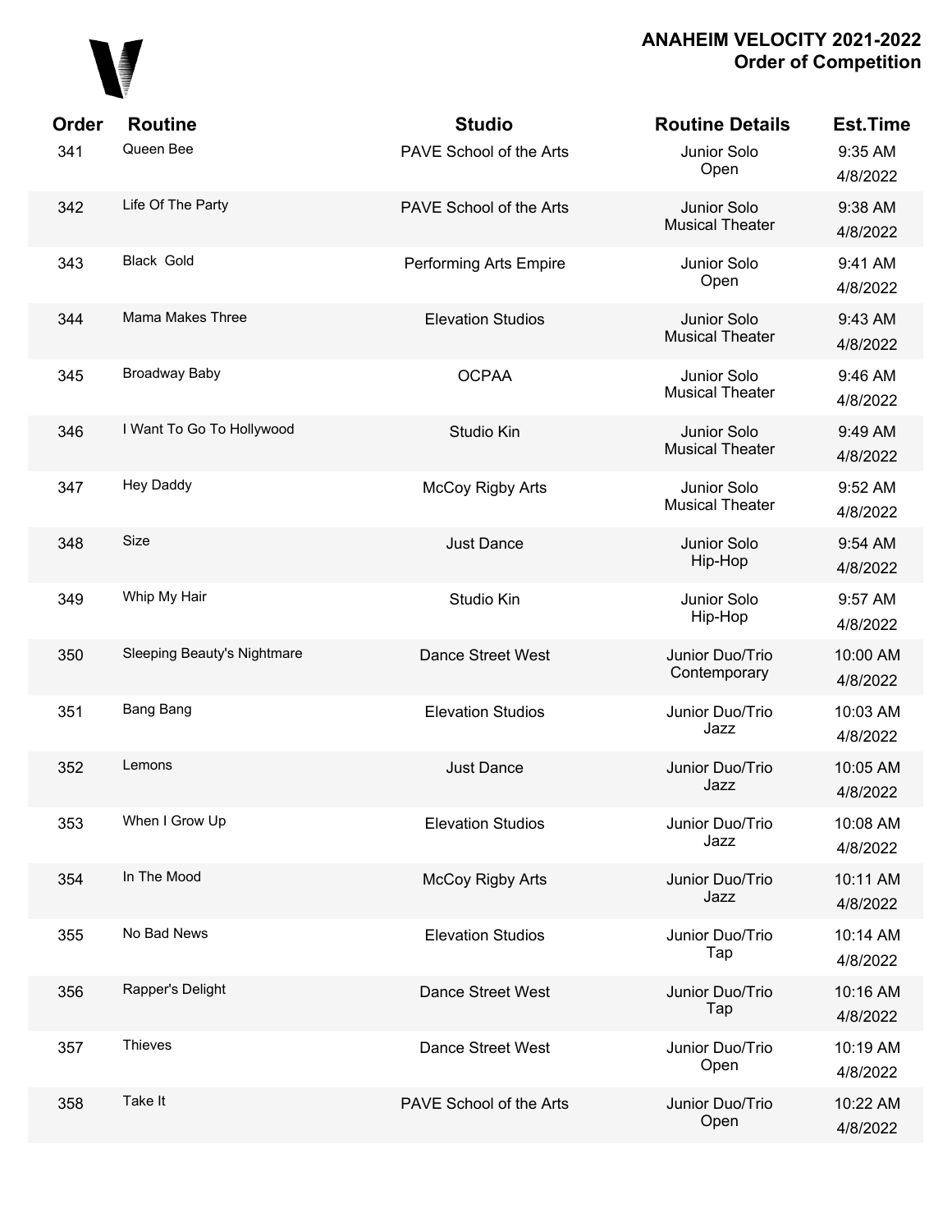**ANAHEIM VELOCITY 2021-2022**
**Order of Competition**

| Order | Routine | Studio | Routine Details | Est.Time |
| --- | --- | --- | --- | --- |
| 341 | Queen Bee | PAVE School of the Arts | Junior Solo Open | 9:35 AM 4/8/2022 |
| 342 | Life Of The Party | PAVE School of the Arts | Junior Solo Musical Theater | 9:38 AM 4/8/2022 |
| 343 | Black Gold | Performing Arts Empire | Junior Solo Open | 9:41 AM 4/8/2022 |
| 344 | Mama Makes Three | Elevation Studios | Junior Solo Musical Theater | 9:43 AM 4/8/2022 |
| 345 | Broadway Baby | OCPAA | Junior Solo Musical Theater | 9:46 AM 4/8/2022 |
| 346 | I Want To Go To Hollywood | Studio Kin | Junior Solo Musical Theater | 9:49 AM 4/8/2022 |
| 347 | Hey Daddy | McCoy Rigby Arts | Junior Solo Musical Theater | 9:52 AM 4/8/2022 |
| 348 | Size | Just Dance | Junior Solo Hip-Hop | 9:54 AM 4/8/2022 |
| 349 | Whip My Hair | Studio Kin | Junior Solo Hip-Hop | 9:57 AM 4/8/2022 |
| 350 | Sleeping Beauty's Nightmare | Dance Street West | Junior Duo/Trio Contemporary | 10:00 AM 4/8/2022 |
| 351 | Bang Bang | Elevation Studios | Junior Duo/Trio Jazz | 10:03 AM 4/8/2022 |
| 352 | Lemons | Just Dance | Junior Duo/Trio Jazz | 10:05 AM 4/8/2022 |
| 353 | When I Grow Up | Elevation Studios | Junior Duo/Trio Jazz | 10:08 AM 4/8/2022 |
| 354 | In The Mood | McCoy Rigby Arts | Junior Duo/Trio Jazz | 10:11 AM 4/8/2022 |
| 355 | No Bad News | Elevation Studios | Junior Duo/Trio Tap | 10:14 AM 4/8/2022 |
| 356 | Rapper's Delight | Dance Street West | Junior Duo/Trio Tap | 10:16 AM 4/8/2022 |
| 357 | Thieves | Dance Street West | Junior Duo/Trio Open | 10:19 AM 4/8/2022 |
| 358 | Take It | PAVE School of the Arts | Junior Duo/Trio Open | 10:22 AM 4/8/2022 |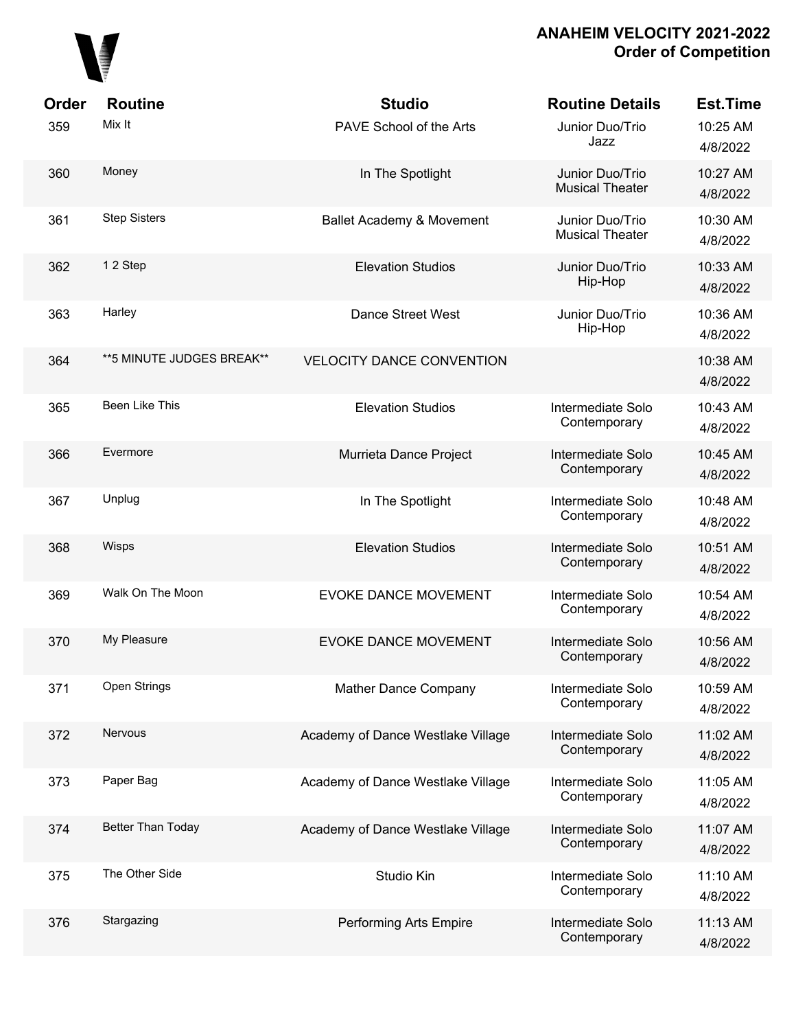## ANAHEIM VELOCITY 2021-2022
## Order of Competition

| Order | Routine | Studio | Routine Details | Est.Time |
|---|---|---|---|---|
| 359 | Mix It | PAVE School of the Arts | Junior Duo/Trio Jazz | 10:25 AM 4/8/2022 |
| 360 | Money | In The Spotlight | Junior Duo/Trio Musical Theater | 10:27 AM 4/8/2022 |
| 361 | Step Sisters | Ballet Academy & Movement | Junior Duo/Trio Musical Theater | 10:30 AM 4/8/2022 |
| 362 | 1 2 Step | Elevation Studios | Junior Duo/Trio Hip-Hop | 10:33 AM 4/8/2022 |
| 363 | Harley | Dance Street West | Junior Duo/Trio Hip-Hop | 10:36 AM 4/8/2022 |
| 364 | **5 MINUTE JUDGES BREAK** | VELOCITY DANCE CONVENTION | | 10:38 AM 4/8/2022 |
| 365 | Been Like This | Elevation Studios | Intermediate Solo Contemporary | 10:43 AM 4/8/2022 |
| 366 | Evermore | Murrieta Dance Project | Intermediate Solo Contemporary | 10:45 AM 4/8/2022 |
| 367 | Unplug | In The Spotlight | Intermediate Solo Contemporary | 10:48 AM 4/8/2022 |
| 368 | Wisps | Elevation Studios | Intermediate Solo Contemporary | 10:51 AM 4/8/2022 |
| 369 | Walk On The Moon | EVOKE DANCE MOVEMENT | Intermediate Solo Contemporary | 10:54 AM 4/8/2022 |
| 370 | My Pleasure | EVOKE DANCE MOVEMENT | Intermediate Solo Contemporary | 10:56 AM 4/8/2022 |
| 371 | Open Strings | Mather Dance Company | Intermediate Solo Contemporary | 10:59 AM 4/8/2022 |
| 372 | Nervous | Academy of Dance Westlake Village | Intermediate Solo Contemporary | 11:02 AM 4/8/2022 |
| 373 | Paper Bag | Academy of Dance Westlake Village | Intermediate Solo Contemporary | 11:05 AM 4/8/2022 |
| 374 | Better Than Today | Academy of Dance Westlake Village | Intermediate Solo Contemporary | 11:07 AM 4/8/2022 |
| 375 | The Other Side | Studio Kin | Intermediate Solo Contemporary | 11:10 AM 4/8/2022 |
| 376 | Stargazing | Performing Arts Empire | Intermediate Solo Contemporary | 11:13 AM 4/8/2022 |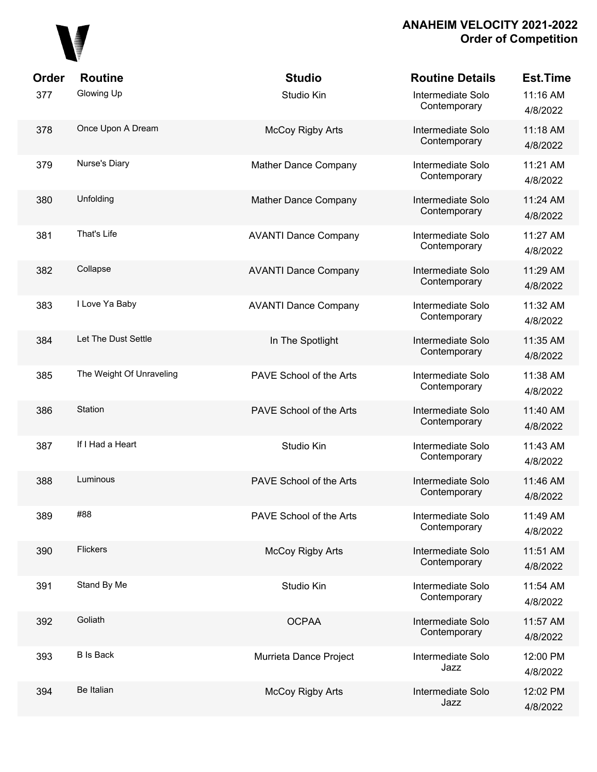## ANAHEIM VELOCITY 2021-2022
## Order of Competition

| Order | Routine | Studio | Routine Details | Est.Time |
|---|---|---|---|---|
| 377 | Glowing Up | Studio Kin | Intermediate Solo Contemporary | 11:16 AM 4/8/2022 |
| 378 | Once Upon A Dream | McCoy Rigby Arts | Intermediate Solo Contemporary | 11:18 AM 4/8/2022 |
| 379 | Nurse's Diary | Mather Dance Company | Intermediate Solo Contemporary | 11:21 AM 4/8/2022 |
| 380 | Unfolding | Mather Dance Company | Intermediate Solo Contemporary | 11:24 AM 4/8/2022 |
| 381 | That's Life | AVANTI Dance Company | Intermediate Solo Contemporary | 11:27 AM 4/8/2022 |
| 382 | Collapse | AVANTI Dance Company | Intermediate Solo Contemporary | 11:29 AM 4/8/2022 |
| 383 | I Love Ya Baby | AVANTI Dance Company | Intermediate Solo Contemporary | 11:32 AM 4/8/2022 |
| 384 | Let The Dust Settle | In The Spotlight | Intermediate Solo Contemporary | 11:35 AM 4/8/2022 |
| 385 | The Weight Of Unraveling | PAVE School of the Arts | Intermediate Solo Contemporary | 11:38 AM 4/8/2022 |
| 386 | Station | PAVE School of the Arts | Intermediate Solo Contemporary | 11:40 AM 4/8/2022 |
| 387 | If I Had a Heart | Studio Kin | Intermediate Solo Contemporary | 11:43 AM 4/8/2022 |
| 388 | Luminous | PAVE School of the Arts | Intermediate Solo Contemporary | 11:46 AM 4/8/2022 |
| 389 | #88 | PAVE School of the Arts | Intermediate Solo Contemporary | 11:49 AM 4/8/2022 |
| 390 | Flickers | McCoy Rigby Arts | Intermediate Solo Contemporary | 11:51 AM 4/8/2022 |
| 391 | Stand By Me | Studio Kin | Intermediate Solo Contemporary | 11:54 AM 4/8/2022 |
| 392 | Goliath | OCPAA | Intermediate Solo Contemporary | 11:57 AM 4/8/2022 |
| 393 | B Is Back | Murrieta Dance Project | Intermediate Solo Jazz | 12:00 PM 4/8/2022 |
| 394 | Be Italian | McCoy Rigby Arts | Intermediate Solo Jazz | 12:02 PM 4/8/2022 |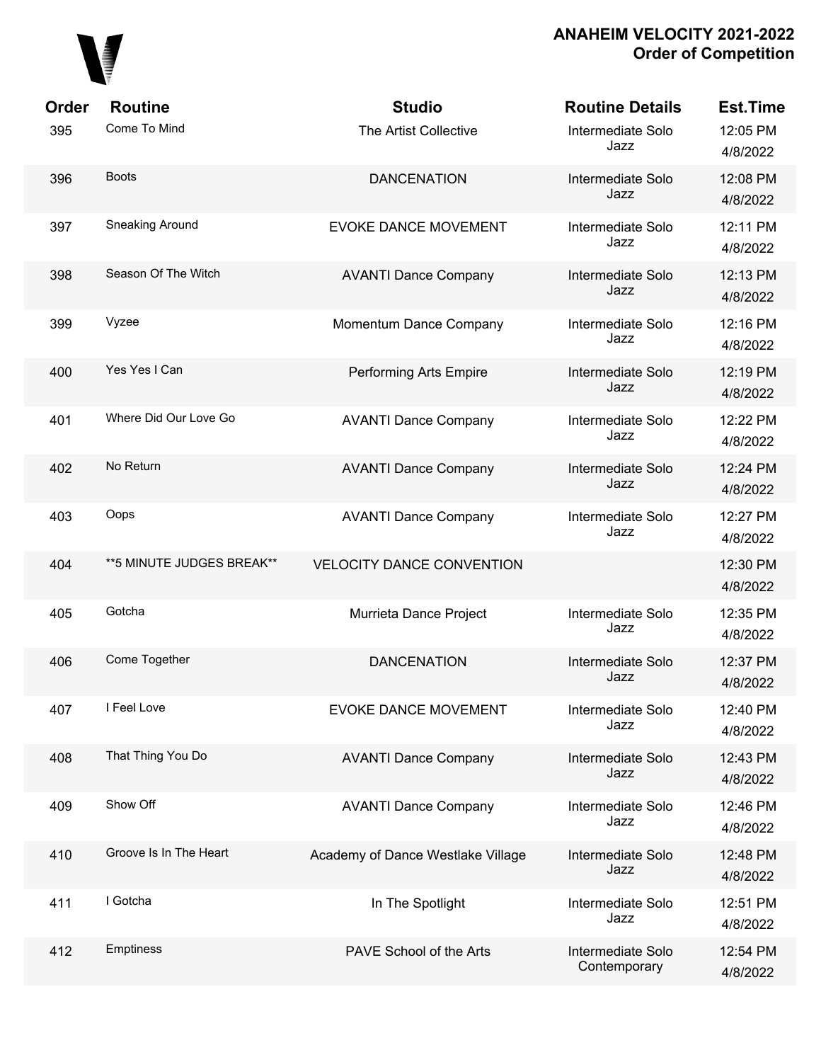# ANAHEIM VELOCITY 2021-2022
## Order of Competition

| Order | Routine | Studio | Routine Details | Est.Time |
|---|---|---|---|---|
| 395 | Come To Mind | The Artist Collective | Intermediate Solo Jazz | 12:05 PM 4/8/2022 |
| 396 | Boots | DANCENATION | Intermediate Solo Jazz | 12:08 PM 4/8/2022 |
| 397 | Sneaking Around | EVOKE DANCE MOVEMENT | Intermediate Solo Jazz | 12:11 PM 4/8/2022 |
| 398 | Season Of The Witch | AVANTI Dance Company | Intermediate Solo Jazz | 12:13 PM 4/8/2022 |
| 399 | Vyzee | Momentum Dance Company | Intermediate Solo Jazz | 12:16 PM 4/8/2022 |
| 400 | Yes Yes I Can | Performing Arts Empire | Intermediate Solo Jazz | 12:19 PM 4/8/2022 |
| 401 | Where Did Our Love Go | AVANTI Dance Company | Intermediate Solo Jazz | 12:22 PM 4/8/2022 |
| 402 | No Return | AVANTI Dance Company | Intermediate Solo Jazz | 12:24 PM 4/8/2022 |
| 403 | Oops | AVANTI Dance Company | Intermediate Solo Jazz | 12:27 PM 4/8/2022 |
| 404 | **5 MINUTE JUDGES BREAK** | VELOCITY DANCE CONVENTION | | 12:30 PM 4/8/2022 |
| 405 | Gotcha | Murrieta Dance Project | Intermediate Solo Jazz | 12:35 PM 4/8/2022 |
| 406 | Come Together | DANCENATION | Intermediate Solo Jazz | 12:37 PM 4/8/2022 |
| 407 | I Feel Love | EVOKE DANCE MOVEMENT | Intermediate Solo Jazz | 12:40 PM 4/8/2022 |
| 408 | That Thing You Do | AVANTI Dance Company | Intermediate Solo Jazz | 12:43 PM 4/8/2022 |
| 409 | Show Off | AVANTI Dance Company | Intermediate Solo Jazz | 12:46 PM 4/8/2022 |
| 410 | Groove Is In The Heart | Academy of Dance Westlake Village | Intermediate Solo Jazz | 12:48 PM 4/8/2022 |
| 411 | I Gotcha | In The Spotlight | Intermediate Solo Jazz | 12:51 PM 4/8/2022 |
| 412 | Emptiness | PAVE School of the Arts | Intermediate Solo Contemporary | 12:54 PM 4/8/2022 |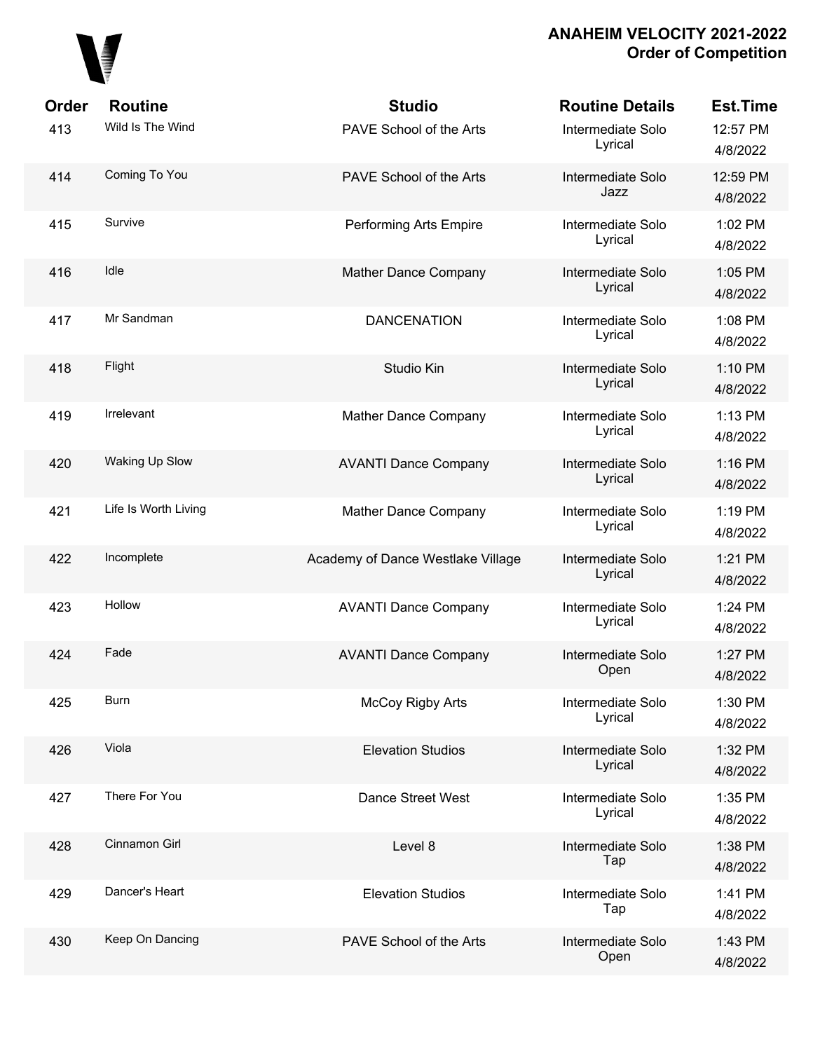# ANAHEIM VELOCITY 2021-2022
## Order of Competition

| Order | Routine | Studio | Routine Details | Est.Time |
|---|---|---|---|---|
| 413 | Wild Is The Wind | PAVE School of the Arts | Intermediate Solo Lyrical | 12:57 PM 4/8/2022 |
| 414 | Coming To You | PAVE School of the Arts | Intermediate Solo Jazz | 12:59 PM 4/8/2022 |
| 415 | Survive | Performing Arts Empire | Intermediate Solo Lyrical | 1:02 PM 4/8/2022 |
| 416 | Idle | Mather Dance Company | Intermediate Solo Lyrical | 1:05 PM 4/8/2022 |
| 417 | Mr Sandman | DANCENATION | Intermediate Solo Lyrical | 1:08 PM 4/8/2022 |
| 418 | Flight | Studio Kin | Intermediate Solo Lyrical | 1:10 PM 4/8/2022 |
| 419 | Irrelevant | Mather Dance Company | Intermediate Solo Lyrical | 1:13 PM 4/8/2022 |
| 420 | Waking Up Slow | AVANTI Dance Company | Intermediate Solo Lyrical | 1:16 PM 4/8/2022 |
| 421 | Life Is Worth Living | Mather Dance Company | Intermediate Solo Lyrical | 1:19 PM 4/8/2022 |
| 422 | Incomplete | Academy of Dance Westlake Village | Intermediate Solo Lyrical | 1:21 PM 4/8/2022 |
| 423 | Hollow | AVANTI Dance Company | Intermediate Solo Lyrical | 1:24 PM 4/8/2022 |
| 424 | Fade | AVANTI Dance Company | Intermediate Solo Open | 1:27 PM 4/8/2022 |
| 425 | Burn | McCoy Rigby Arts | Intermediate Solo Lyrical | 1:30 PM 4/8/2022 |
| 426 | Viola | Elevation Studios | Intermediate Solo Lyrical | 1:32 PM 4/8/2022 |
| 427 | There For You | Dance Street West | Intermediate Solo Lyrical | 1:35 PM 4/8/2022 |
| 428 | Cinnamon Girl | Level 8 | Intermediate Solo Tap | 1:38 PM 4/8/2022 |
| 429 | Dancer's Heart | Elevation Studios | Intermediate Solo Tap | 1:41 PM 4/8/2022 |
| 430 | Keep On Dancing | PAVE School of the Arts | Intermediate Solo Open | 1:43 PM 4/8/2022 |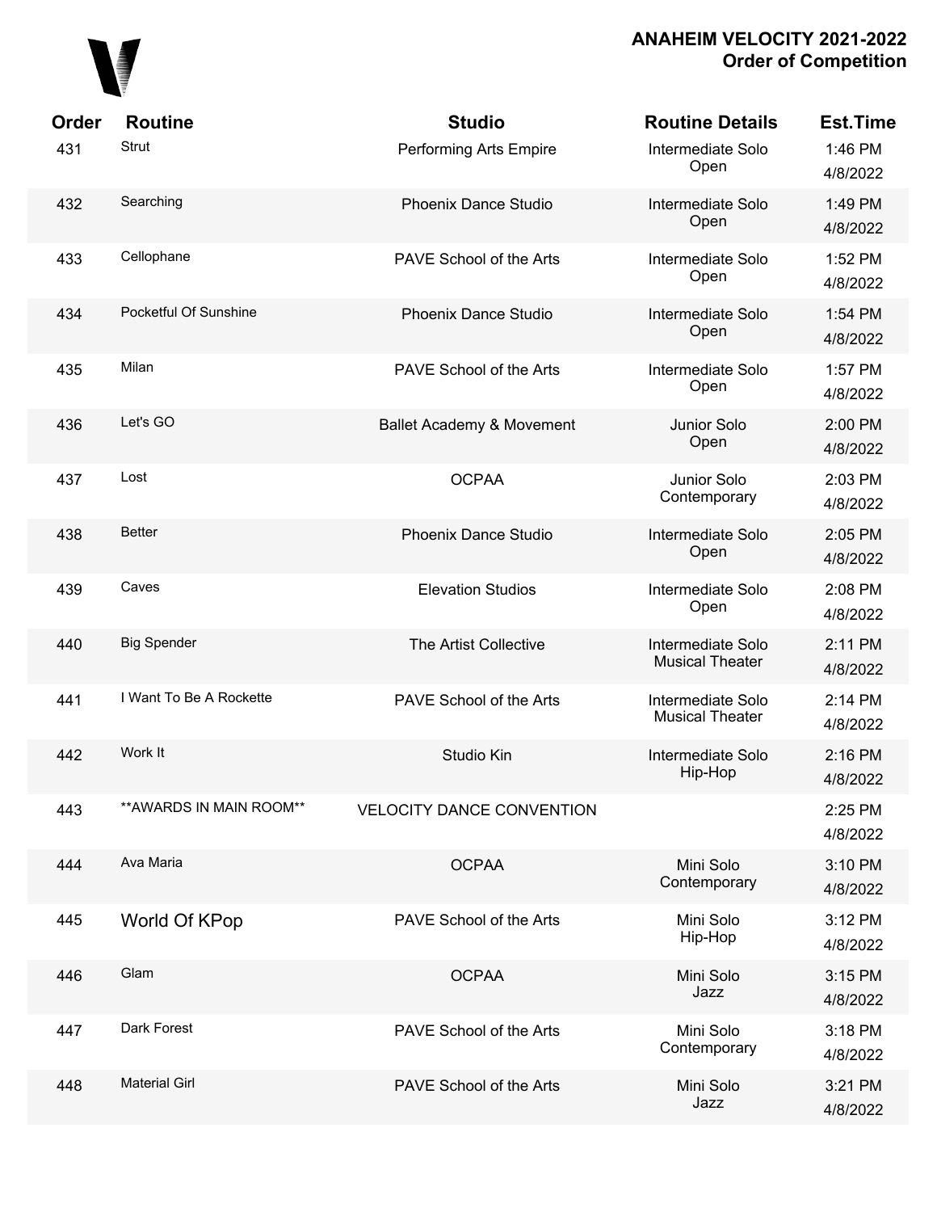## ANAHEIM VELOCITY 2021-2022
### Order of Competition

| Order | Routine | Studio | Routine Details | Est.Time |
|---|---|---|---|---|
| 431 | Strut | Performing Arts Empire | Intermediate Solo Open | 1:46 PM 4/8/2022 |
| 432 | Searching | Phoenix Dance Studio | Intermediate Solo Open | 1:49 PM 4/8/2022 |
| 433 | Cellophane | PAVE School of the Arts | Intermediate Solo Open | 1:52 PM 4/8/2022 |
| 434 | Pocketful Of Sunshine | Phoenix Dance Studio | Intermediate Solo Open | 1:54 PM 4/8/2022 |
| 435 | Milan | PAVE School of the Arts | Intermediate Solo Open | 1:57 PM 4/8/2022 |
| 436 | Let's GO | Ballet Academy & Movement | Junior Solo Open | 2:00 PM 4/8/2022 |
| 437 | Lost | OCPAA | Junior Solo Contemporary | 2:03 PM 4/8/2022 |
| 438 | Better | Phoenix Dance Studio | Intermediate Solo Open | 2:05 PM 4/8/2022 |
| 439 | Caves | Elevation Studios | Intermediate Solo Open | 2:08 PM 4/8/2022 |
| 440 | Big Spender | The Artist Collective | Intermediate Solo Musical Theater | 2:11 PM 4/8/2022 |
| 441 | I Want To Be A Rockette | PAVE School of the Arts | Intermediate Solo Musical Theater | 2:14 PM 4/8/2022 |
| 442 | Work It | Studio Kin | Intermediate Solo Hip-Hop | 2:16 PM 4/8/2022 |
| 443 | **AWARDS IN MAIN ROOM** | VELOCITY DANCE CONVENTION | | 2:25 PM 4/8/2022 |
| 444 | Ava Maria | OCPAA | Mini Solo Contemporary | 3:10 PM 4/8/2022 |
| 445 | World Of KPop | PAVE School of the Arts | Mini Solo Hip-Hop | 3:12 PM 4/8/2022 |
| 446 | Glam | OCPAA | Mini Solo Jazz | 3:15 PM 4/8/2022 |
| 447 | Dark Forest | PAVE School of the Arts | Mini Solo Contemporary | 3:18 PM 4/8/2022 |
| 448 | Material Girl | PAVE School of the Arts | Mini Solo Jazz | 3:21 PM 4/8/2022 |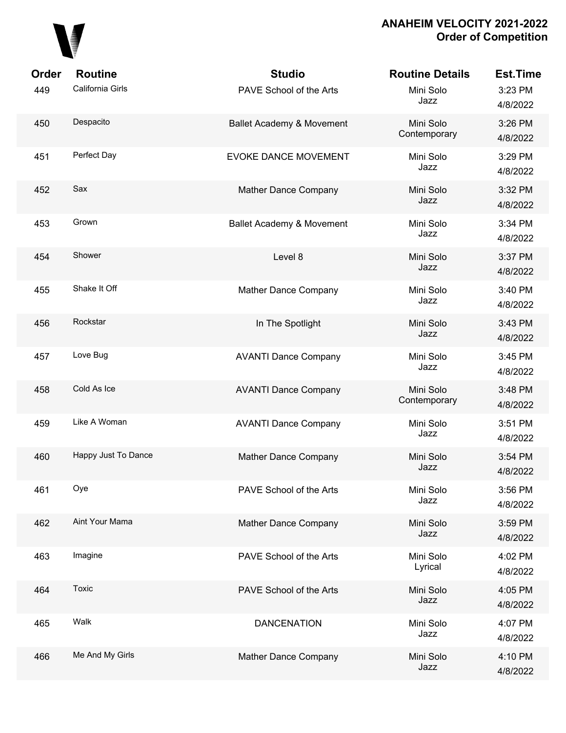| Order | Routine | Studio | Routine Details | Est.Time |
|---|---|---|---|---|
| 449 | California Girls | PAVE School of the Arts | Mini Solo Jazz | 3:23 PM 4/8/2022 |
| 450 | Despacito | Ballet Academy & Movement | Mini Solo Contemporary | 3:26 PM 4/8/2022 |
| 451 | Perfect Day | EVOKE DANCE MOVEMENT | Mini Solo Jazz | 3:29 PM 4/8/2022 |
| 452 | Sax | Mather Dance Company | Mini Solo Jazz | 3:32 PM 4/8/2022 |
| 453 | Grown | Ballet Academy & Movement | Mini Solo Jazz | 3:34 PM 4/8/2022 |
| 454 | Shower | Level 8 | Mini Solo Jazz | 3:37 PM 4/8/2022 |
| 455 | Shake It Off | Mather Dance Company | Mini Solo Jazz | 3:40 PM 4/8/2022 |
| 456 | Rockstar | In The Spotlight | Mini Solo Jazz | 3:43 PM 4/8/2022 |
| 457 | Love Bug | AVANTI Dance Company | Mini Solo Jazz | 3:45 PM 4/8/2022 |
| 458 | Cold As Ice | AVANTI Dance Company | Mini Solo Contemporary | 3:48 PM 4/8/2022 |
| 459 | Like A Woman | AVANTI Dance Company | Mini Solo Jazz | 3:51 PM 4/8/2022 |
| 460 | Happy Just To Dance | Mather Dance Company | Mini Solo Jazz | 3:54 PM 4/8/2022 |
| 461 | Oye | PAVE School of the Arts | Mini Solo Jazz | 3:56 PM 4/8/2022 |
| 462 | Aint Your Mama | Mather Dance Company | Mini Solo Jazz | 3:59 PM 4/8/2022 |
| 463 | Imagine | PAVE School of the Arts | Mini Solo Lyrical | 4:02 PM 4/8/2022 |
| 464 | Toxic | PAVE School of the Arts | Mini Solo Jazz | 4:05 PM 4/8/2022 |
| 465 | Walk | DANCENATION | Mini Solo Jazz | 4:07 PM 4/8/2022 |
| 466 | Me And My Girls | Mather Dance Company | Mini Solo Jazz | 4:10 PM 4/8/2022 |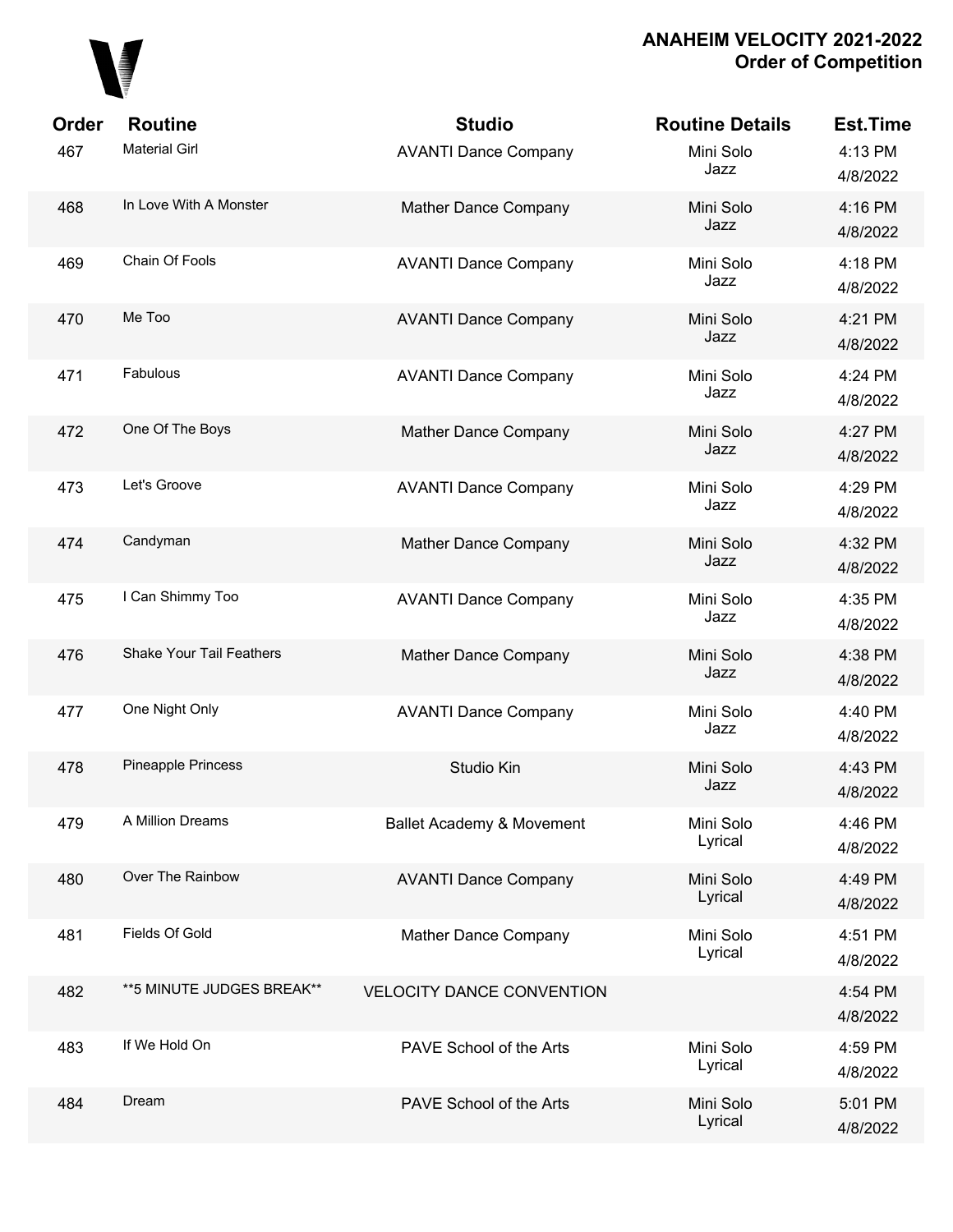## ANAHEIM VELOCITY 2021-2022
## Order of Competition

| Order | Routine | Studio | Routine Details | Est.Time |
|---|---|---|---|---|
| 467 | Material Girl | AVANTI Dance Company | Mini Solo Jazz | 4:13 PM 4/8/2022 |
| 468 | In Love With A Monster | Mather Dance Company | Mini Solo Jazz | 4:16 PM 4/8/2022 |
| 469 | Chain Of Fools | AVANTI Dance Company | Mini Solo Jazz | 4:18 PM 4/8/2022 |
| 470 | Me Too | AVANTI Dance Company | Mini Solo Jazz | 4:21 PM 4/8/2022 |
| 471 | Fabulous | AVANTI Dance Company | Mini Solo Jazz | 4:24 PM 4/8/2022 |
| 472 | One Of The Boys | Mather Dance Company | Mini Solo Jazz | 4:27 PM 4/8/2022 |
| 473 | Let's Groove | AVANTI Dance Company | Mini Solo Jazz | 4:29 PM 4/8/2022 |
| 474 | Candyman | Mather Dance Company | Mini Solo Jazz | 4:32 PM 4/8/2022 |
| 475 | I Can Shimmy Too | AVANTI Dance Company | Mini Solo Jazz | 4:35 PM 4/8/2022 |
| 476 | Shake Your Tail Feathers | Mather Dance Company | Mini Solo Jazz | 4:38 PM 4/8/2022 |
| 477 | One Night Only | AVANTI Dance Company | Mini Solo Jazz | 4:40 PM 4/8/2022 |
| 478 | Pineapple Princess | Studio Kin | Mini Solo Jazz | 4:43 PM 4/8/2022 |
| 479 | A Million Dreams | Ballet Academy & Movement | Mini Solo Lyrical | 4:46 PM 4/8/2022 |
| 480 | Over The Rainbow | AVANTI Dance Company | Mini Solo Lyrical | 4:49 PM 4/8/2022 |
| 481 | Fields Of Gold | Mather Dance Company | Mini Solo Lyrical | 4:51 PM 4/8/2022 |
| 482 | **5 MINUTE JUDGES BREAK** | VELOCITY DANCE CONVENTION | | 4:54 PM 4/8/2022 |
| 483 | If We Hold On | PAVE School of the Arts | Mini Solo Lyrical | 4:59 PM 4/8/2022 |
| 484 | Dream | PAVE School of the Arts | Mini Solo Lyrical | 5:01 PM 4/8/2022 |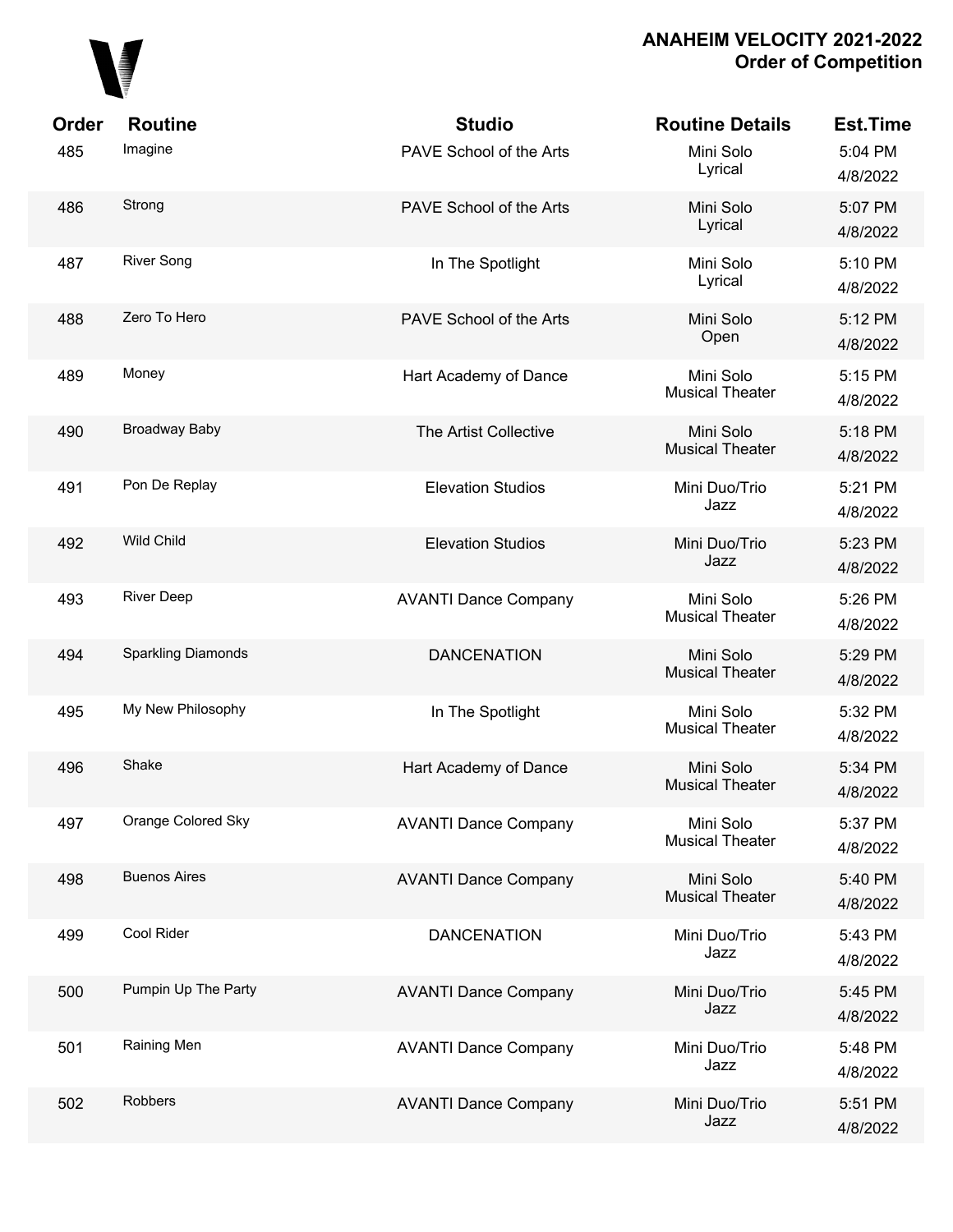# ANAHEIM VELOCITY 2021-2022
## Order of Competition

| Order | Routine | Studio | Routine Details | Est.Time |
|---|---|---|---|---|
| 485 | Imagine | PAVE School of the Arts | Mini Solo Lyrical | 5:04 PM 4/8/2022 |
| 486 | Strong | PAVE School of the Arts | Mini Solo Lyrical | 5:07 PM 4/8/2022 |
| 487 | River Song | In The Spotlight | Mini Solo Lyrical | 5:10 PM 4/8/2022 |
| 488 | Zero To Hero | PAVE School of the Arts | Mini Solo Open | 5:12 PM 4/8/2022 |
| 489 | Money | Hart Academy of Dance | Mini Solo Musical Theater | 5:15 PM 4/8/2022 |
| 490 | Broadway Baby | The Artist Collective | Mini Solo Musical Theater | 5:18 PM 4/8/2022 |
| 491 | Pon De Replay | Elevation Studios | Mini Duo/Trio Jazz | 5:21 PM 4/8/2022 |
| 492 | Wild Child | Elevation Studios | Mini Duo/Trio Jazz | 5:23 PM 4/8/2022 |
| 493 | River Deep | AVANTI Dance Company | Mini Solo Musical Theater | 5:26 PM 4/8/2022 |
| 494 | Sparkling Diamonds | DANCENATION | Mini Solo Musical Theater | 5:29 PM 4/8/2022 |
| 495 | My New Philosophy | In The Spotlight | Mini Solo Musical Theater | 5:32 PM 4/8/2022 |
| 496 | Shake | Hart Academy of Dance | Mini Solo Musical Theater | 5:34 PM 4/8/2022 |
| 497 | Orange Colored Sky | AVANTI Dance Company | Mini Solo Musical Theater | 5:37 PM 4/8/2022 |
| 498 | Buenos Aires | AVANTI Dance Company | Mini Solo Musical Theater | 5:40 PM 4/8/2022 |
| 499 | Cool Rider | DANCENATION | Mini Duo/Trio Jazz | 5:43 PM 4/8/2022 |
| 500 | Pumpin Up The Party | AVANTI Dance Company | Mini Duo/Trio Jazz | 5:45 PM 4/8/2022 |
| 501 | Raining Men | AVANTI Dance Company | Mini Duo/Trio Jazz | 5:48 PM 4/8/2022 |
| 502 | Robbers | AVANTI Dance Company | Mini Duo/Trio Jazz | 5:51 PM 4/8/2022 |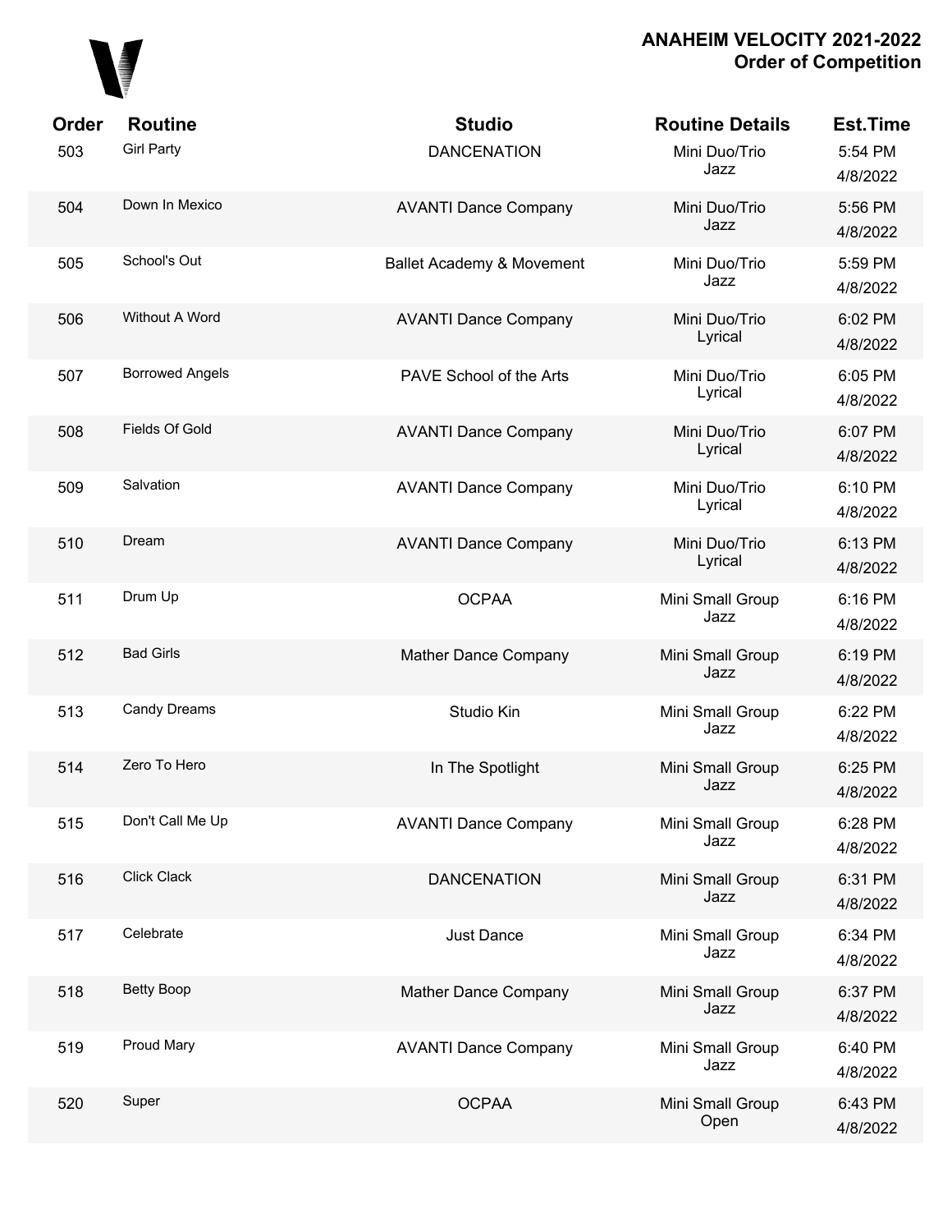## ANAHEIM VELOCITY 2021-2022
## Order of Competition

| Order | Routine | Studio | Routine Details | Est.Time |
|---|---|---|---|---|
| 503 | Girl Party | DANCENATION | Mini Duo/Trio Jazz | 5:54 PM 4/8/2022 |
| 504 | Down In Mexico | AVANTI Dance Company | Mini Duo/Trio Jazz | 5:56 PM 4/8/2022 |
| 505 | School's Out | Ballet Academy & Movement | Mini Duo/Trio Jazz | 5:59 PM 4/8/2022 |
| 506 | Without A Word | AVANTI Dance Company | Mini Duo/Trio Lyrical | 6:02 PM 4/8/2022 |
| 507 | Borrowed Angels | PAVE School of the Arts | Mini Duo/Trio Lyrical | 6:05 PM 4/8/2022 |
| 508 | Fields Of Gold | AVANTI Dance Company | Mini Duo/Trio Lyrical | 6:07 PM 4/8/2022 |
| 509 | Salvation | AVANTI Dance Company | Mini Duo/Trio Lyrical | 6:10 PM 4/8/2022 |
| 510 | Dream | AVANTI Dance Company | Mini Duo/Trio Lyrical | 6:13 PM 4/8/2022 |
| 511 | Drum Up | OCPAA | Mini Small Group Jazz | 6:16 PM 4/8/2022 |
| 512 | Bad Girls | Mather Dance Company | Mini Small Group Jazz | 6:19 PM 4/8/2022 |
| 513 | Candy Dreams | Studio Kin | Mini Small Group Jazz | 6:22 PM 4/8/2022 |
| 514 | Zero To Hero | In The Spotlight | Mini Small Group Jazz | 6:25 PM 4/8/2022 |
| 515 | Don't Call Me Up | AVANTI Dance Company | Mini Small Group Jazz | 6:28 PM 4/8/2022 |
| 516 | Click Clack | DANCENATION | Mini Small Group Jazz | 6:31 PM 4/8/2022 |
| 517 | Celebrate | Just Dance | Mini Small Group Jazz | 6:34 PM 4/8/2022 |
| 518 | Betty Boop | Mather Dance Company | Mini Small Group Jazz | 6:37 PM 4/8/2022 |
| 519 | Proud Mary | AVANTI Dance Company | Mini Small Group Jazz | 6:40 PM 4/8/2022 |
| 520 | Super | OCPAA | Mini Small Group Open | 6:43 PM 4/8/2022 |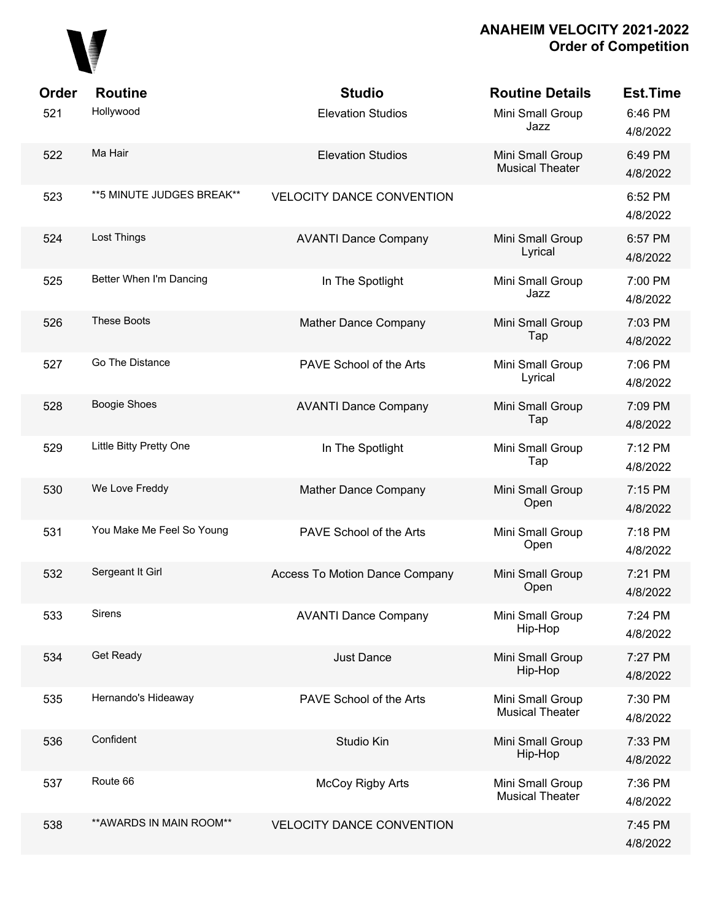## ANAHEIM VELOCITY 2021-2022
## Order of Competition

| Order | Routine | Studio | Routine Details | Est.Time |
|---|---|---|---|---|
| 521 | Hollywood | Elevation Studios | Mini Small Group Jazz | 6:46 PM 4/8/2022 |
| 522 | Ma Hair | Elevation Studios | Mini Small Group Musical Theater | 6:49 PM 4/8/2022 |
| 523 | **5 MINUTE JUDGES BREAK** | VELOCITY DANCE CONVENTION | | 6:52 PM 4/8/2022 |
| 524 | Lost Things | AVANTI Dance Company | Mini Small Group Lyrical | 6:57 PM 4/8/2022 |
| 525 | Better When I'm Dancing | In The Spotlight | Mini Small Group Jazz | 7:00 PM 4/8/2022 |
| 526 | These Boots | Mather Dance Company | Mini Small Group Tap | 7:03 PM 4/8/2022 |
| 527 | Go The Distance | PAVE School of the Arts | Mini Small Group Lyrical | 7:06 PM 4/8/2022 |
| 528 | Boogie Shoes | AVANTI Dance Company | Mini Small Group Tap | 7:09 PM 4/8/2022 |
| 529 | Little Bitty Pretty One | In The Spotlight | Mini Small Group Tap | 7:12 PM 4/8/2022 |
| 530 | We Love Freddy | Mather Dance Company | Mini Small Group Open | 7:15 PM 4/8/2022 |
| 531 | You Make Me Feel So Young | PAVE School of the Arts | Mini Small Group Open | 7:18 PM 4/8/2022 |
| 532 | Sergeant It Girl | Access To Motion Dance Company | Mini Small Group Open | 7:21 PM 4/8/2022 |
| 533 | Sirens | AVANTI Dance Company | Mini Small Group Hip-Hop | 7:24 PM 4/8/2022 |
| 534 | Get Ready | Just Dance | Mini Small Group Hip-Hop | 7:27 PM 4/8/2022 |
| 535 | Hernando's Hideaway | PAVE School of the Arts | Mini Small Group Musical Theater | 7:30 PM 4/8/2022 |
| 536 | Confident | Studio Kin | Mini Small Group Hip-Hop | 7:33 PM 4/8/2022 |
| 537 | Route 66 | McCoy Rigby Arts | Mini Small Group Musical Theater | 7:36 PM 4/8/2022 |
| 538 | **AWARDS IN MAIN ROOM** | VELOCITY DANCE CONVENTION | | 7:45 PM 4/8/2022 |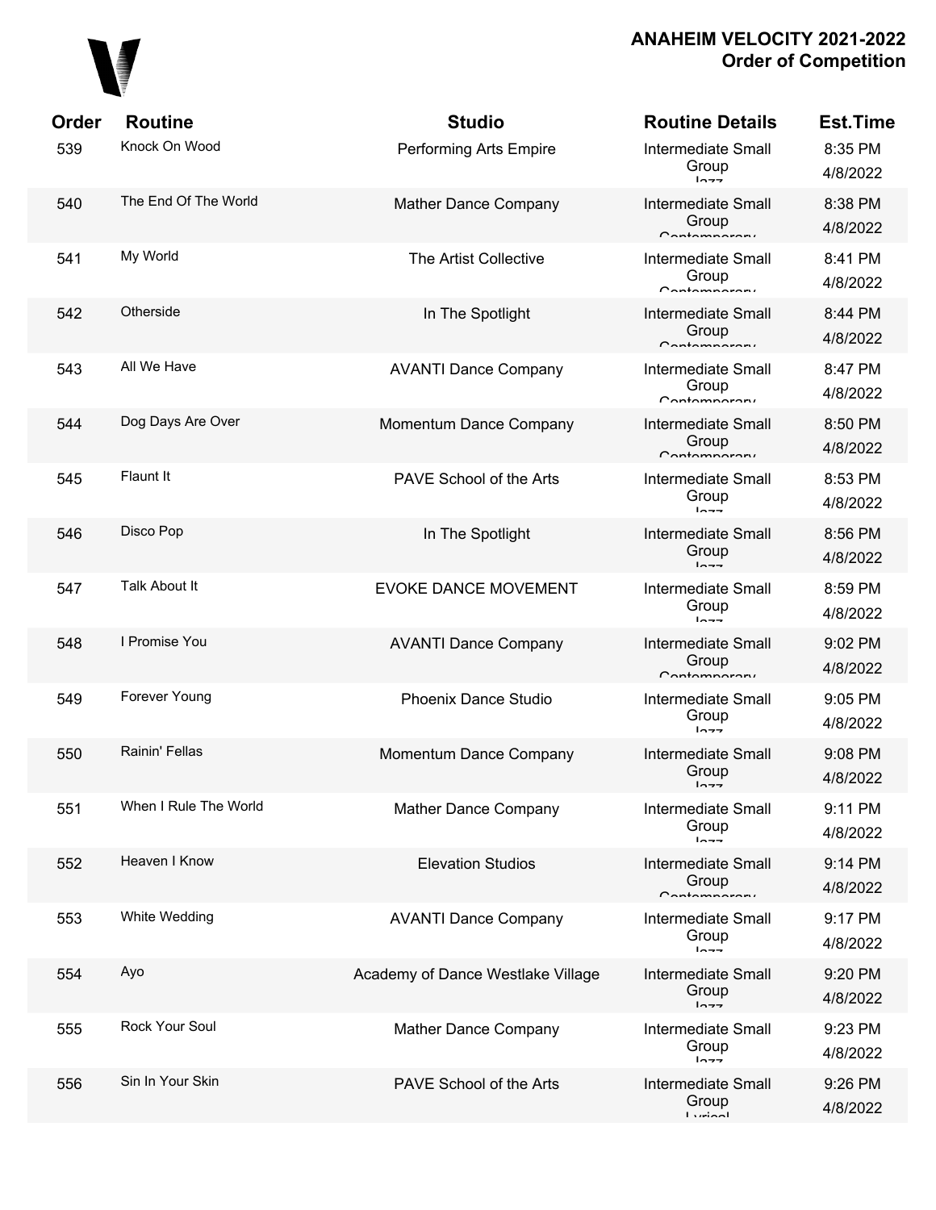## ANAHEIM VELOCITY 2021-2022
## Order of Competition

| Order | Routine | Studio | Routine Details | Est.Time |
|---|---|---|---|---|
| 539 | Knock On Wood | Performing Arts Empire | Intermediate Small Group Jazz | 8:35 PM 4/8/2022 |
| 540 | The End Of The World | Mather Dance Company | Intermediate Small Group Contemporary | 8:38 PM 4/8/2022 |
| 541 | My World | The Artist Collective | Intermediate Small Group Contemporary | 8:41 PM 4/8/2022 |
| 542 | Otherside | In The Spotlight | Intermediate Small Group Contemporary | 8:44 PM 4/8/2022 |
| 543 | All We Have | AVANTI Dance Company | Intermediate Small Group Contemporary | 8:47 PM 4/8/2022 |
| 544 | Dog Days Are Over | Momentum Dance Company | Intermediate Small Group Contemporary | 8:50 PM 4/8/2022 |
| 545 | Flaunt It | PAVE School of the Arts | Intermediate Small Group Jazz | 8:53 PM 4/8/2022 |
| 546 | Disco Pop | In The Spotlight | Intermediate Small Group Jazz | 8:56 PM 4/8/2022 |
| 547 | Talk About It | EVOKE DANCE MOVEMENT | Intermediate Small Group Jazz | 8:59 PM 4/8/2022 |
| 548 | I Promise You | AVANTI Dance Company | Intermediate Small Group Contemporary | 9:02 PM 4/8/2022 |
| 549 | Forever Young | Phoenix Dance Studio | Intermediate Small Group Jazz | 9:05 PM 4/8/2022 |
| 550 | Rainin' Fellas | Momentum Dance Company | Intermediate Small Group Jazz | 9:08 PM 4/8/2022 |
| 551 | When I Rule The World | Mather Dance Company | Intermediate Small Group Jazz | 9:11 PM 4/8/2022 |
| 552 | Heaven I Know | Elevation Studios | Intermediate Small Group Contemporary | 9:14 PM 4/8/2022 |
| 553 | White Wedding | AVANTI Dance Company | Intermediate Small Group Jazz | 9:17 PM 4/8/2022 |
| 554 | Ayo | Academy of Dance Westlake Village | Intermediate Small Group Jazz | 9:20 PM 4/8/2022 |
| 555 | Rock Your Soul | Mather Dance Company | Intermediate Small Group Jazz | 9:23 PM 4/8/2022 |
| 556 | Sin In Your Skin | PAVE School of the Arts | Intermediate Small Group Lyrical | 9:26 PM 4/8/2022 |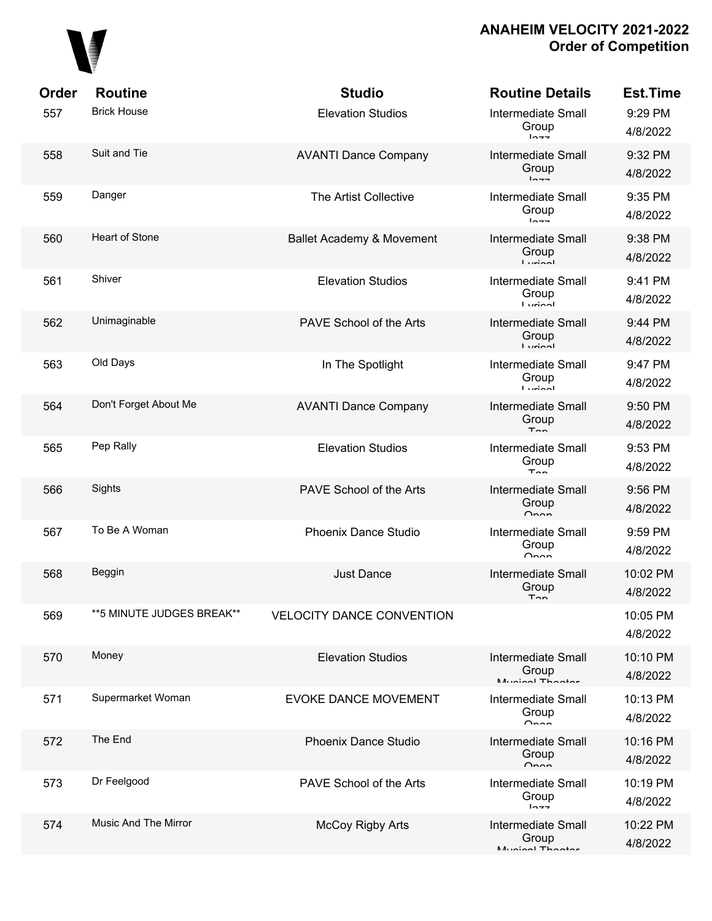# ANAHEIM VELOCITY 2021-2022
## Order of Competition

| Order | Routine | Studio | Routine Details | Est.Time |
|---|---|---|---|---|
| 557 | Brick House | Elevation Studios | Intermediate Small Group Jazz | 9:29 PM 4/8/2022 |
| 558 | Suit and Tie | AVANTI Dance Company | Intermediate Small Group Jazz | 9:32 PM 4/8/2022 |
| 559 | Danger | The Artist Collective | Intermediate Small Group Jazz | 9:35 PM 4/8/2022 |
| 560 | Heart of Stone | Ballet Academy & Movement | Intermediate Small Group Lyrical | 9:38 PM 4/8/2022 |
| 561 | Shiver | Elevation Studios | Intermediate Small Group Lyrical | 9:41 PM 4/8/2022 |
| 562 | Unimaginable | PAVE School of the Arts | Intermediate Small Group Lyrical | 9:44 PM 4/8/2022 |
| 563 | Old Days | In The Spotlight | Intermediate Small Group Lyrical | 9:47 PM 4/8/2022 |
| 564 | Don't Forget About Me | AVANTI Dance Company | Intermediate Small Group Tap | 9:50 PM 4/8/2022 |
| 565 | Pep Rally | Elevation Studios | Intermediate Small Group Tap | 9:53 PM 4/8/2022 |
| 566 | Sights | PAVE School of the Arts | Intermediate Small Group Open | 9:56 PM 4/8/2022 |
| 567 | To Be A Woman | Phoenix Dance Studio | Intermediate Small Group Open | 9:59 PM 4/8/2022 |
| 568 | Beggin | Just Dance | Intermediate Small Group Tap | 10:02 PM 4/8/2022 |
| 569 | **5 MINUTE JUDGES BREAK** | VELOCITY DANCE CONVENTION | | 10:05 PM 4/8/2022 |
| 570 | Money | Elevation Studios | Intermediate Small Group Musical Theater | 10:10 PM 4/8/2022 |
| 571 | Supermarket Woman | EVOKE DANCE MOVEMENT | Intermediate Small Group Open | 10:13 PM 4/8/2022 |
| 572 | The End | Phoenix Dance Studio | Intermediate Small Group Open | 10:16 PM 4/8/2022 |
| 573 | Dr Feelgood | PAVE School of the Arts | Intermediate Small Group Jazz | 10:19 PM 4/8/2022 |
| 574 | Music And The Mirror | McCoy Rigby Arts | Intermediate Small Group Musical Theater | 10:22 PM 4/8/2022 |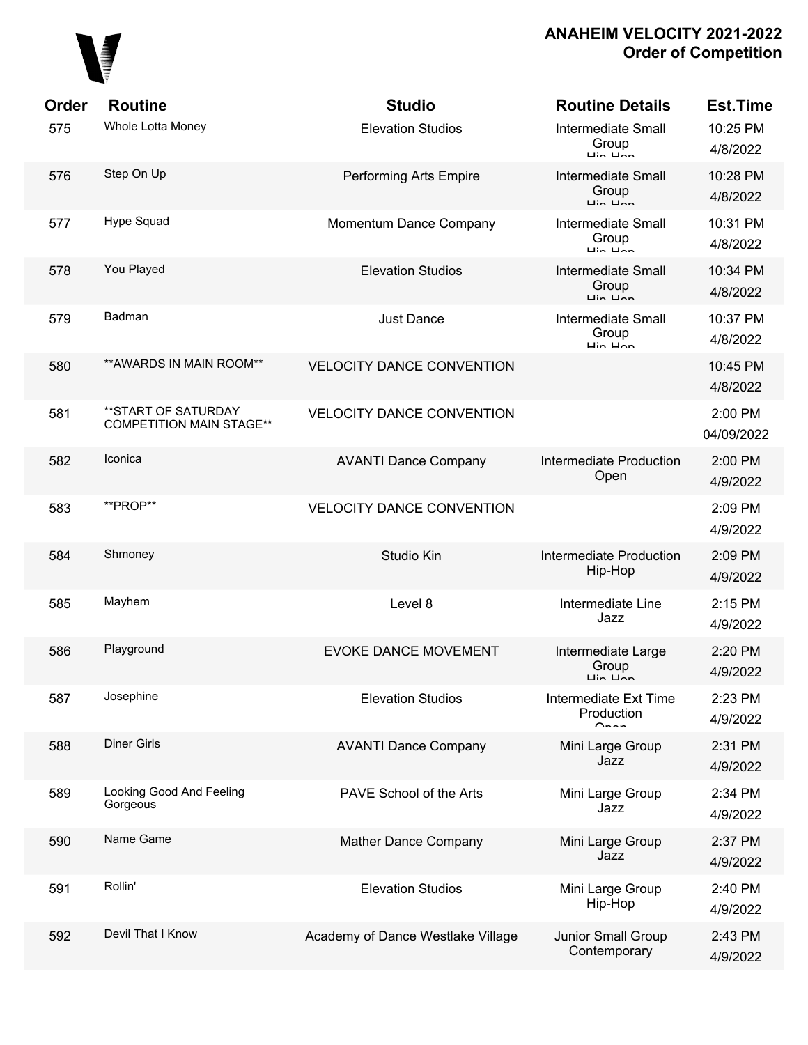# ANAHEIM VELOCITY 2021-2022
## Order of Competition

| Order | Routine | Studio | Routine Details | Est.Time |
|---|---|---|---|---|
| 575 | Whole Lotta Money | Elevation Studios | Intermediate Small Group Hip-Hop | 10:25 PM 4/8/2022 |
| 576 | Step On Up | Performing Arts Empire | Intermediate Small Group Hip-Hop | 10:28 PM 4/8/2022 |
| 577 | Hype Squad | Momentum Dance Company | Intermediate Small Group Hip-Hop | 10:31 PM 4/8/2022 |
| 578 | You Played | Elevation Studios | Intermediate Small Group Hip-Hop | 10:34 PM 4/8/2022 |
| 579 | Badman | Just Dance | Intermediate Small Group Hip-Hop | 10:37 PM 4/8/2022 |
| 580 | **AWARDS IN MAIN ROOM** | VELOCITY DANCE CONVENTION | | 10:45 PM 4/8/2022 |
| 581 | **START OF SATURDAY COMPETITION MAIN STAGE** | VELOCITY DANCE CONVENTION | | 2:00 PM 04/09/2022 |
| 582 | Iconica | AVANTI Dance Company | Intermediate Production Open | 2:00 PM 4/9/2022 |
| 583 | **PROP** | VELOCITY DANCE CONVENTION | | 2:09 PM 4/9/2022 |
| 584 | Shmoney | Studio Kin | Intermediate Production Hip-Hop | 2:09 PM 4/9/2022 |
| 585 | Mayhem | Level 8 | Intermediate Line Jazz | 2:15 PM 4/9/2022 |
| 586 | Playground | EVOKE DANCE MOVEMENT | Intermediate Large Group Hip-Hop | 2:20 PM 4/9/2022 |
| 587 | Josephine | Elevation Studios | Intermediate Ext Time Production Open | 2:23 PM 4/9/2022 |
| 588 | Diner Girls | AVANTI Dance Company | Mini Large Group Jazz | 2:31 PM 4/9/2022 |
| 589 | Looking Good And Feeling Gorgeous | PAVE School of the Arts | Mini Large Group Jazz | 2:34 PM 4/9/2022 |
| 590 | Name Game | Mather Dance Company | Mini Large Group Jazz | 2:37 PM 4/9/2022 |
| 591 | Rollin' | Elevation Studios | Mini Large Group Hip-Hop | 2:40 PM 4/9/2022 |
| 592 | Devil That I Know | Academy of Dance Westlake Village | Junior Small Group Contemporary | 2:43 PM 4/9/2022 |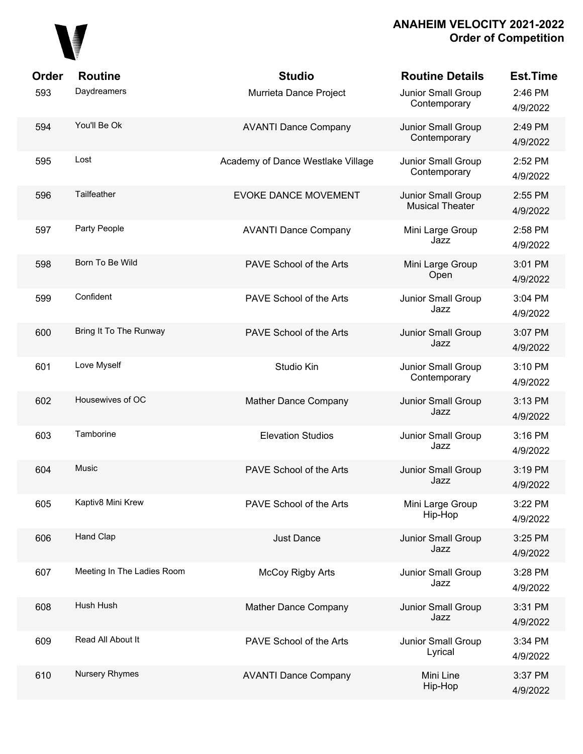**ANAHEIM VELOCITY 2021-2022**
**Order of Competition**

| Order | Routine | Studio | Routine Details | Est.Time |
|---|---|---|---|---|
| 593 | Daydreamers | Murrieta Dance Project | Junior Small Group Contemporary | 2:46 PM 4/9/2022 |
| 594 | You'll Be Ok | AVANTI Dance Company | Junior Small Group Contemporary | 2:49 PM 4/9/2022 |
| 595 | Lost | Academy of Dance Westlake Village | Junior Small Group Contemporary | 2:52 PM 4/9/2022 |
| 596 | Tailfeather | EVOKE DANCE MOVEMENT | Junior Small Group Musical Theater | 2:55 PM 4/9/2022 |
| 597 | Party People | AVANTI Dance Company | Mini Large Group Jazz | 2:58 PM 4/9/2022 |
| 598 | Born To Be Wild | PAVE School of the Arts | Mini Large Group Open | 3:01 PM 4/9/2022 |
| 599 | Confident | PAVE School of the Arts | Junior Small Group Jazz | 3:04 PM 4/9/2022 |
| 600 | Bring It To The Runway | PAVE School of the Arts | Junior Small Group Jazz | 3:07 PM 4/9/2022 |
| 601 | Love Myself | Studio Kin | Junior Small Group Contemporary | 3:10 PM 4/9/2022 |
| 602 | Housewives of OC | Mather Dance Company | Junior Small Group Jazz | 3:13 PM 4/9/2022 |
| 603 | Tamborine | Elevation Studios | Junior Small Group Jazz | 3:16 PM 4/9/2022 |
| 604 | Music | PAVE School of the Arts | Junior Small Group Jazz | 3:19 PM 4/9/2022 |
| 605 | Kaptiv8 Mini Krew | PAVE School of the Arts | Mini Large Group Hip-Hop | 3:22 PM 4/9/2022 |
| 606 | Hand Clap | Just Dance | Junior Small Group Jazz | 3:25 PM 4/9/2022 |
| 607 | Meeting In The Ladies Room | McCoy Rigby Arts | Junior Small Group Jazz | 3:28 PM 4/9/2022 |
| 608 | Hush Hush | Mather Dance Company | Junior Small Group Jazz | 3:31 PM 4/9/2022 |
| 609 | Read All About It | PAVE School of the Arts | Junior Small Group Lyrical | 3:34 PM 4/9/2022 |
| 610 | Nursery Rhymes | AVANTI Dance Company | Mini Line Hip-Hop | 3:37 PM 4/9/2022 |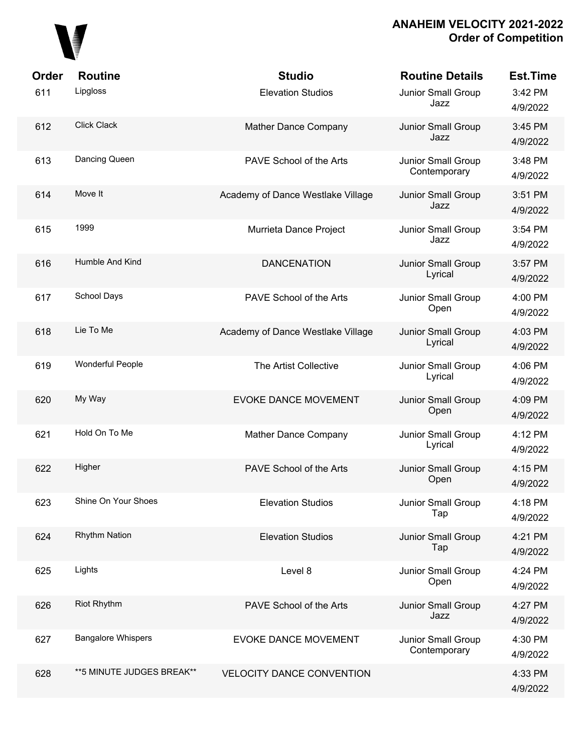## ANAHEIM VELOCITY 2021-2022
## Order of Competition

| Order | Routine | Studio | Routine Details | Est.Time |
|---|---|---|---|---|
| 611 | Lipgloss | Elevation Studios | Junior Small Group Jazz | 3:42 PM 4/9/2022 |
| 612 | Click Clack | Mather Dance Company | Junior Small Group Jazz | 3:45 PM 4/9/2022 |
| 613 | Dancing Queen | PAVE School of the Arts | Junior Small Group Contemporary | 3:48 PM 4/9/2022 |
| 614 | Move It | Academy of Dance Westlake Village | Junior Small Group Jazz | 3:51 PM 4/9/2022 |
| 615 | 1999 | Murrieta Dance Project | Junior Small Group Jazz | 3:54 PM 4/9/2022 |
| 616 | Humble And Kind | DANCENATION | Junior Small Group Lyrical | 3:57 PM 4/9/2022 |
| 617 | School Days | PAVE School of the Arts | Junior Small Group Open | 4:00 PM 4/9/2022 |
| 618 | Lie To Me | Academy of Dance Westlake Village | Junior Small Group Lyrical | 4:03 PM 4/9/2022 |
| 619 | Wonderful People | The Artist Collective | Junior Small Group Lyrical | 4:06 PM 4/9/2022 |
| 620 | My Way | EVOKE DANCE MOVEMENT | Junior Small Group Open | 4:09 PM 4/9/2022 |
| 621 | Hold On To Me | Mather Dance Company | Junior Small Group Lyrical | 4:12 PM 4/9/2022 |
| 622 | Higher | PAVE School of the Arts | Junior Small Group Open | 4:15 PM 4/9/2022 |
| 623 | Shine On Your Shoes | Elevation Studios | Junior Small Group Tap | 4:18 PM 4/9/2022 |
| 624 | Rhythm Nation | Elevation Studios | Junior Small Group Tap | 4:21 PM 4/9/2022 |
| 625 | Lights | Level 8 | Junior Small Group Open | 4:24 PM 4/9/2022 |
| 626 | Riot Rhythm | PAVE School of the Arts | Junior Small Group Jazz | 4:27 PM 4/9/2022 |
| 627 | Bangalore Whispers | EVOKE DANCE MOVEMENT | Junior Small Group Contemporary | 4:30 PM 4/9/2022 |
| 628 | **5 MINUTE JUDGES BREAK** | VELOCITY DANCE CONVENTION | | 4:33 PM 4/9/2022 |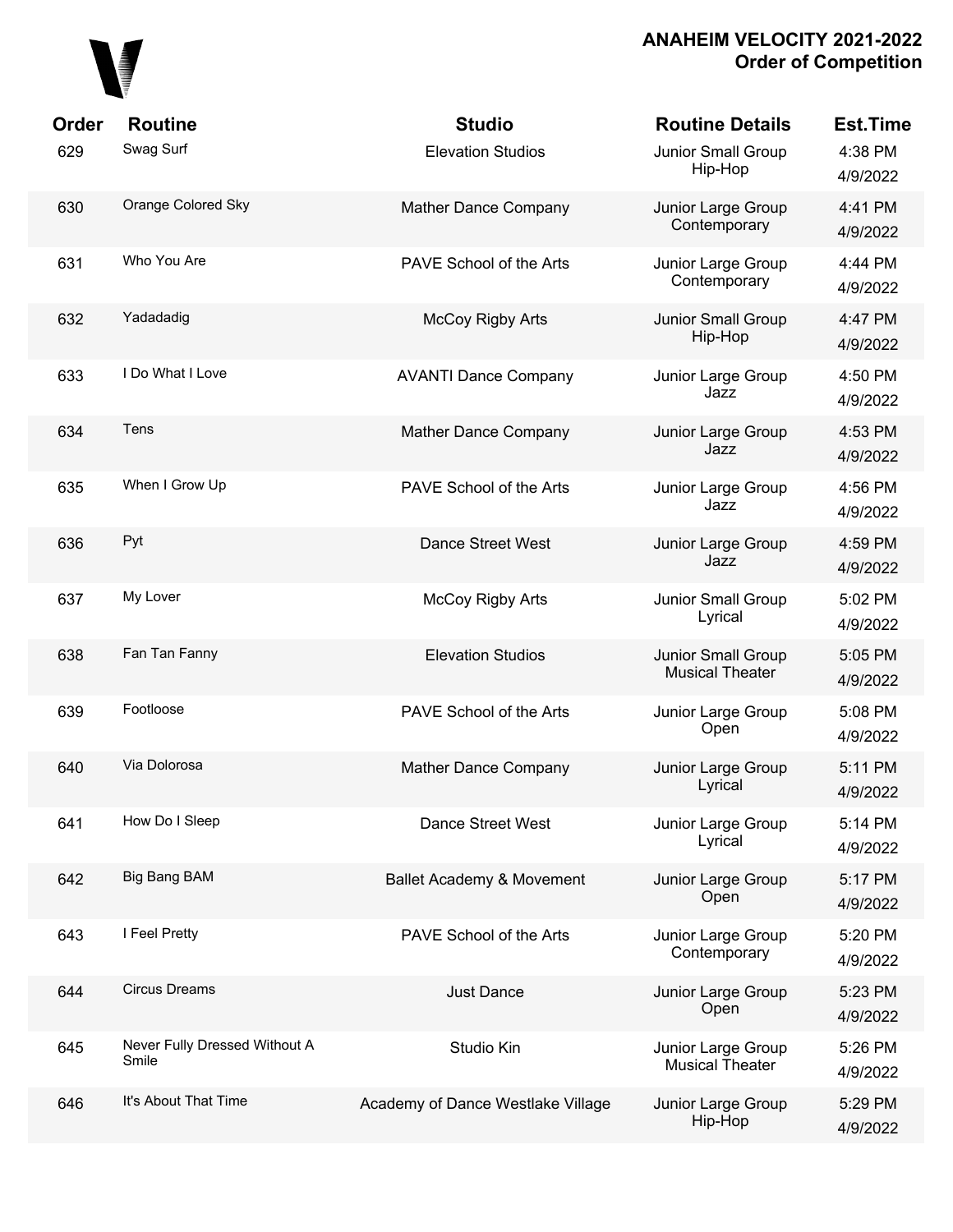## ANAHEIM VELOCITY 2021-2022
## Order of Competition

| Order | Routine | Studio | Routine Details | Est.Time |
|---|---|---|---|---|
| 629 | Swag Surf | Elevation Studios | Junior Small Group Hip-Hop | 4:38 PM 4/9/2022 |
| 630 | Orange Colored Sky | Mather Dance Company | Junior Large Group Contemporary | 4:41 PM 4/9/2022 |
| 631 | Who You Are | PAVE School of the Arts | Junior Large Group Contemporary | 4:44 PM 4/9/2022 |
| 632 | Yadadadig | McCoy Rigby Arts | Junior Small Group Hip-Hop | 4:47 PM 4/9/2022 |
| 633 | I Do What I Love | AVANTI Dance Company | Junior Large Group Jazz | 4:50 PM 4/9/2022 |
| 634 | Tens | Mather Dance Company | Junior Large Group Jazz | 4:53 PM 4/9/2022 |
| 635 | When I Grow Up | PAVE School of the Arts | Junior Large Group Jazz | 4:56 PM 4/9/2022 |
| 636 | Pyt | Dance Street West | Junior Large Group Jazz | 4:59 PM 4/9/2022 |
| 637 | My Lover | McCoy Rigby Arts | Junior Small Group Lyrical | 5:02 PM 4/9/2022 |
| 638 | Fan Tan Fanny | Elevation Studios | Junior Small Group Musical Theater | 5:05 PM 4/9/2022 |
| 639 | Footloose | PAVE School of the Arts | Junior Large Group Open | 5:08 PM 4/9/2022 |
| 640 | Via Dolorosa | Mather Dance Company | Junior Large Group Lyrical | 5:11 PM 4/9/2022 |
| 641 | How Do I Sleep | Dance Street West | Junior Large Group Lyrical | 5:14 PM 4/9/2022 |
| 642 | Big Bang BAM | Ballet Academy & Movement | Junior Large Group Open | 5:17 PM 4/9/2022 |
| 643 | I Feel Pretty | PAVE School of the Arts | Junior Large Group Contemporary | 5:20 PM 4/9/2022 |
| 644 | Circus Dreams | Just Dance | Junior Large Group Open | 5:23 PM 4/9/2022 |
| 645 | Never Fully Dressed Without A Smile | Studio Kin | Junior Large Group Musical Theater | 5:26 PM 4/9/2022 |
| 646 | It's About That Time | Academy of Dance Westlake Village | Junior Large Group Hip-Hop | 5:29 PM 4/9/2022 |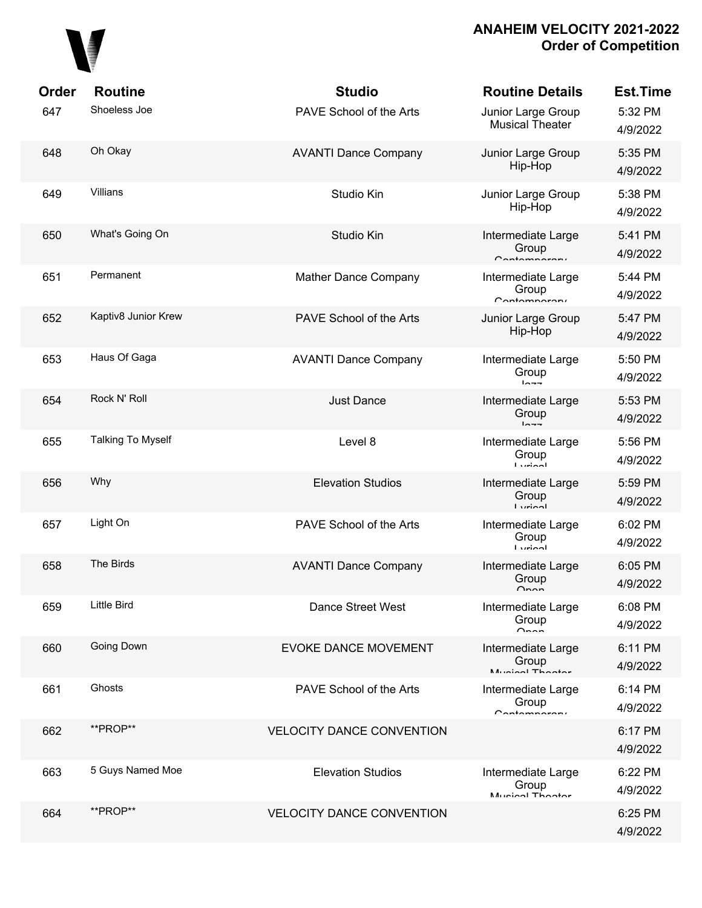# ANAHEIM VELOCITY 2021-2022
## Order of Competition

| Order | Routine | Studio | Routine Details | Est.Time |
|---|---|---|---|---|
| 647 | Shoeless Joe | PAVE School of the Arts | Junior Large Group Musical Theater | 5:32 PM 4/9/2022 |
| 648 | Oh Okay | AVANTI Dance Company | Junior Large Group Hip-Hop | 5:35 PM 4/9/2022 |
| 649 | Villians | Studio Kin | Junior Large Group Hip-Hop | 5:38 PM 4/9/2022 |
| 650 | What's Going On | Studio Kin | Intermediate Large Group Contemporary | 5:41 PM 4/9/2022 |
| 651 | Permanent | Mather Dance Company | Intermediate Large Group Contemporary | 5:44 PM 4/9/2022 |
| 652 | Kaptiv8 Junior Krew | PAVE School of the Arts | Junior Large Group Hip-Hop | 5:47 PM 4/9/2022 |
| 653 | Haus Of Gaga | AVANTI Dance Company | Intermediate Large Group Jazz | 5:50 PM 4/9/2022 |
| 654 | Rock N' Roll | Just Dance | Intermediate Large Group Jazz | 5:53 PM 4/9/2022 |
| 655 | Talking To Myself | Level 8 | Intermediate Large Group Lyrical | 5:56 PM 4/9/2022 |
| 656 | Why | Elevation Studios | Intermediate Large Group Lyrical | 5:59 PM 4/9/2022 |
| 657 | Light On | PAVE School of the Arts | Intermediate Large Group Lyrical | 6:02 PM 4/9/2022 |
| 658 | The Birds | AVANTI Dance Company | Intermediate Large Group Open | 6:05 PM 4/9/2022 |
| 659 | Little Bird | Dance Street West | Intermediate Large Group Open | 6:08 PM 4/9/2022 |
| 660 | Going Down | EVOKE DANCE MOVEMENT | Intermediate Large Group Musical Theater | 6:11 PM 4/9/2022 |
| 661 | Ghosts | PAVE School of the Arts | Intermediate Large Group Contemporary | 6:14 PM 4/9/2022 |
| 662 | **PROP** | VELOCITY DANCE CONVENTION | | 6:17 PM 4/9/2022 |
| 663 | 5 Guys Named Moe | Elevation Studios | Intermediate Large Group Musical Theater | 6:22 PM 4/9/2022 |
| 664 | **PROP** | VELOCITY DANCE CONVENTION | | 6:25 PM 4/9/2022 |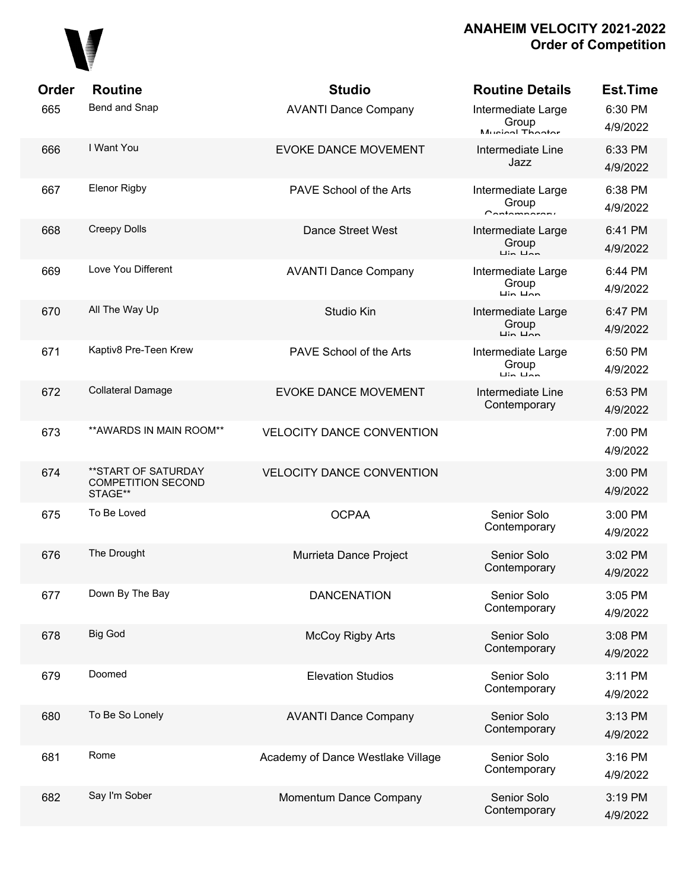# ANAHEIM VELOCITY 2021-2022
## Order of Competition

| Order | Routine | Studio | Routine Details | Est.Time |
|---|---|---|---|---|
| 665 | Bend and Snap | AVANTI Dance Company | Intermediate Large Group Musical Theater | 6:30 PM 4/9/2022 |
| 666 | I Want You | EVOKE DANCE MOVEMENT | Intermediate Line Jazz | 6:33 PM 4/9/2022 |
| 667 | Elenor Rigby | PAVE School of the Arts | Intermediate Large Group Contemporary | 6:38 PM 4/9/2022 |
| 668 | Creepy Dolls | Dance Street West | Intermediate Large Group Hip Hop | 6:41 PM 4/9/2022 |
| 669 | Love You Different | AVANTI Dance Company | Intermediate Large Group Hip Hop | 6:44 PM 4/9/2022 |
| 670 | All The Way Up | Studio Kin | Intermediate Large Group Hip Hop | 6:47 PM 4/9/2022 |
| 671 | Kaptiv8 Pre-Teen Krew | PAVE School of the Arts | Intermediate Large Group Hip Hop | 6:50 PM 4/9/2022 |
| 672 | Collateral Damage | EVOKE DANCE MOVEMENT | Intermediate Line Contemporary | 6:53 PM 4/9/2022 |
| 673 | **AWARDS IN MAIN ROOM** | VELOCITY DANCE CONVENTION | | 7:00 PM 4/9/2022 |
| 674 | **START OF SATURDAY COMPETITION SECOND STAGE** | VELOCITY DANCE CONVENTION | | 3:00 PM 4/9/2022 |
| 675 | To Be Loved | OCPAA | Senior Solo Contemporary | 3:00 PM 4/9/2022 |
| 676 | The Drought | Murrieta Dance Project | Senior Solo Contemporary | 3:02 PM 4/9/2022 |
| 677 | Down By The Bay | DANCENATION | Senior Solo Contemporary | 3:05 PM 4/9/2022 |
| 678 | Big God | McCoy Rigby Arts | Senior Solo Contemporary | 3:08 PM 4/9/2022 |
| 679 | Doomed | Elevation Studios | Senior Solo Contemporary | 3:11 PM 4/9/2022 |
| 680 | To Be So Lonely | AVANTI Dance Company | Senior Solo Contemporary | 3:13 PM 4/9/2022 |
| 681 | Rome | Academy of Dance Westlake Village | Senior Solo Contemporary | 3:16 PM 4/9/2022 |
| 682 | Say I'm Sober | Momentum Dance Company | Senior Solo Contemporary | 3:19 PM 4/9/2022 |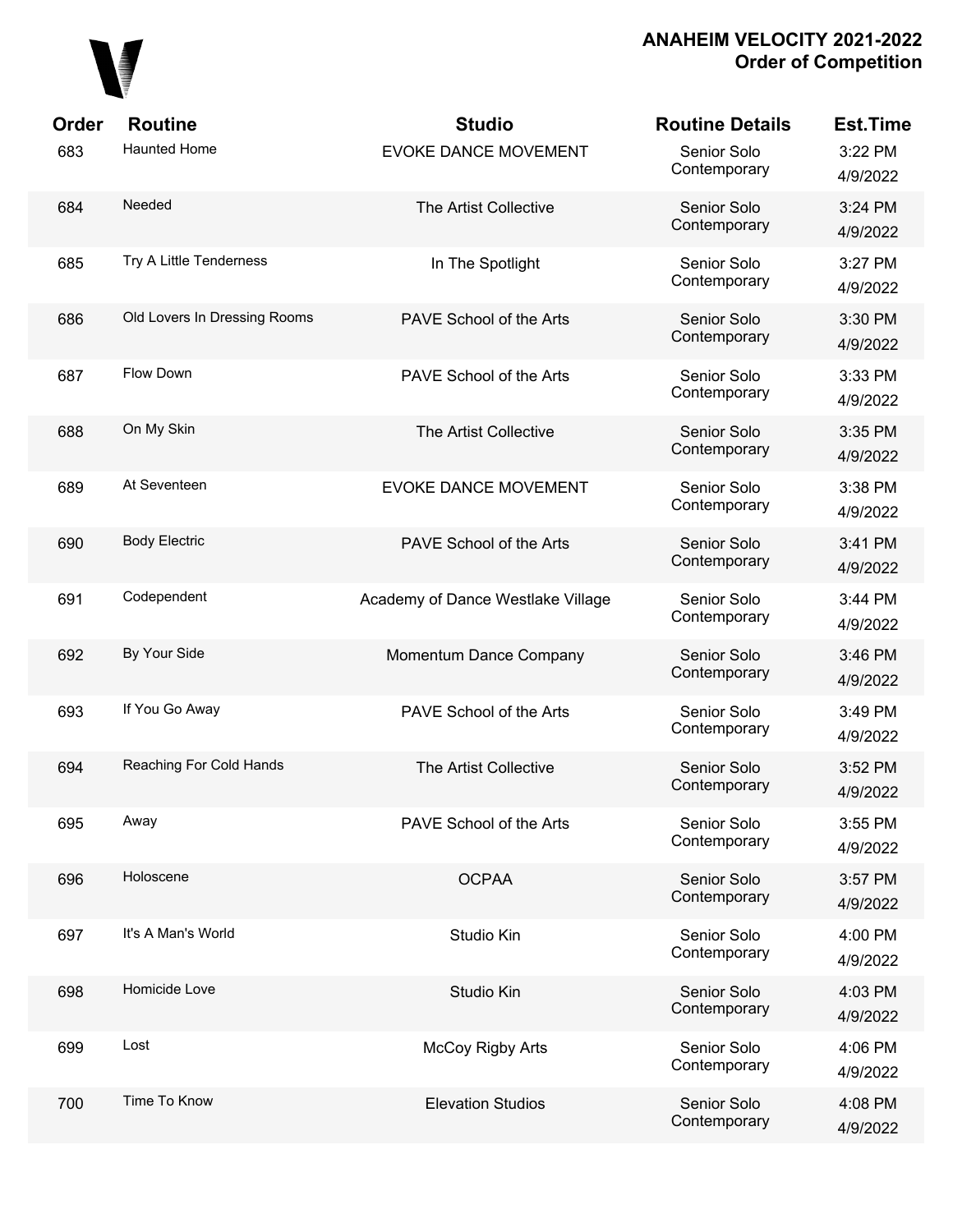# ANAHEIM VELOCITY 2021-2022
## Order of Competition

| Order | Routine | Studio | Routine Details | Est.Time |
|---|---|---|---|---|
| 683 | Haunted Home | EVOKE DANCE MOVEMENT | Senior Solo Contemporary | 3:22 PM 4/9/2022 |
| 684 | Needed | The Artist Collective | Senior Solo Contemporary | 3:24 PM 4/9/2022 |
| 685 | Try A Little Tenderness | In The Spotlight | Senior Solo Contemporary | 3:27 PM 4/9/2022 |
| 686 | Old Lovers In Dressing Rooms | PAVE School of the Arts | Senior Solo Contemporary | 3:30 PM 4/9/2022 |
| 687 | Flow Down | PAVE School of the Arts | Senior Solo Contemporary | 3:33 PM 4/9/2022 |
| 688 | On My Skin | The Artist Collective | Senior Solo Contemporary | 3:35 PM 4/9/2022 |
| 689 | At Seventeen | EVOKE DANCE MOVEMENT | Senior Solo Contemporary | 3:38 PM 4/9/2022 |
| 690 | Body Electric | PAVE School of the Arts | Senior Solo Contemporary | 3:41 PM 4/9/2022 |
| 691 | Codependent | Academy of Dance Westlake Village | Senior Solo Contemporary | 3:44 PM 4/9/2022 |
| 692 | By Your Side | Momentum Dance Company | Senior Solo Contemporary | 3:46 PM 4/9/2022 |
| 693 | If You Go Away | PAVE School of the Arts | Senior Solo Contemporary | 3:49 PM 4/9/2022 |
| 694 | Reaching For Cold Hands | The Artist Collective | Senior Solo Contemporary | 3:52 PM 4/9/2022 |
| 695 | Away | PAVE School of the Arts | Senior Solo Contemporary | 3:55 PM 4/9/2022 |
| 696 | Holoscene | OCPAA | Senior Solo Contemporary | 3:57 PM 4/9/2022 |
| 697 | It's A Man's World | Studio Kin | Senior Solo Contemporary | 4:00 PM 4/9/2022 |
| 698 | Homicide Love | Studio Kin | Senior Solo Contemporary | 4:03 PM 4/9/2022 |
| 699 | Lost | McCoy Rigby Arts | Senior Solo Contemporary | 4:06 PM 4/9/2022 |
| 700 | Time To Know | Elevation Studios | Senior Solo Contemporary | 4:08 PM 4/9/2022 |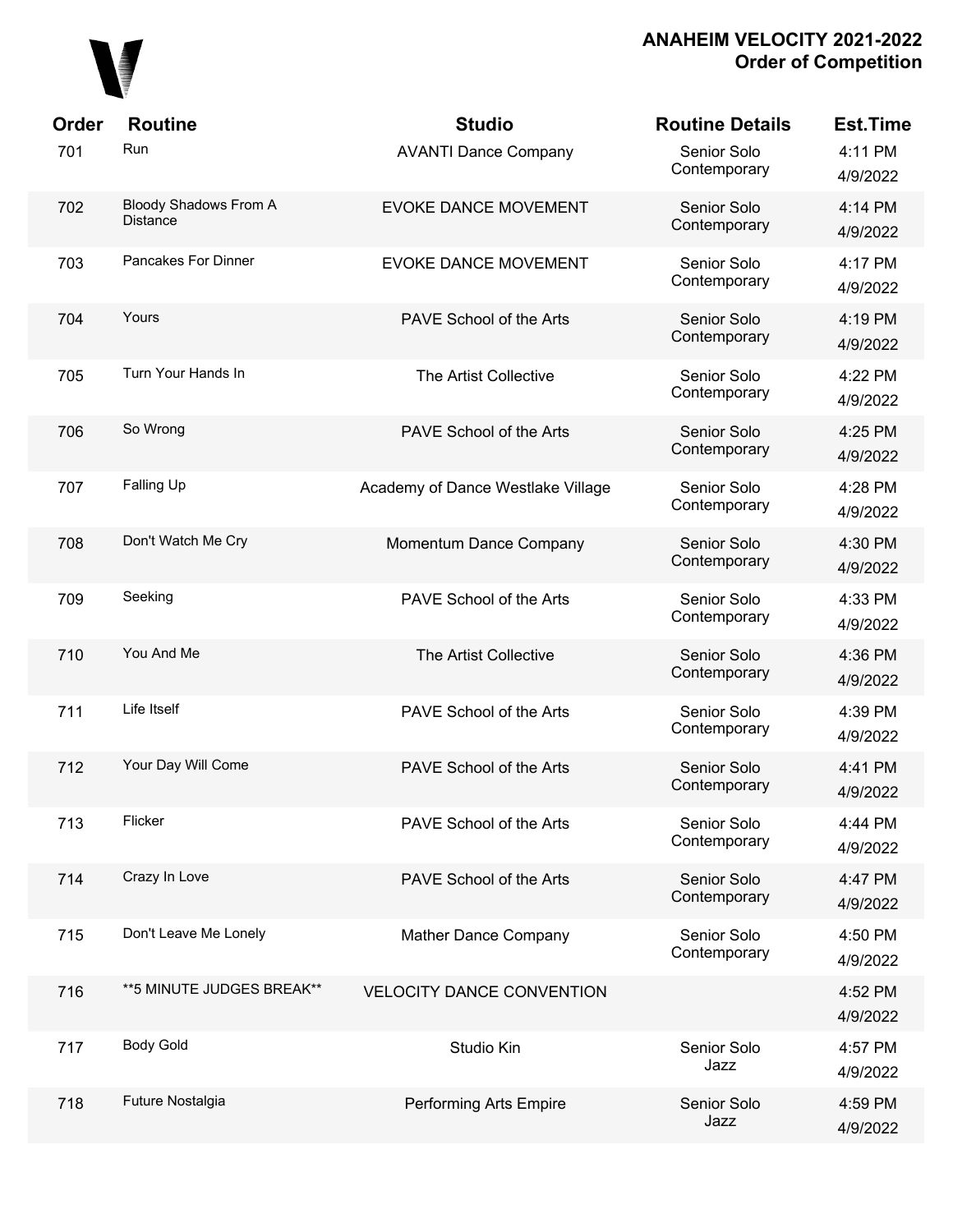# ANAHEIM VELOCITY 2021-2022
## Order of Competition

| Order | Routine | Studio | Routine Details | Est.Time |
|---|---|---|---|---|
| 701 | Run | AVANTI Dance Company | Senior Solo Contemporary | 4:11 PM 4/9/2022 |
| 702 | Bloody Shadows From A Distance | EVOKE DANCE MOVEMENT | Senior Solo Contemporary | 4:14 PM 4/9/2022 |
| 703 | Pancakes For Dinner | EVOKE DANCE MOVEMENT | Senior Solo Contemporary | 4:17 PM 4/9/2022 |
| 704 | Yours | PAVE School of the Arts | Senior Solo Contemporary | 4:19 PM 4/9/2022 |
| 705 | Turn Your Hands In | The Artist Collective | Senior Solo Contemporary | 4:22 PM 4/9/2022 |
| 706 | So Wrong | PAVE School of the Arts | Senior Solo Contemporary | 4:25 PM 4/9/2022 |
| 707 | Falling Up | Academy of Dance Westlake Village | Senior Solo Contemporary | 4:28 PM 4/9/2022 |
| 708 | Don't Watch Me Cry | Momentum Dance Company | Senior Solo Contemporary | 4:30 PM 4/9/2022 |
| 709 | Seeking | PAVE School of the Arts | Senior Solo Contemporary | 4:33 PM 4/9/2022 |
| 710 | You And Me | The Artist Collective | Senior Solo Contemporary | 4:36 PM 4/9/2022 |
| 711 | Life Itself | PAVE School of the Arts | Senior Solo Contemporary | 4:39 PM 4/9/2022 |
| 712 | Your Day Will Come | PAVE School of the Arts | Senior Solo Contemporary | 4:41 PM 4/9/2022 |
| 713 | Flicker | PAVE School of the Arts | Senior Solo Contemporary | 4:44 PM 4/9/2022 |
| 714 | Crazy In Love | PAVE School of the Arts | Senior Solo Contemporary | 4:47 PM 4/9/2022 |
| 715 | Don't Leave Me Lonely | Mather Dance Company | Senior Solo Contemporary | 4:50 PM 4/9/2022 |
| 716 | **5 MINUTE JUDGES BREAK** | VELOCITY DANCE CONVENTION | | 4:52 PM 4/9/2022 |
| 717 | Body Gold | Studio Kin | Senior Solo Jazz | 4:57 PM 4/9/2022 |
| 718 | Future Nostalgia | Performing Arts Empire | Senior Solo Jazz | 4:59 PM 4/9/2022 |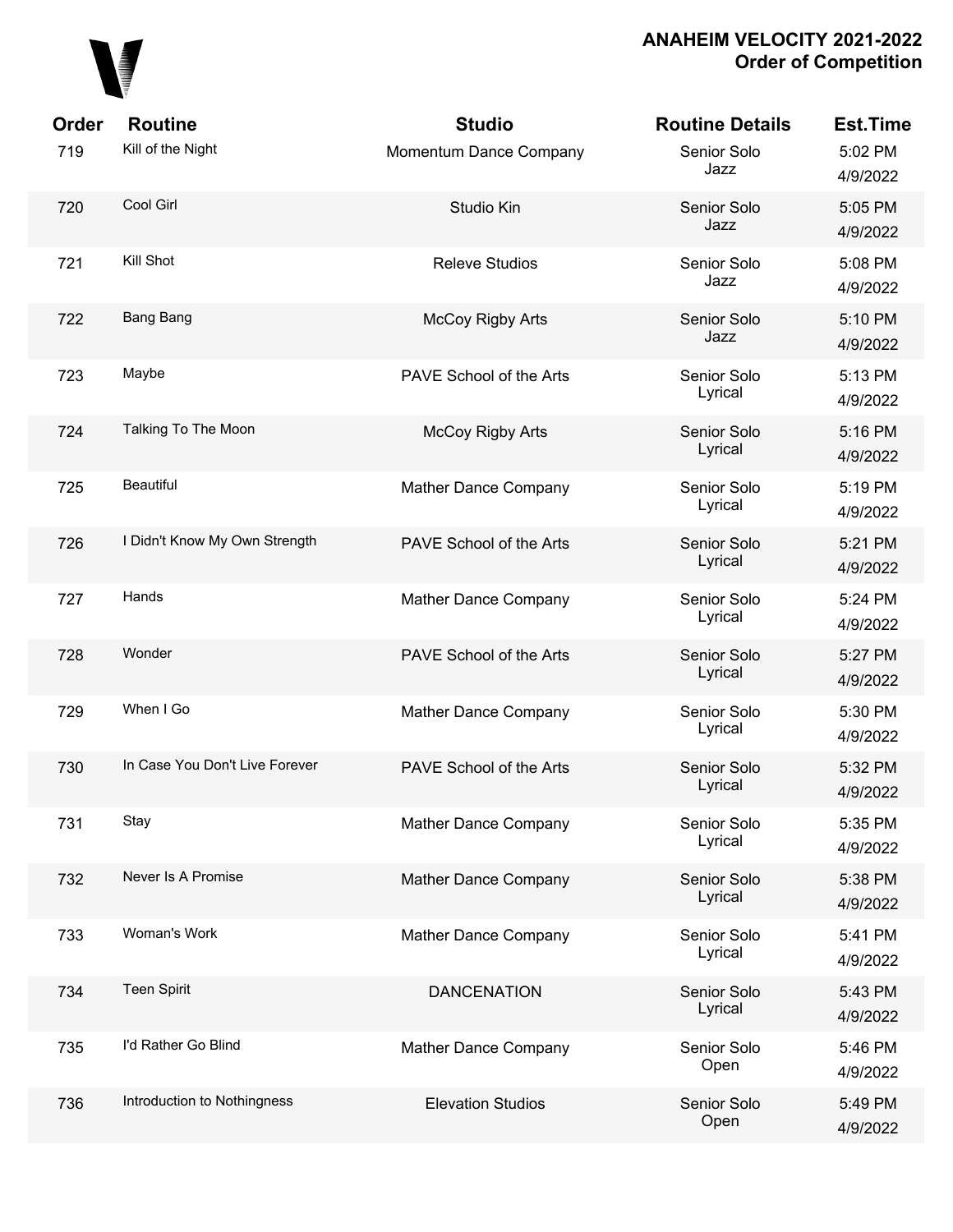# ANAHEIM VELOCITY 2021-2022
## Order of Competition

| Order | Routine | Studio | Routine Details | Est.Time |
|---|---|---|---|---|
| 719 | Kill of the Night | Momentum Dance Company | Senior Solo Jazz | 5:02 PM 4/9/2022 |
| 720 | Cool Girl | Studio Kin | Senior Solo Jazz | 5:05 PM 4/9/2022 |
| 721 | Kill Shot | Releve Studios | Senior Solo Jazz | 5:08 PM 4/9/2022 |
| 722 | Bang Bang | McCoy Rigby Arts | Senior Solo Jazz | 5:10 PM 4/9/2022 |
| 723 | Maybe | PAVE School of the Arts | Senior Solo Lyrical | 5:13 PM 4/9/2022 |
| 724 | Talking To The Moon | McCoy Rigby Arts | Senior Solo Lyrical | 5:16 PM 4/9/2022 |
| 725 | Beautiful | Mather Dance Company | Senior Solo Lyrical | 5:19 PM 4/9/2022 |
| 726 | I Didn't Know My Own Strength | PAVE School of the Arts | Senior Solo Lyrical | 5:21 PM 4/9/2022 |
| 727 | Hands | Mather Dance Company | Senior Solo Lyrical | 5:24 PM 4/9/2022 |
| 728 | Wonder | PAVE School of the Arts | Senior Solo Lyrical | 5:27 PM 4/9/2022 |
| 729 | When I Go | Mather Dance Company | Senior Solo Lyrical | 5:30 PM 4/9/2022 |
| 730 | In Case You Don't Live Forever | PAVE School of the Arts | Senior Solo Lyrical | 5:32 PM 4/9/2022 |
| 731 | Stay | Mather Dance Company | Senior Solo Lyrical | 5:35 PM 4/9/2022 |
| 732 | Never Is A Promise | Mather Dance Company | Senior Solo Lyrical | 5:38 PM 4/9/2022 |
| 733 | Woman's Work | Mather Dance Company | Senior Solo Lyrical | 5:41 PM 4/9/2022 |
| 734 | Teen Spirit | DANCENATION | Senior Solo Lyrical | 5:43 PM 4/9/2022 |
| 735 | I'd Rather Go Blind | Mather Dance Company | Senior Solo Open | 5:46 PM 4/9/2022 |
| 736 | Introduction to Nothingness | Elevation Studios | Senior Solo Open | 5:49 PM 4/9/2022 |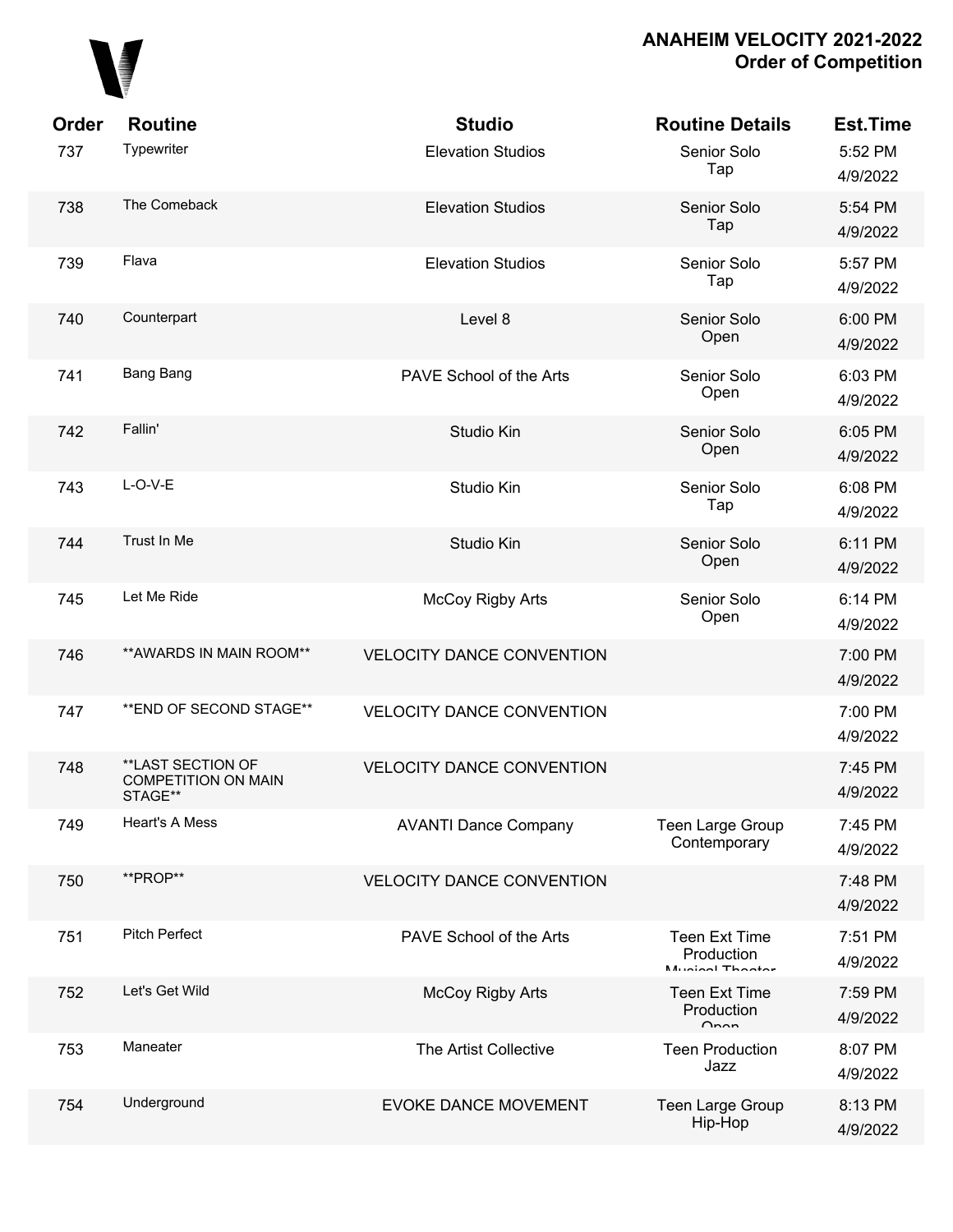## ANAHEIM VELOCITY 2021-2022
## Order of Competition

| Order | Routine | Studio | Routine Details | Est.Time |
|---|---|---|---|---|
| 737 | Typewriter | Elevation Studios | Senior Solo Tap | 5:52 PM 4/9/2022 |
| 738 | The Comeback | Elevation Studios | Senior Solo Tap | 5:54 PM 4/9/2022 |
| 739 | Flava | Elevation Studios | Senior Solo Tap | 5:57 PM 4/9/2022 |
| 740 | Counterpart | Level 8 | Senior Solo Open | 6:00 PM 4/9/2022 |
| 741 | Bang Bang | PAVE School of the Arts | Senior Solo Open | 6:03 PM 4/9/2022 |
| 742 | Fallin' | Studio Kin | Senior Solo Open | 6:05 PM 4/9/2022 |
| 743 | L-O-V-E | Studio Kin | Senior Solo Tap | 6:08 PM 4/9/2022 |
| 744 | Trust In Me | Studio Kin | Senior Solo Open | 6:11 PM 4/9/2022 |
| 745 | Let Me Ride | McCoy Rigby Arts | Senior Solo Open | 6:14 PM 4/9/2022 |
| 746 | **AWARDS IN MAIN ROOM** | VELOCITY DANCE CONVENTION | | 7:00 PM 4/9/2022 |
| 747 | **END OF SECOND STAGE** | VELOCITY DANCE CONVENTION | | 7:00 PM 4/9/2022 |
| 748 | **LAST SECTION OF COMPETITION ON MAIN STAGE** | VELOCITY DANCE CONVENTION | | 7:45 PM 4/9/2022 |
| 749 | Heart's A Mess | AVANTI Dance Company | Teen Large Group Contemporary | 7:45 PM 4/9/2022 |
| 750 | **PROP** | VELOCITY DANCE CONVENTION | | 7:48 PM 4/9/2022 |
| 751 | Pitch Perfect | PAVE School of the Arts | Teen Ext Time Production Musical Theater | 7:51 PM 4/9/2022 |
| 752 | Let's Get Wild | McCoy Rigby Arts | Teen Ext Time Production Open | 7:59 PM 4/9/2022 |
| 753 | Maneater | The Artist Collective | Teen Production Jazz | 8:07 PM 4/9/2022 |
| 754 | Underground | EVOKE DANCE MOVEMENT | Teen Large Group Hip-Hop | 8:13 PM 4/9/2022 |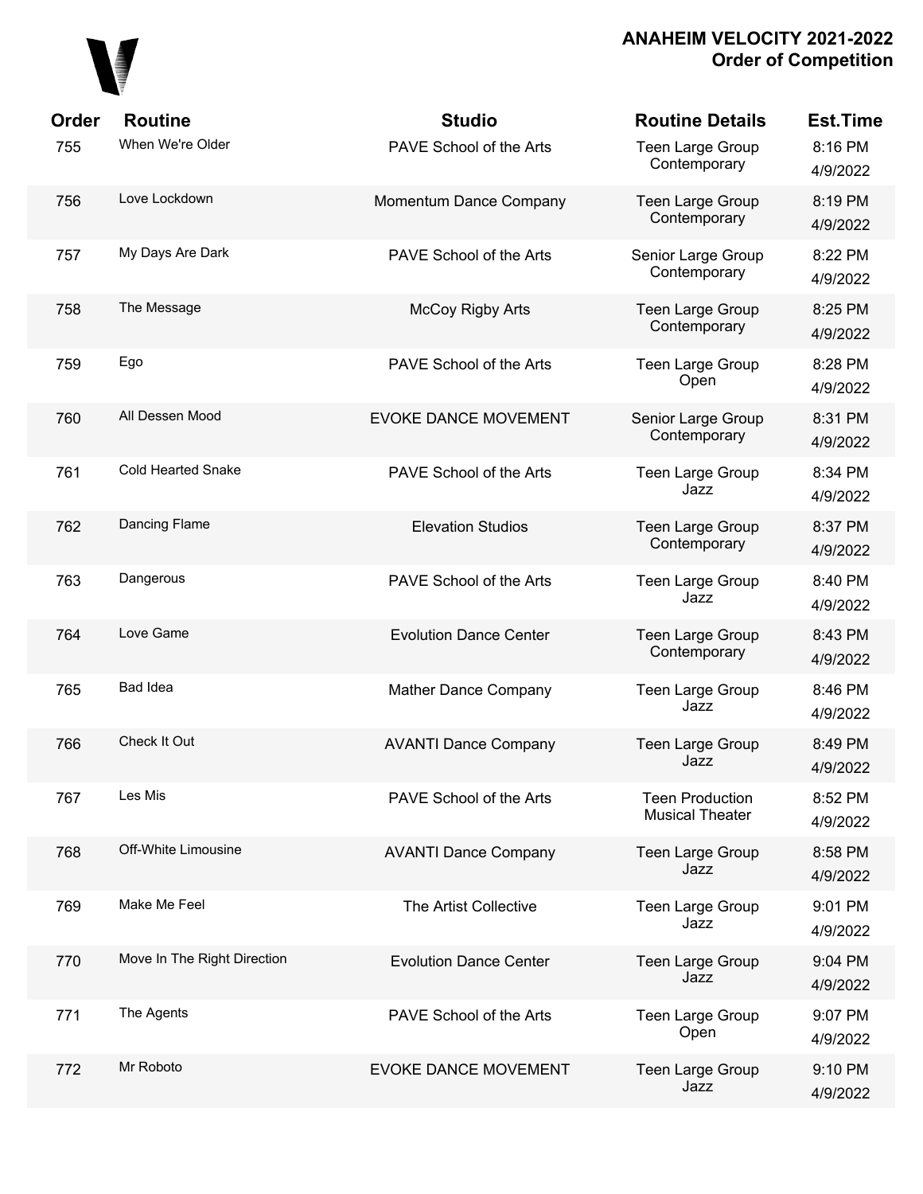**ANAHEIM VELOCITY 2021-2022**
**Order of Competition**

| Order | Routine | Studio | Routine Details | Est.Time |
|---|---|---|---|---|
| 755 | When We're Older | PAVE School of the Arts | Teen Large Group Contemporary | 8:16 PM 4/9/2022 |
| 756 | Love Lockdown | Momentum Dance Company | Teen Large Group Contemporary | 8:19 PM 4/9/2022 |
| 757 | My Days Are Dark | PAVE School of the Arts | Senior Large Group Contemporary | 8:22 PM 4/9/2022 |
| 758 | The Message | McCoy Rigby Arts | Teen Large Group Contemporary | 8:25 PM 4/9/2022 |
| 759 | Ego | PAVE School of the Arts | Teen Large Group Open | 8:28 PM 4/9/2022 |
| 760 | All Dessen Mood | EVOKE DANCE MOVEMENT | Senior Large Group Contemporary | 8:31 PM 4/9/2022 |
| 761 | Cold Hearted Snake | PAVE School of the Arts | Teen Large Group Jazz | 8:34 PM 4/9/2022 |
| 762 | Dancing Flame | Elevation Studios | Teen Large Group Contemporary | 8:37 PM 4/9/2022 |
| 763 | Dangerous | PAVE School of the Arts | Teen Large Group Jazz | 8:40 PM 4/9/2022 |
| 764 | Love Game | Evolution Dance Center | Teen Large Group Contemporary | 8:43 PM 4/9/2022 |
| 765 | Bad Idea | Mather Dance Company | Teen Large Group Jazz | 8:46 PM 4/9/2022 |
| 766 | Check It Out | AVANTI Dance Company | Teen Large Group Jazz | 8:49 PM 4/9/2022 |
| 767 | Les Mis | PAVE School of the Arts | Teen Production Musical Theater | 8:52 PM 4/9/2022 |
| 768 | Off-White Limousine | AVANTI Dance Company | Teen Large Group Jazz | 8:58 PM 4/9/2022 |
| 769 | Make Me Feel | The Artist Collective | Teen Large Group Jazz | 9:01 PM 4/9/2022 |
| 770 | Move In The Right Direction | Evolution Dance Center | Teen Large Group Jazz | 9:04 PM 4/9/2022 |
| 771 | The Agents | PAVE School of the Arts | Teen Large Group Open | 9:07 PM 4/9/2022 |
| 772 | Mr Roboto | EVOKE DANCE MOVEMENT | Teen Large Group Jazz | 9:10 PM 4/9/2022 |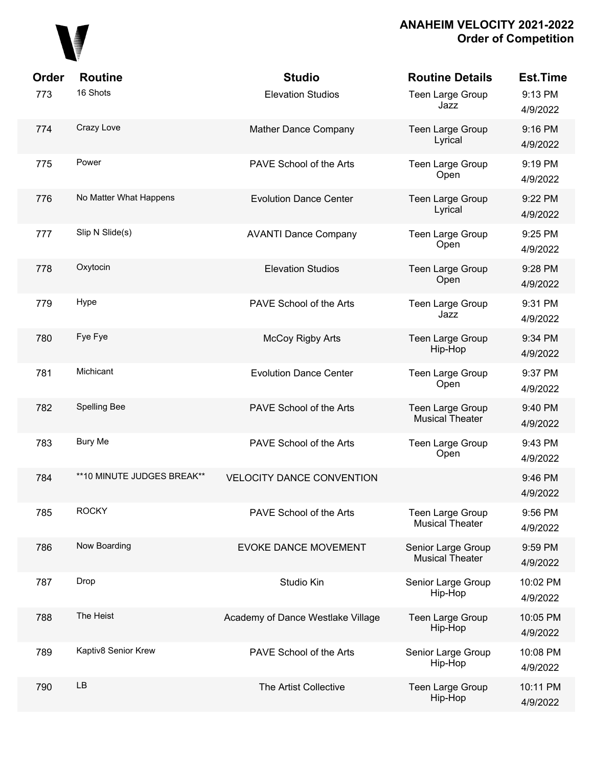# ANAHEIM VELOCITY 2021-2022
## Order of Competition

| Order | Routine | Studio | Routine Details | Est.Time |
|---|---|---|---|---|
| 773 | 16 Shots | Elevation Studios | Teen Large Group Jazz | 9:13 PM 4/9/2022 |
| 774 | Crazy Love | Mather Dance Company | Teen Large Group Lyrical | 9:16 PM 4/9/2022 |
| 775 | Power | PAVE School of the Arts | Teen Large Group Open | 9:19 PM 4/9/2022 |
| 776 | No Matter What Happens | Evolution Dance Center | Teen Large Group Lyrical | 9:22 PM 4/9/2022 |
| 777 | Slip N Slide(s) | AVANTI Dance Company | Teen Large Group Open | 9:25 PM 4/9/2022 |
| 778 | Oxytocin | Elevation Studios | Teen Large Group Open | 9:28 PM 4/9/2022 |
| 779 | Hype | PAVE School of the Arts | Teen Large Group Jazz | 9:31 PM 4/9/2022 |
| 780 | Fye Fye | McCoy Rigby Arts | Teen Large Group Hip-Hop | 9:34 PM 4/9/2022 |
| 781 | Michicant | Evolution Dance Center | Teen Large Group Open | 9:37 PM 4/9/2022 |
| 782 | Spelling Bee | PAVE School of the Arts | Teen Large Group Musical Theater | 9:40 PM 4/9/2022 |
| 783 | Bury Me | PAVE School of the Arts | Teen Large Group Open | 9:43 PM 4/9/2022 |
| 784 | **10 MINUTE JUDGES BREAK** | VELOCITY DANCE CONVENTION | | 9:46 PM 4/9/2022 |
| 785 | ROCKY | PAVE School of the Arts | Teen Large Group Musical Theater | 9:56 PM 4/9/2022 |
| 786 | Now Boarding | EVOKE DANCE MOVEMENT | Senior Large Group Musical Theater | 9:59 PM 4/9/2022 |
| 787 | Drop | Studio Kin | Senior Large Group Hip-Hop | 10:02 PM 4/9/2022 |
| 788 | The Heist | Academy of Dance Westlake Village | Teen Large Group Hip-Hop | 10:05 PM 4/9/2022 |
| 789 | Kaptiv8 Senior Krew | PAVE School of the Arts | Senior Large Group Hip-Hop | 10:08 PM 4/9/2022 |
| 790 | LB | The Artist Collective | Teen Large Group Hip-Hop | 10:11 PM 4/9/2022 |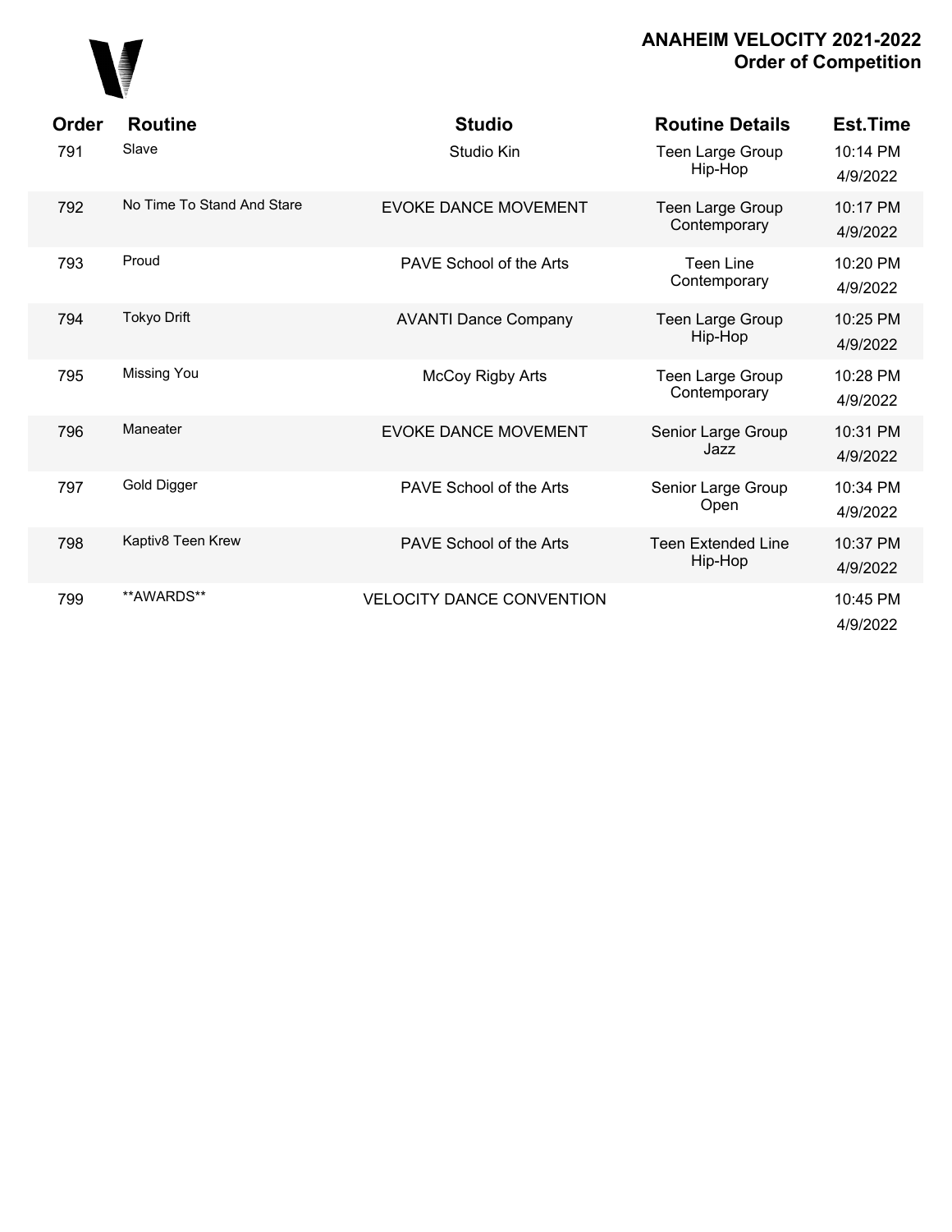## ANAHEIM VELOCITY 2021-2022
## Order of Competition

| Order | Routine | Studio | Routine Details | Est.Time |
|---|---|---|---|---|
| 791 | Slave | Studio Kin | Teen Large Group Hip-Hop | 10:14 PM 4/9/2022 |
| 792 | No Time To Stand And Stare | EVOKE DANCE MOVEMENT | Teen Large Group Contemporary | 10:17 PM 4/9/2022 |
| 793 | Proud | PAVE School of the Arts | Teen Line Contemporary | 10:20 PM 4/9/2022 |
| 794 | Tokyo Drift | AVANTI Dance Company | Teen Large Group Hip-Hop | 10:25 PM 4/9/2022 |
| 795 | Missing You | McCoy Rigby Arts | Teen Large Group Contemporary | 10:28 PM 4/9/2022 |
| 796 | Maneater | EVOKE DANCE MOVEMENT | Senior Large Group Jazz | 10:31 PM 4/9/2022 |
| 797 | Gold Digger | PAVE School of the Arts | Senior Large Group Open | 10:34 PM 4/9/2022 |
| 798 | Kaptiv8 Teen Krew | PAVE School of the Arts | Teen Extended Line Hip-Hop | 10:37 PM 4/9/2022 |
| 799 | **AWARDS** | VELOCITY DANCE CONVENTION | | 10:45 PM 4/9/2022 |